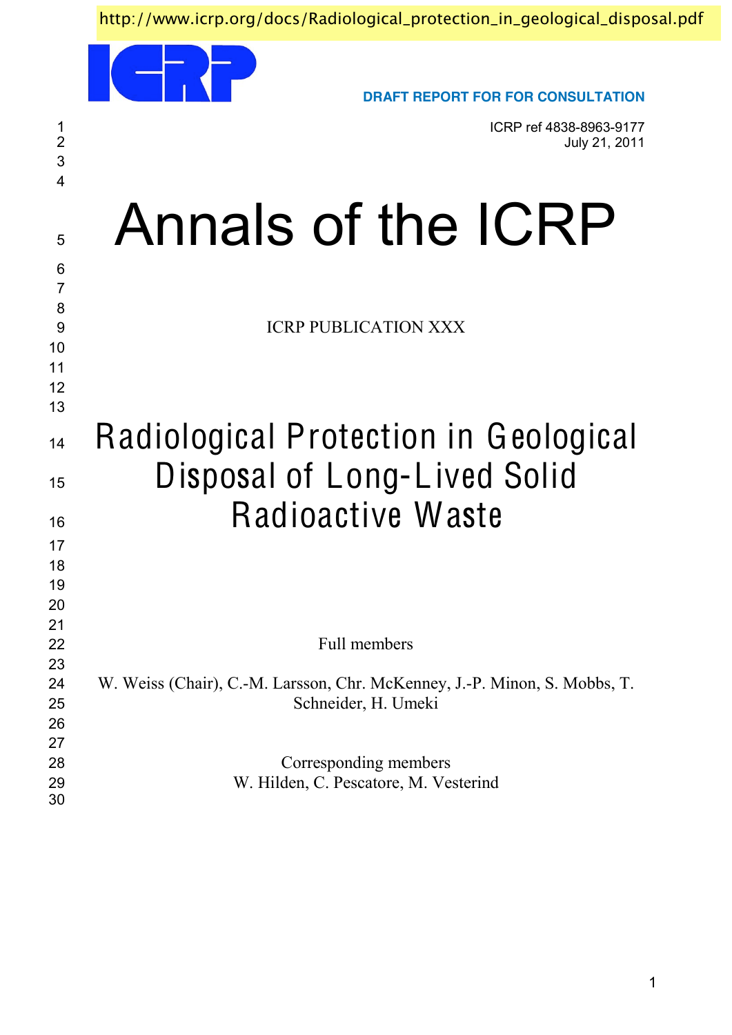http://www.icrp.org/docs/Radiological_protection_in_geological_disposal.pdf

**DRAFT REPORT FOR FOR CONSULTATION**

ICRP ref 4838-8963-9177
July 21, 2011

# Annals of the ICRP

ICRP PUBLICATION XXX

# Radiological Protection in Geological Disposal of Long-Lived Solid Radioactive Waste

Full members

W. Weiss (Chair), C.-M. Larsson, Chr. McKenney, J.-P. Minon, S. Mobbs, T. Schneider, H. Umeki

Corresponding members
W. Hilden, C. Pescatore, M. Vesterind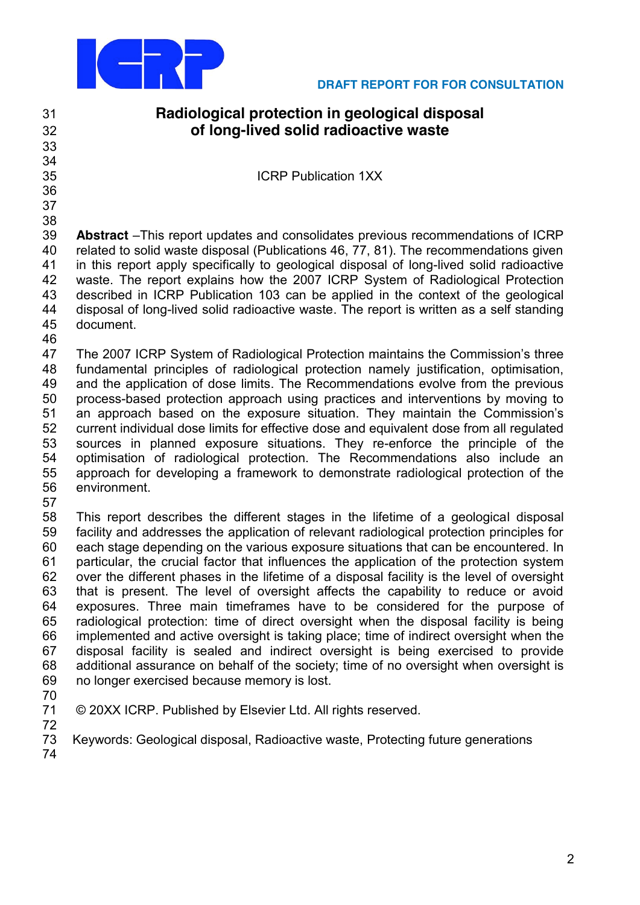DRAFT REPORT FOR FOR CONSULTATION

# Radiological protection in geological disposal of long-lived solid radioactive waste

ICRP Publication 1XX

**Abstract** –This report updates and consolidates previous recommendations of ICRP related to solid waste disposal (Publications 46, 77, 81). The recommendations given in this report apply specifically to geological disposal of long-lived solid radioactive waste. The report explains how the 2007 ICRP System of Radiological Protection described in ICRP Publication 103 can be applied in the context of the geological disposal of long-lived solid radioactive waste. The report is written as a self standing document.

The 2007 ICRP System of Radiological Protection maintains the Commission's three fundamental principles of radiological protection namely justification, optimisation, and the application of dose limits. The Recommendations evolve from the previous process-based protection approach using practices and interventions by moving to an approach based on the exposure situation. They maintain the Commission's current individual dose limits for effective dose and equivalent dose from all regulated sources in planned exposure situations. They re-enforce the principle of the optimisation of radiological protection. The Recommendations also include an approach for developing a framework to demonstrate radiological protection of the environment.

This report describes the different stages in the lifetime of a geological disposal facility and addresses the application of relevant radiological protection principles for each stage depending on the various exposure situations that can be encountered. In particular, the crucial factor that influences the application of the protection system over the different phases in the lifetime of a disposal facility is the level of oversight that is present. The level of oversight affects the capability to reduce or avoid exposures. Three main timeframes have to be considered for the purpose of radiological protection: time of direct oversight when the disposal facility is being implemented and active oversight is taking place; time of indirect oversight when the disposal facility is sealed and indirect oversight is being exercised to provide additional assurance on behalf of the society; time of no oversight when oversight is no longer exercised because memory is lost.

© 20XX ICRP. Published by Elsevier Ltd. All rights reserved.

Keywords: Geological disposal, Radioactive waste, Protecting future generations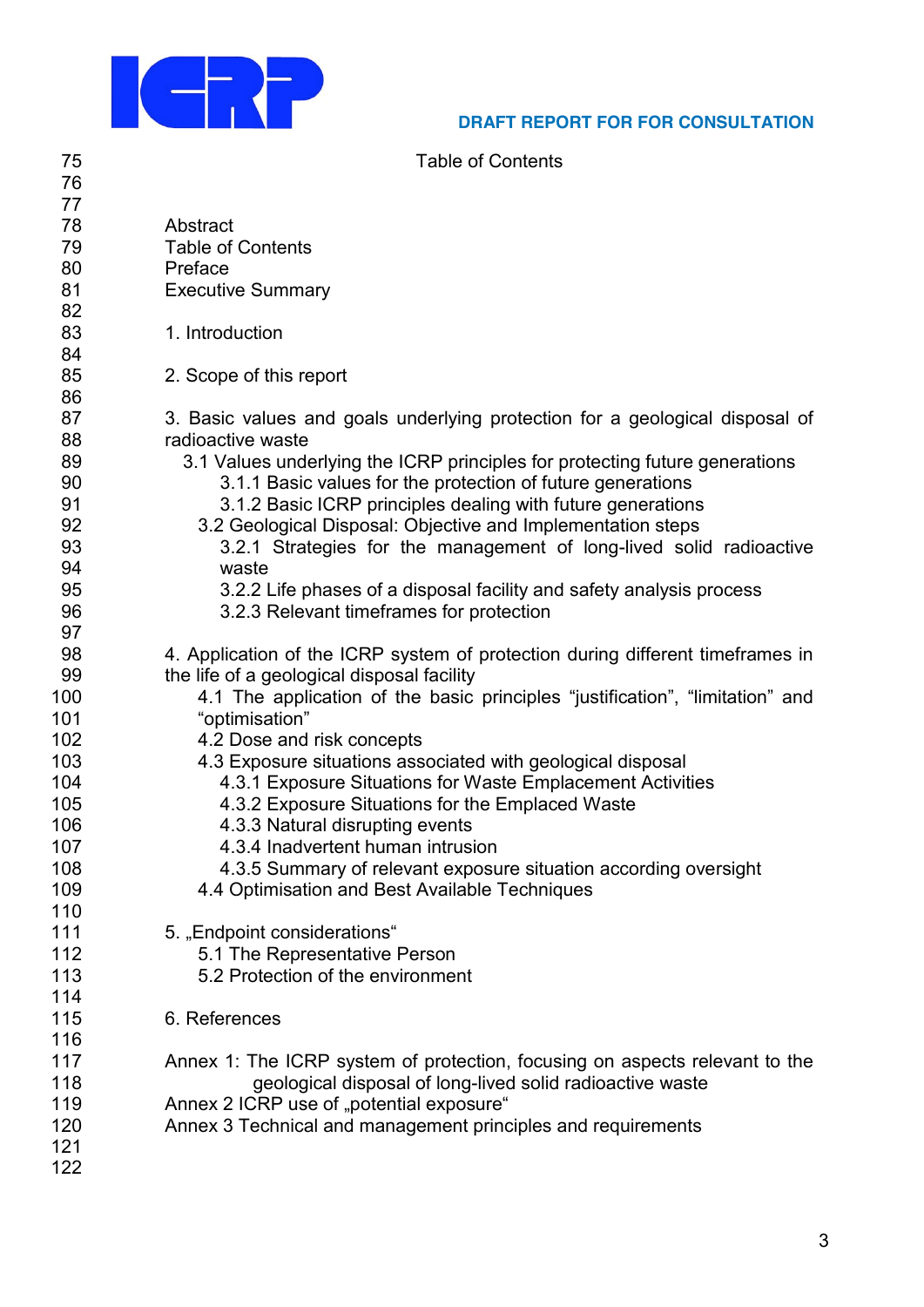# Table of Contents

Abstract
Table of Contents
Preface
Executive Summary

1. Introduction

2. Scope of this report

3. Basic values and goals underlying protection for a geological disposal of radioactive waste
   - 3.1 Values underlying the ICRP principles for protecting future generations
     - 3.1.1 Basic values for the protection of future generations
     - 3.1.2 Basic ICRP principles dealing with future generations
   - 3.2 Geological Disposal: Objective and Implementation steps
     - 3.2.1 Strategies for the management of long-lived solid radioactive waste
     - 3.2.2 Life phases of a disposal facility and safety analysis process
     - 3.2.3 Relevant timeframes for protection

4. Application of the ICRP system of protection during different timeframes in the life of a geological disposal facility
   - 4.1 The application of the basic principles "justification", "limitation" and "optimisation"
   - 4.2 Dose and risk concepts
   - 4.3 Exposure situations associated with geological disposal
     - 4.3.1 Exposure Situations for Waste Emplacement Activities
     - 4.3.2 Exposure Situations for the Emplaced Waste
     - 4.3.3 Natural disrupting events
     - 4.3.4 Inadvertent human intrusion
     - 4.3.5 Summary of relevant exposure situation according oversight
   - 4.4 Optimisation and Best Available Techniques

5. „Endpoint considerations"
   - 5.1 The Representative Person
   - 5.2 Protection of the environment

6. References

Annex 1: The ICRP system of protection, focusing on aspects relevant to the geological disposal of long-lived solid radioactive waste
Annex 2 ICRP use of „potential exposure"
Annex 3 Technical and management principles and requirements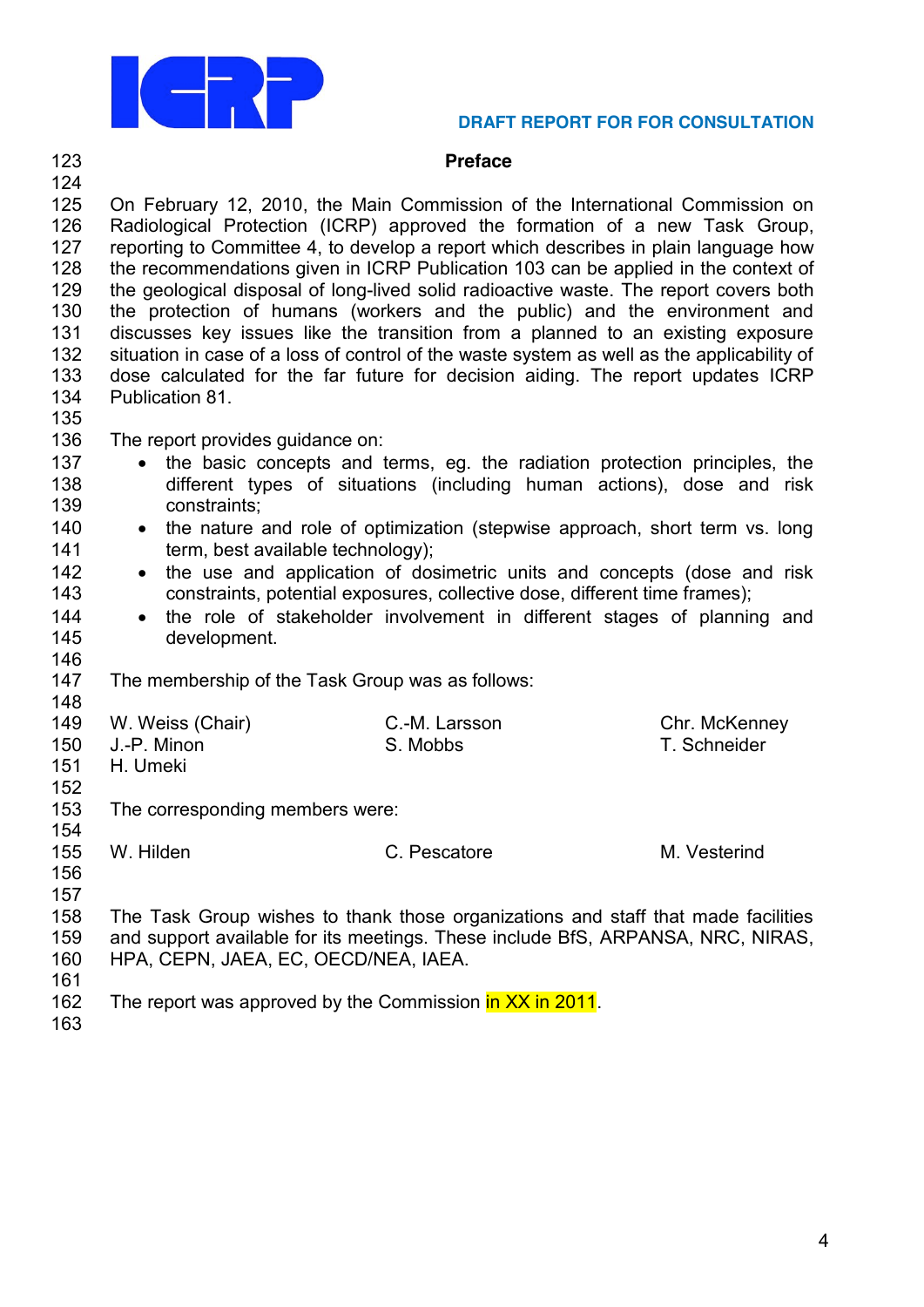## Preface

On February 12, 2010, the Main Commission of the International Commission on Radiological Protection (ICRP) approved the formation of a new Task Group, reporting to Committee 4, to develop a report which describes in plain language how the recommendations given in ICRP Publication 103 can be applied in the context of the geological disposal of long-lived solid radioactive waste. The report covers both the protection of humans (workers and the public) and the environment and discusses key issues like the transition from a planned to an existing exposure situation in case of a loss of control of the waste system as well as the applicability of dose calculated for the far future for decision aiding. The report updates ICRP Publication 81.

The report provides guidance on:

- the basic concepts and terms, eg. the radiation protection principles, the different types of situations (including human actions), dose and risk constraints;
- the nature and role of optimization (stepwise approach, short term vs. long term, best available technology);
- the use and application of dosimetric units and concepts (dose and risk constraints, potential exposures, collective dose, different time frames);
- the role of stakeholder involvement in different stages of planning and development.

The membership of the Task Group was as follows:

| | | |
|---|---|---|
| W. Weiss (Chair) | C.-M. Larsson | Chr. McKenney |
| J.-P. Minon | S. Mobbs | T. Schneider |
| H. Umeki | | |

The corresponding members were:

| | | |
|---|---|---|
| W. Hilden | C. Pescatore | M. Vesterind |

The Task Group wishes to thank those organizations and staff that made facilities and support available for its meetings. These include BfS, ARPANSA, NRC, NIRAS, HPA, CEPN, JAEA, EC, OECD/NEA, IAEA.

The report was approved by the Commission in XX in 2011.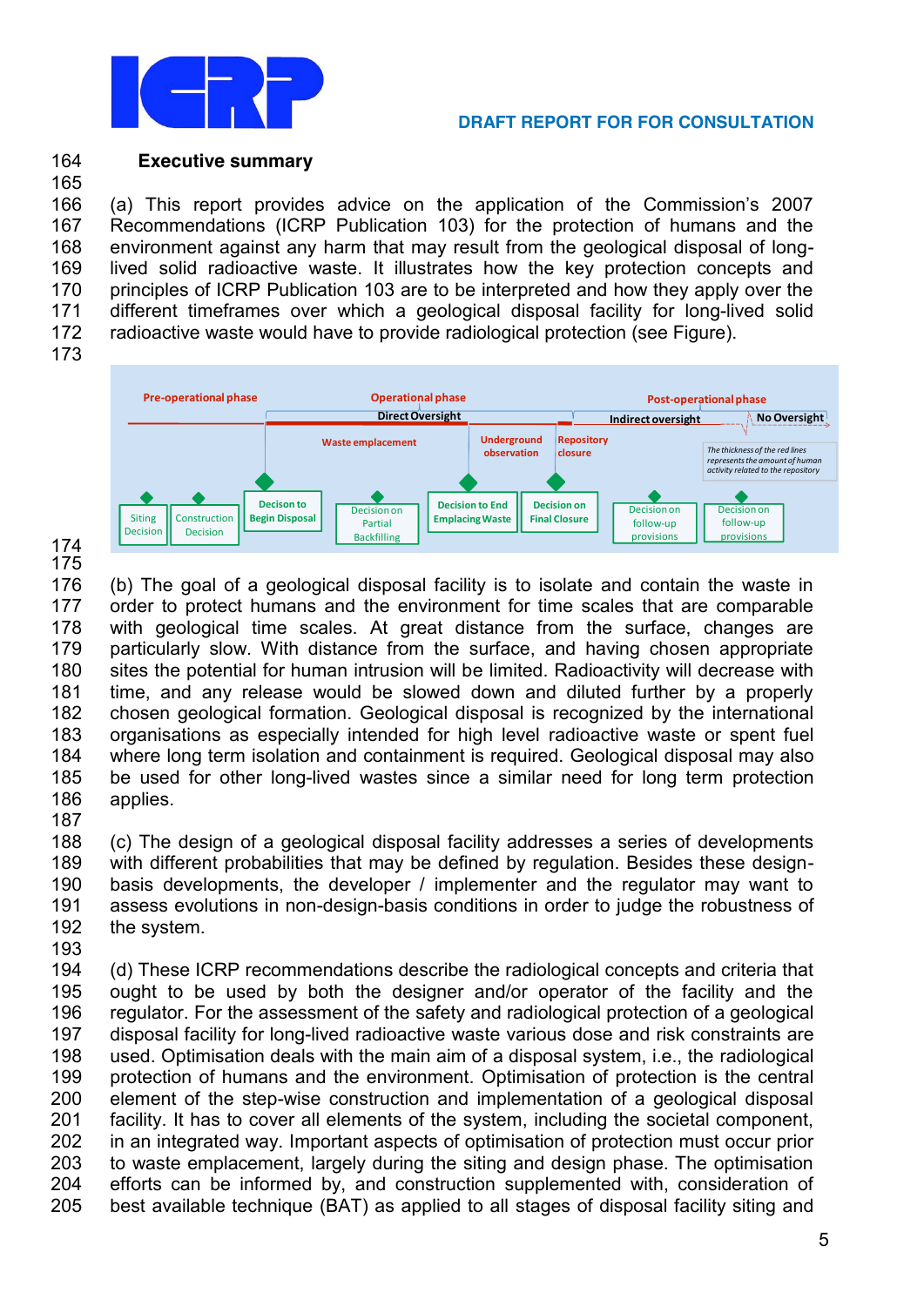## Executive summary

(a) This report provides advice on the application of the Commission's 2007 Recommendations (ICRP Publication 103) for the protection of humans and the environment against any harm that may result from the geological disposal of long-lived solid radioactive waste. It illustrates how the key protection concepts and principles of ICRP Publication 103 are to be interpreted and how they apply over the different timeframes over which a geological disposal facility for long-lived solid radioactive waste would have to provide radiological protection (see Figure).

Pre-operational phase — Operational phase — Post-operational phase

Direct Oversight — Indirect oversight — No Oversight

Waste emplacement — Underground observation — Repository closure

*The thickness of the red lines represents the amount of human activity related to the repository*

Siting Decision — Construction Decision — Decison to Begin Disposal — Decision on Partial Backfilling — Decision to End Emplacing Waste — Decision on Final Closure — Decision on follow-up provisions — Decision on follow-up provisions

(b) The goal of a geological disposal facility is to isolate and contain the waste in order to protect humans and the environment for time scales that are comparable with geological time scales. At great distance from the surface, changes are particularly slow. With distance from the surface, and having chosen appropriate sites the potential for human intrusion will be limited. Radioactivity will decrease with time, and any release would be slowed down and diluted further by a properly chosen geological formation. Geological disposal is recognized by the international organisations as especially intended for high level radioactive waste or spent fuel where long term isolation and containment is required. Geological disposal may also be used for other long-lived wastes since a similar need for long term protection applies.

(c) The design of a geological disposal facility addresses a series of developments with different probabilities that may be defined by regulation. Besides these design-basis developments, the developer / implementer and the regulator may want to assess evolutions in non-design-basis conditions in order to judge the robustness of the system.

(d) These ICRP recommendations describe the radiological concepts and criteria that ought to be used by both the designer and/or operator of the facility and the regulator. For the assessment of the safety and radiological protection of a geological disposal facility for long-lived radioactive waste various dose and risk constraints are used. Optimisation deals with the main aim of a disposal system, i.e., the radiological protection of humans and the environment. Optimisation of protection is the central element of the step-wise construction and implementation of a geological disposal facility. It has to cover all elements of the system, including the societal component, in an integrated way. Important aspects of optimisation of protection must occur prior to waste emplacement, largely during the siting and design phase. The optimisation efforts can be informed by, and construction supplemented with, consideration of best available technique (BAT) as applied to all stages of disposal facility siting and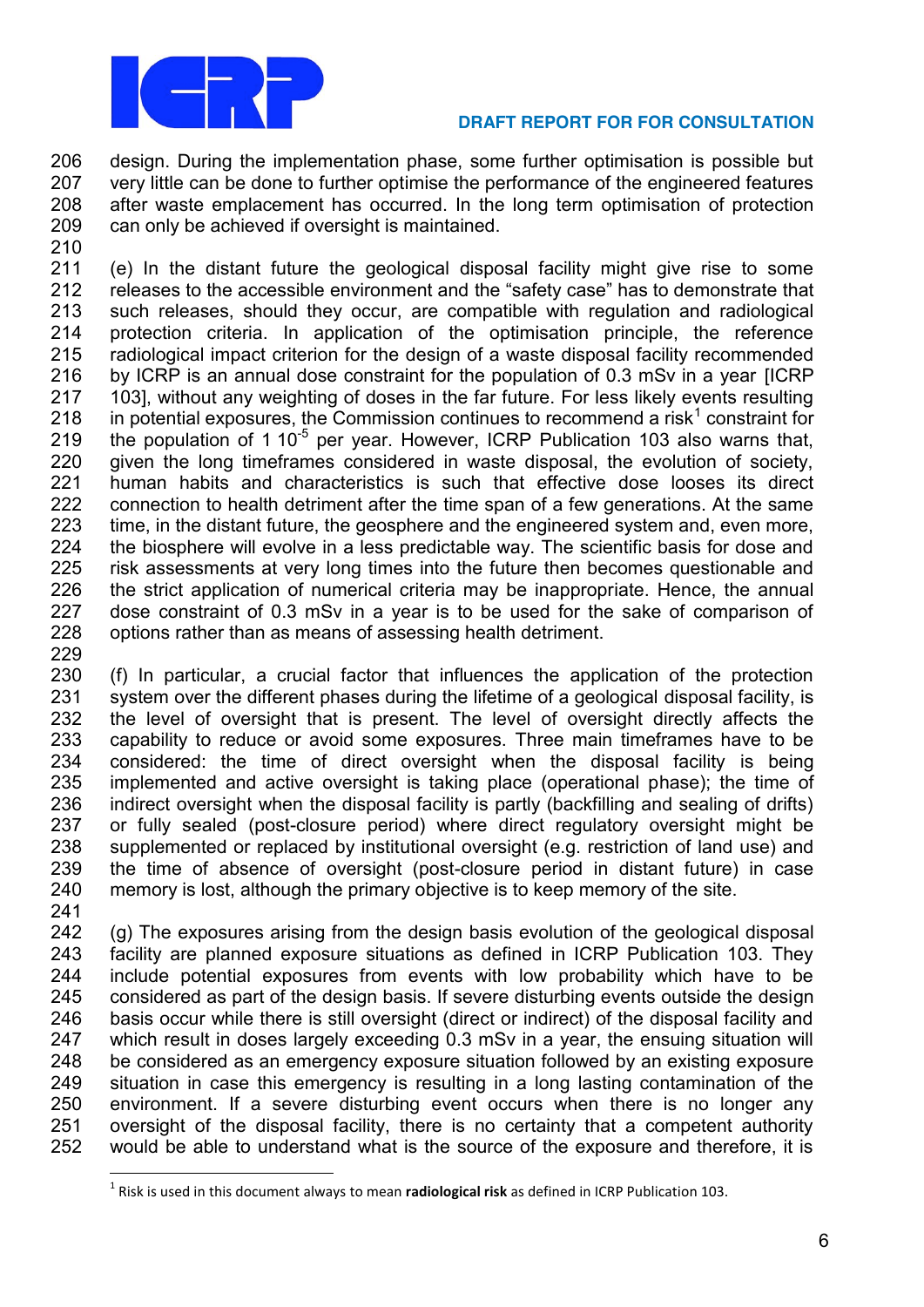design. During the implementation phase, some further optimisation is possible but very little can be done to further optimise the performance of the engineered features after waste emplacement has occurred. In the long term optimisation of protection can only be achieved if oversight is maintained.

(e) In the distant future the geological disposal facility might give rise to some releases to the accessible environment and the "safety case" has to demonstrate that such releases, should they occur, are compatible with regulation and radiological protection criteria. In application of the optimisation principle, the reference radiological impact criterion for the design of a waste disposal facility recommended by ICRP is an annual dose constraint for the population of 0.3 mSv in a year [ICRP 103], without any weighting of doses in the far future. For less likely events resulting in potential exposures, the Commission continues to recommend a risk[1] constraint for the population of 1 $10^{-5}$ per year. However, ICRP Publication 103 also warns that, given the long timeframes considered in waste disposal, the evolution of society, human habits and characteristics is such that effective dose looses its direct connection to health detriment after the time span of a few generations. At the same time, in the distant future, the geosphere and the engineered system and, even more, the biosphere will evolve in a less predictable way. The scientific basis for dose and risk assessments at very long times into the future then becomes questionable and the strict application of numerical criteria may be inappropriate. Hence, the annual dose constraint of 0.3 mSv in a year is to be used for the sake of comparison of options rather than as means of assessing health detriment.

(f) In particular, a crucial factor that influences the application of the protection system over the different phases during the lifetime of a geological disposal facility, is the level of oversight that is present. The level of oversight directly affects the capability to reduce or avoid some exposures. Three main timeframes have to be considered: the time of direct oversight when the disposal facility is being implemented and active oversight is taking place (operational phase); the time of indirect oversight when the disposal facility is partly (backfilling and sealing of drifts) or fully sealed (post-closure period) where direct regulatory oversight might be supplemented or replaced by institutional oversight (e.g. restriction of land use) and the time of absence of oversight (post-closure period in distant future) in case memory is lost, although the primary objective is to keep memory of the site.

(g) The exposures arising from the design basis evolution of the geological disposal facility are planned exposure situations as defined in ICRP Publication 103. They include potential exposures from events with low probability which have to be considered as part of the design basis. If severe disturbing events outside the design basis occur while there is still oversight (direct or indirect) of the disposal facility and which result in doses largely exceeding 0.3 mSv in a year, the ensuing situation will be considered as an emergency exposure situation followed by an existing exposure situation in case this emergency is resulting in a long lasting contamination of the environment. If a severe disturbing event occurs when there is no longer any oversight of the disposal facility, there is no certainty that a competent authority would be able to understand what is the source of the exposure and therefore, it is

[1] Risk is used in this document always to mean **radiological risk** as defined in ICRP Publication 103.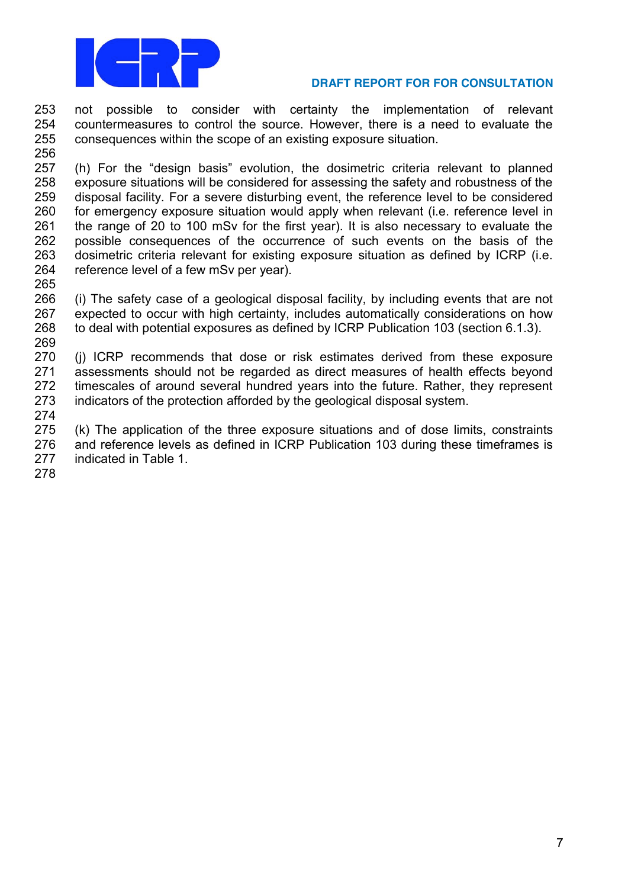not possible to consider with certainty the implementation of relevant countermeasures to control the source. However, there is a need to evaluate the consequences within the scope of an existing exposure situation.

(h) For the "design basis" evolution, the dosimetric criteria relevant to planned exposure situations will be considered for assessing the safety and robustness of the disposal facility. For a severe disturbing event, the reference level to be considered for emergency exposure situation would apply when relevant (i.e. reference level in the range of 20 to 100 mSv for the first year). It is also necessary to evaluate the possible consequences of the occurrence of such events on the basis of the dosimetric criteria relevant for existing exposure situation as defined by ICRP (i.e. reference level of a few mSv per year).

(i) The safety case of a geological disposal facility, by including events that are not expected to occur with high certainty, includes automatically considerations on how to deal with potential exposures as defined by ICRP Publication 103 (section 6.1.3).

(j) ICRP recommends that dose or risk estimates derived from these exposure assessments should not be regarded as direct measures of health effects beyond timescales of around several hundred years into the future. Rather, they represent indicators of the protection afforded by the geological disposal system.

(k) The application of the three exposure situations and of dose limits, constraints and reference levels as defined in ICRP Publication 103 during these timeframes is indicated in Table 1.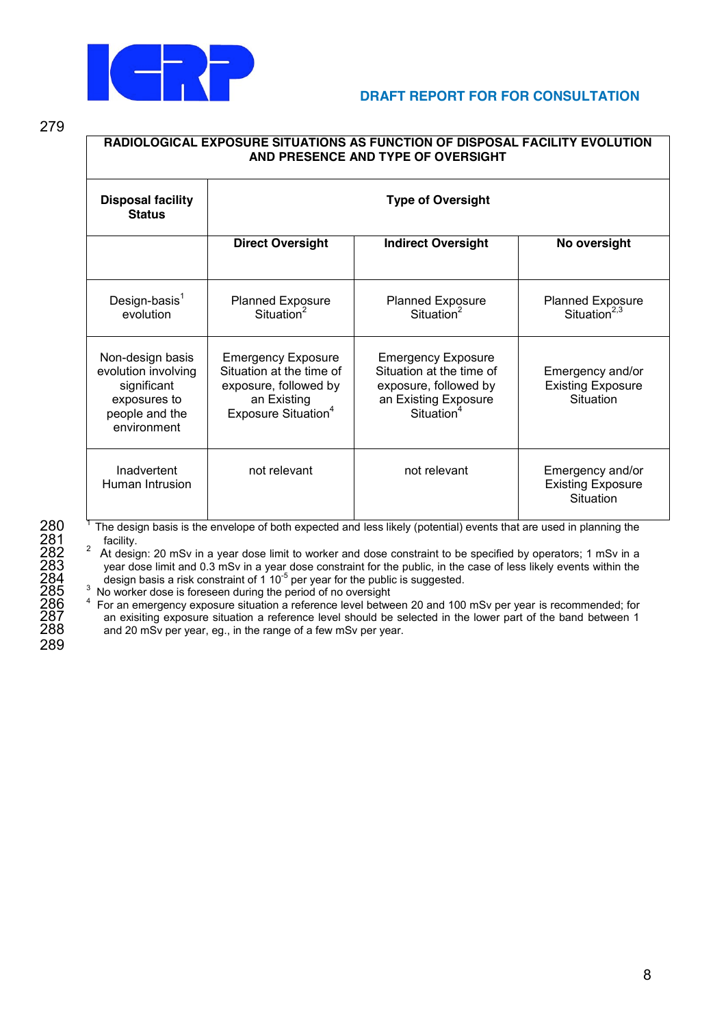| RADIOLOGICAL EXPOSURE SITUATIONS AS FUNCTION OF DISPOSAL FACILITY EVOLUTION AND PRESENCE AND TYPE OF OVERSIGHT | | | |
|---|---|---|---|
| **Disposal facility Status** | **Type of Oversight** | | |
| | **Direct Oversight** | **Indirect Oversight** | **No oversight** |
| Design-basis[1] evolution | Planned Exposure Situation[2] | Planned Exposure Situation[2] | Planned Exposure Situation[2,3] |
| Non-design basis evolution involving significant exposures to people and the environment | Emergency Exposure Situation at the time of exposure, followed by an Existing Exposure Situation[4] | Emergency Exposure Situation at the time of exposure, followed by an Existing Exposure Situation[4] | Emergency and/or Existing Exposure Situation |
| Inadvertent Human Intrusion | not relevant | not relevant | Emergency and/or Existing Exposure Situation |

[1] The design basis is the envelope of both expected and less likely (potential) events that are used in planning the facility.

[2] At design: 20 mSv in a year dose limit to worker and dose constraint to be specified by operators; 1 mSv in a year dose limit and 0.3 mSv in a year dose constraint for the public, in the case of less likely events within the design basis a risk constraint of $1\ 10^{-5}$ per year for the public is suggested.

[3] No worker dose is foreseen during the period of no oversight

[4] For an emergency exposure situation a reference level between 20 and 100 mSv per year is recommended; for an exisiting exposure situation a reference level should be selected in the lower part of the band between 1 and 20 mSv per year, eg., in the range of a few mSv per year.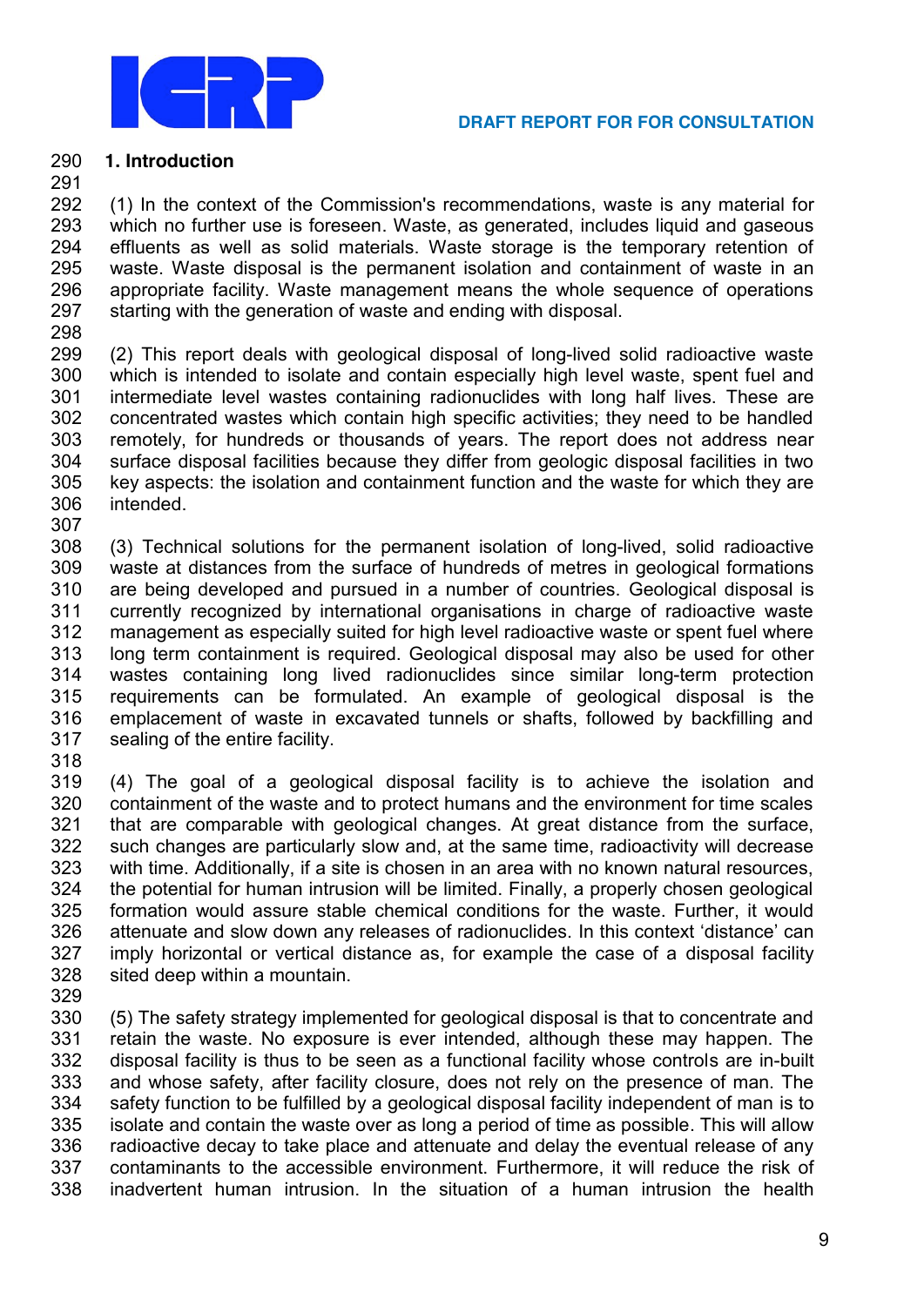# 1. Introduction

(1) In the context of the Commission's recommendations, waste is any material for which no further use is foreseen. Waste, as generated, includes liquid and gaseous effluents as well as solid materials. Waste storage is the temporary retention of waste. Waste disposal is the permanent isolation and containment of waste in an appropriate facility. Waste management means the whole sequence of operations starting with the generation of waste and ending with disposal.

(2) This report deals with geological disposal of long-lived solid radioactive waste which is intended to isolate and contain especially high level waste, spent fuel and intermediate level wastes containing radionuclides with long half lives. These are concentrated wastes which contain high specific activities; they need to be handled remotely, for hundreds or thousands of years. The report does not address near surface disposal facilities because they differ from geologic disposal facilities in two key aspects: the isolation and containment function and the waste for which they are intended.

(3) Technical solutions for the permanent isolation of long-lived, solid radioactive waste at distances from the surface of hundreds of metres in geological formations are being developed and pursued in a number of countries. Geological disposal is currently recognized by international organisations in charge of radioactive waste management as especially suited for high level radioactive waste or spent fuel where long term containment is required. Geological disposal may also be used for other wastes containing long lived radionuclides since similar long-term protection requirements can be formulated. An example of geological disposal is the emplacement of waste in excavated tunnels or shafts, followed by backfilling and sealing of the entire facility.

(4) The goal of a geological disposal facility is to achieve the isolation and containment of the waste and to protect humans and the environment for time scales that are comparable with geological changes. At great distance from the surface, such changes are particularly slow and, at the same time, radioactivity will decrease with time. Additionally, if a site is chosen in an area with no known natural resources, the potential for human intrusion will be limited. Finally, a properly chosen geological formation would assure stable chemical conditions for the waste. Further, it would attenuate and slow down any releases of radionuclides. In this context 'distance' can imply horizontal or vertical distance as, for example the case of a disposal facility sited deep within a mountain.

(5) The safety strategy implemented for geological disposal is that to concentrate and retain the waste. No exposure is ever intended, although these may happen. The disposal facility is thus to be seen as a functional facility whose controls are in-built and whose safety, after facility closure, does not rely on the presence of man. The safety function to be fulfilled by a geological disposal facility independent of man is to isolate and contain the waste over as long a period of time as possible. This will allow radioactive decay to take place and attenuate and delay the eventual release of any contaminants to the accessible environment. Furthermore, it will reduce the risk of inadvertent human intrusion. In the situation of a human intrusion the health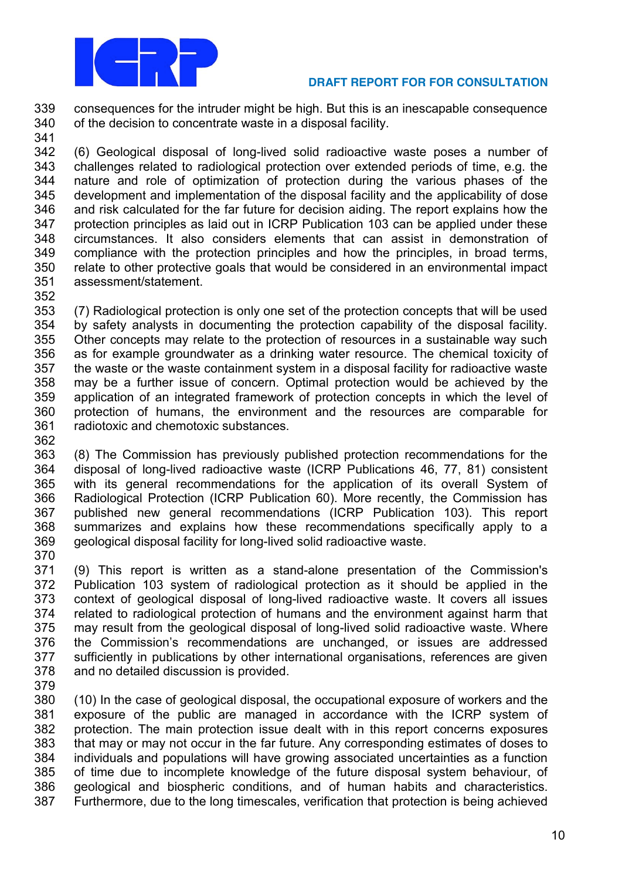consequences for the intruder might be high. But this is an inescapable consequence of the decision to concentrate waste in a disposal facility.

(6) Geological disposal of long-lived solid radioactive waste poses a number of challenges related to radiological protection over extended periods of time, e.g. the nature and role of optimization of protection during the various phases of the development and implementation of the disposal facility and the applicability of dose and risk calculated for the far future for decision aiding. The report explains how the protection principles as laid out in ICRP Publication 103 can be applied under these circumstances. It also considers elements that can assist in demonstration of compliance with the protection principles and how the principles, in broad terms, relate to other protective goals that would be considered in an environmental impact assessment/statement.

(7) Radiological protection is only one set of the protection concepts that will be used by safety analysts in documenting the protection capability of the disposal facility. Other concepts may relate to the protection of resources in a sustainable way such as for example groundwater as a drinking water resource. The chemical toxicity of the waste or the waste containment system in a disposal facility for radioactive waste may be a further issue of concern. Optimal protection would be achieved by the application of an integrated framework of protection concepts in which the level of protection of humans, the environment and the resources are comparable for radiotoxic and chemotoxic substances.

(8) The Commission has previously published protection recommendations for the disposal of long-lived radioactive waste (ICRP Publications 46, 77, 81) consistent with its general recommendations for the application of its overall System of Radiological Protection (ICRP Publication 60). More recently, the Commission has published new general recommendations (ICRP Publication 103). This report summarizes and explains how these recommendations specifically apply to a geological disposal facility for long-lived solid radioactive waste.

(9) This report is written as a stand-alone presentation of the Commission's Publication 103 system of radiological protection as it should be applied in the context of geological disposal of long-lived radioactive waste. It covers all issues related to radiological protection of humans and the environment against harm that may result from the geological disposal of long-lived solid radioactive waste. Where the Commission's recommendations are unchanged, or issues are addressed sufficiently in publications by other international organisations, references are given and no detailed discussion is provided.

(10) In the case of geological disposal, the occupational exposure of workers and the exposure of the public are managed in accordance with the ICRP system of protection. The main protection issue dealt with in this report concerns exposures that may or may not occur in the far future. Any corresponding estimates of doses to individuals and populations will have growing associated uncertainties as a function of time due to incomplete knowledge of the future disposal system behaviour, of geological and biospheric conditions, and of human habits and characteristics. Furthermore, due to the long timescales, verification that protection is being achieved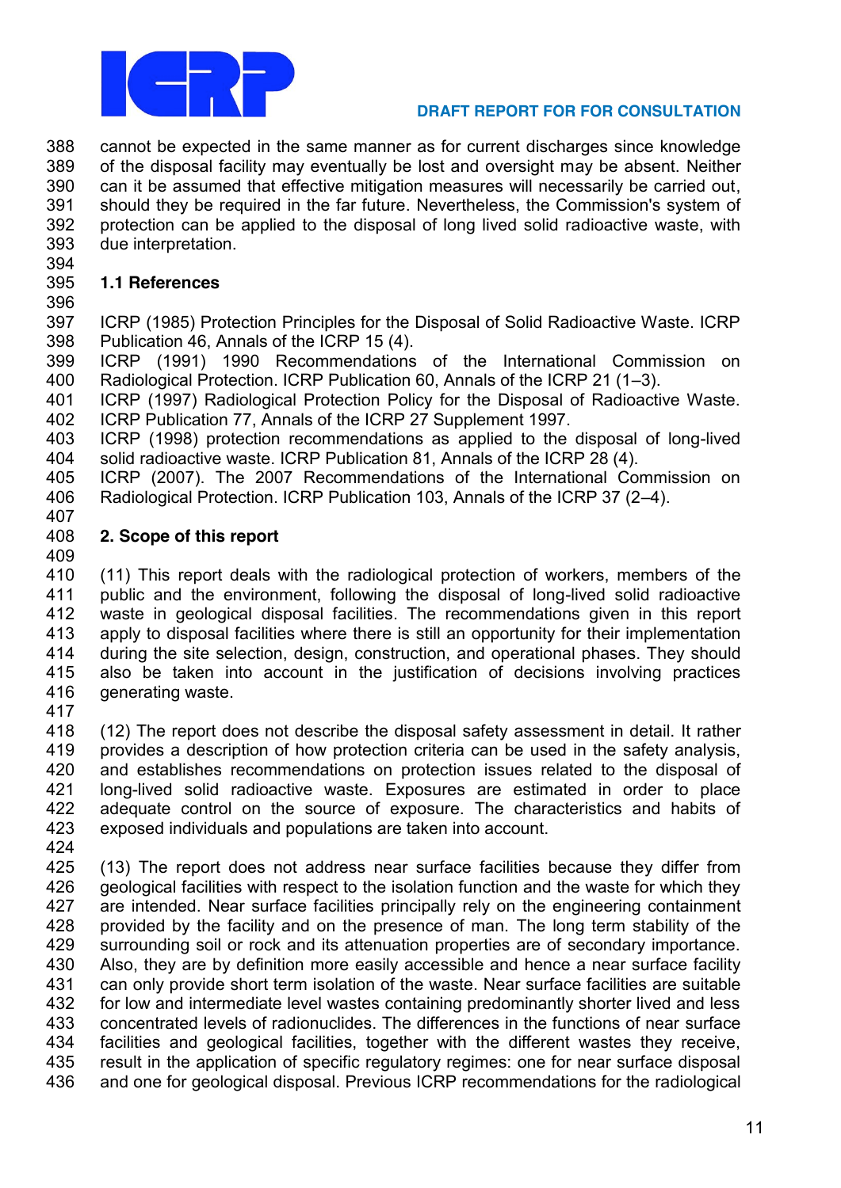cannot be expected in the same manner as for current discharges since knowledge of the disposal facility may eventually be lost and oversight may be absent. Neither can it be assumed that effective mitigation measures will necessarily be carried out, should they be required in the far future. Nevertheless, the Commission's system of protection can be applied to the disposal of long lived solid radioactive waste, with due interpretation.

### 1.1 References

ICRP (1985) Protection Principles for the Disposal of Solid Radioactive Waste. ICRP Publication 46, Annals of the ICRP 15 (4).
ICRP (1991) 1990 Recommendations of the International Commission on Radiological Protection. ICRP Publication 60, Annals of the ICRP 21 (1–3).
ICRP (1997) Radiological Protection Policy for the Disposal of Radioactive Waste. ICRP Publication 77, Annals of the ICRP 27 Supplement 1997.
ICRP (1998) protection recommendations as applied to the disposal of long-lived solid radioactive waste. ICRP Publication 81, Annals of the ICRP 28 (4).
ICRP (2007). The 2007 Recommendations of the International Commission on Radiological Protection. ICRP Publication 103, Annals of the ICRP 37 (2–4).

## 2. Scope of this report

(11) This report deals with the radiological protection of workers, members of the public and the environment, following the disposal of long-lived solid radioactive waste in geological disposal facilities. The recommendations given in this report apply to disposal facilities where there is still an opportunity for their implementation during the site selection, design, construction, and operational phases. They should also be taken into account in the justification of decisions involving practices generating waste.

(12) The report does not describe the disposal safety assessment in detail. It rather provides a description of how protection criteria can be used in the safety analysis, and establishes recommendations on protection issues related to the disposal of long-lived solid radioactive waste. Exposures are estimated in order to place adequate control on the source of exposure. The characteristics and habits of exposed individuals and populations are taken into account.

(13) The report does not address near surface facilities because they differ from geological facilities with respect to the isolation function and the waste for which they are intended. Near surface facilities principally rely on the engineering containment provided by the facility and on the presence of man. The long term stability of the surrounding soil or rock and its attenuation properties are of secondary importance. Also, they are by definition more easily accessible and hence a near surface facility can only provide short term isolation of the waste. Near surface facilities are suitable for low and intermediate level wastes containing predominantly shorter lived and less concentrated levels of radionuclides. The differences in the functions of near surface facilities and geological facilities, together with the different wastes they receive, result in the application of specific regulatory regimes: one for near surface disposal and one for geological disposal. Previous ICRP recommendations for the radiological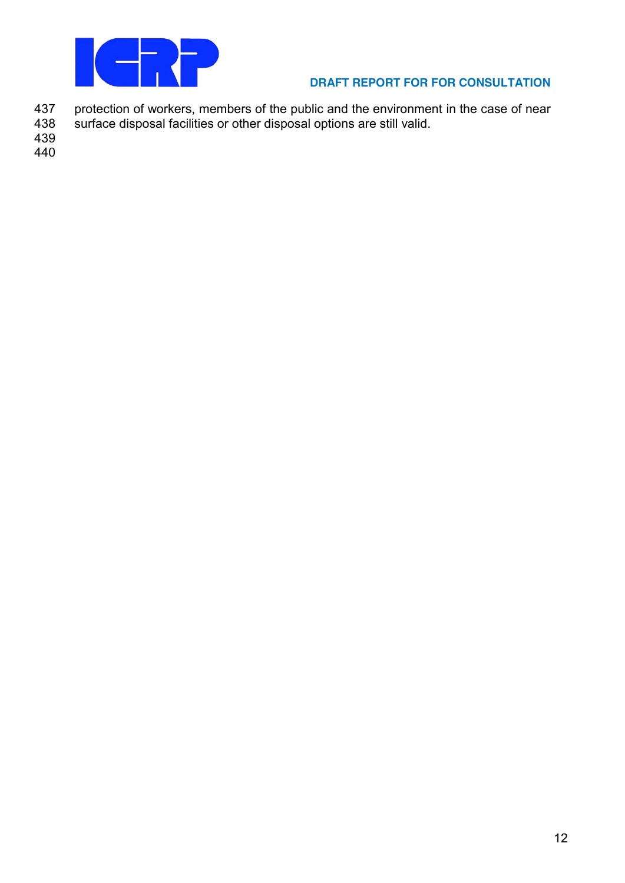protection of workers, members of the public and the environment in the case of near surface disposal facilities or other disposal options are still valid.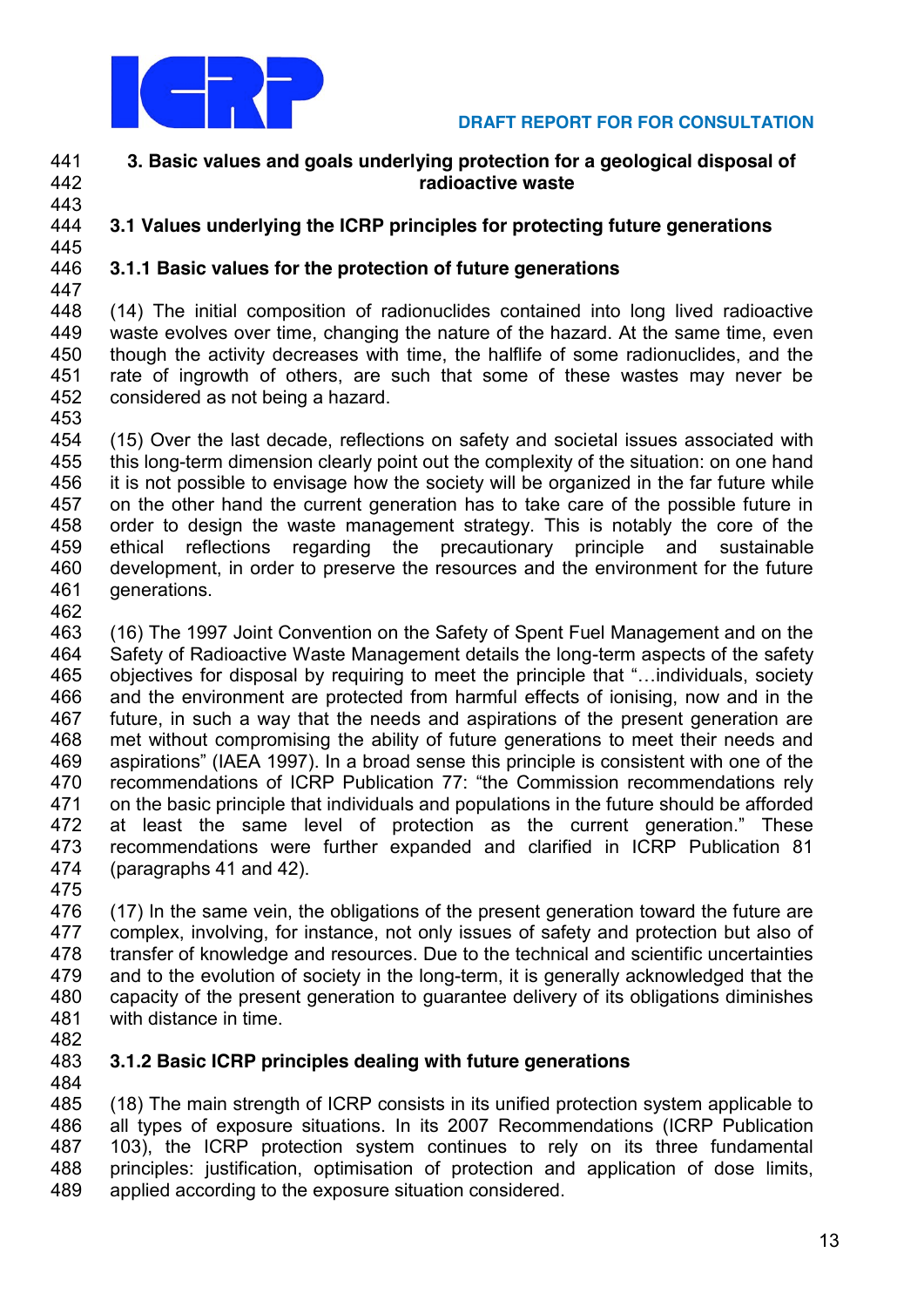## 3. Basic values and goals underlying protection for a geological disposal of radioactive waste

### 3.1 Values underlying the ICRP principles for protecting future generations

#### 3.1.1 Basic values for the protection of future generations

(14) The initial composition of radionuclides contained into long lived radioactive waste evolves over time, changing the nature of the hazard. At the same time, even though the activity decreases with time, the halflife of some radionuclides, and the rate of ingrowth of others, are such that some of these wastes may never be considered as not being a hazard.

(15) Over the last decade, reflections on safety and societal issues associated with this long-term dimension clearly point out the complexity of the situation: on one hand it is not possible to envisage how the society will be organized in the far future while on the other hand the current generation has to take care of the possible future in order to design the waste management strategy. This is notably the core of the ethical reflections regarding the precautionary principle and sustainable development, in order to preserve the resources and the environment for the future generations.

(16) The 1997 Joint Convention on the Safety of Spent Fuel Management and on the Safety of Radioactive Waste Management details the long-term aspects of the safety objectives for disposal by requiring to meet the principle that "…individuals, society and the environment are protected from harmful effects of ionising, now and in the future, in such a way that the needs and aspirations of the present generation are met without compromising the ability of future generations to meet their needs and aspirations" (IAEA 1997). In a broad sense this principle is consistent with one of the recommendations of ICRP Publication 77: "the Commission recommendations rely on the basic principle that individuals and populations in the future should be afforded at least the same level of protection as the current generation." These recommendations were further expanded and clarified in ICRP Publication 81 (paragraphs 41 and 42).

(17) In the same vein, the obligations of the present generation toward the future are complex, involving, for instance, not only issues of safety and protection but also of transfer of knowledge and resources. Due to the technical and scientific uncertainties and to the evolution of society in the long-term, it is generally acknowledged that the capacity of the present generation to guarantee delivery of its obligations diminishes with distance in time.

#### 3.1.2 Basic ICRP principles dealing with future generations

(18) The main strength of ICRP consists in its unified protection system applicable to all types of exposure situations. In its 2007 Recommendations (ICRP Publication 103), the ICRP protection system continues to rely on its three fundamental principles: justification, optimisation of protection and application of dose limits, applied according to the exposure situation considered.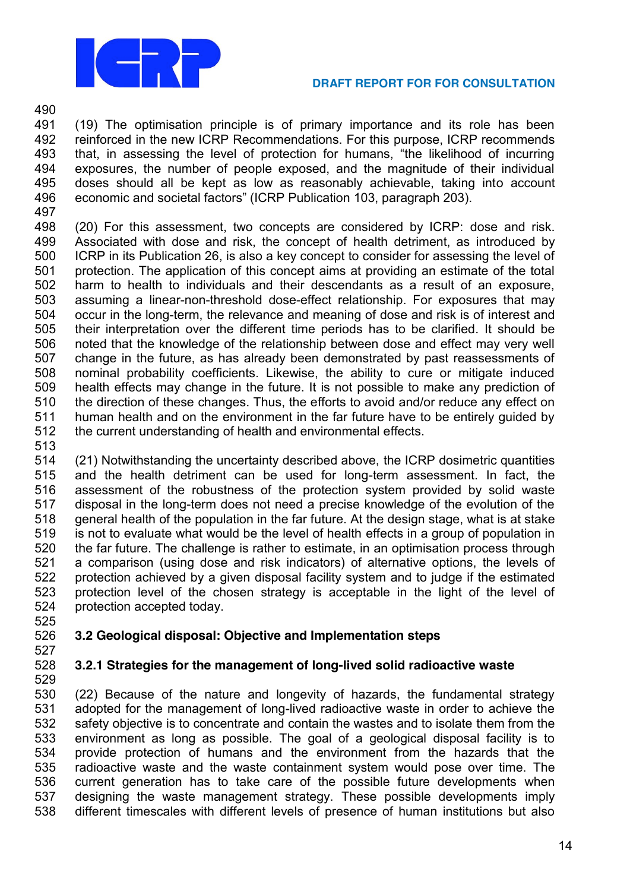(19) The optimisation principle is of primary importance and its role has been reinforced in the new ICRP Recommendations. For this purpose, ICRP recommends that, in assessing the level of protection for humans, "the likelihood of incurring exposures, the number of people exposed, and the magnitude of their individual doses should all be kept as low as reasonably achievable, taking into account economic and societal factors" (ICRP Publication 103, paragraph 203).

(20) For this assessment, two concepts are considered by ICRP: dose and risk. Associated with dose and risk, the concept of health detriment, as introduced by ICRP in its Publication 26, is also a key concept to consider for assessing the level of protection. The application of this concept aims at providing an estimate of the total harm to health to individuals and their descendants as a result of an exposure, assuming a linear-non-threshold dose-effect relationship. For exposures that may occur in the long-term, the relevance and meaning of dose and risk is of interest and their interpretation over the different time periods has to be clarified. It should be noted that the knowledge of the relationship between dose and effect may very well change in the future, as has already been demonstrated by past reassessments of nominal probability coefficients. Likewise, the ability to cure or mitigate induced health effects may change in the future. It is not possible to make any prediction of the direction of these changes. Thus, the efforts to avoid and/or reduce any effect on human health and on the environment in the far future have to be entirely guided by the current understanding of health and environmental effects.

(21) Notwithstanding the uncertainty described above, the ICRP dosimetric quantities and the health detriment can be used for long-term assessment. In fact, the assessment of the robustness of the protection system provided by solid waste disposal in the long-term does not need a precise knowledge of the evolution of the general health of the population in the far future. At the design stage, what is at stake is not to evaluate what would be the level of health effects in a group of population in the far future. The challenge is rather to estimate, in an optimisation process through a comparison (using dose and risk indicators) of alternative options, the levels of protection achieved by a given disposal facility system and to judge if the estimated protection level of the chosen strategy is acceptable in the light of the level of protection accepted today.

## 3.2 Geological disposal: Objective and Implementation steps

### 3.2.1 Strategies for the management of long-lived solid radioactive waste

(22) Because of the nature and longevity of hazards, the fundamental strategy adopted for the management of long-lived radioactive waste in order to achieve the safety objective is to concentrate and contain the wastes and to isolate them from the environment as long as possible. The goal of a geological disposal facility is to provide protection of humans and the environment from the hazards that the radioactive waste and the waste containment system would pose over time. The current generation has to take care of the possible future developments when designing the waste management strategy. These possible developments imply different timescales with different levels of presence of human institutions but also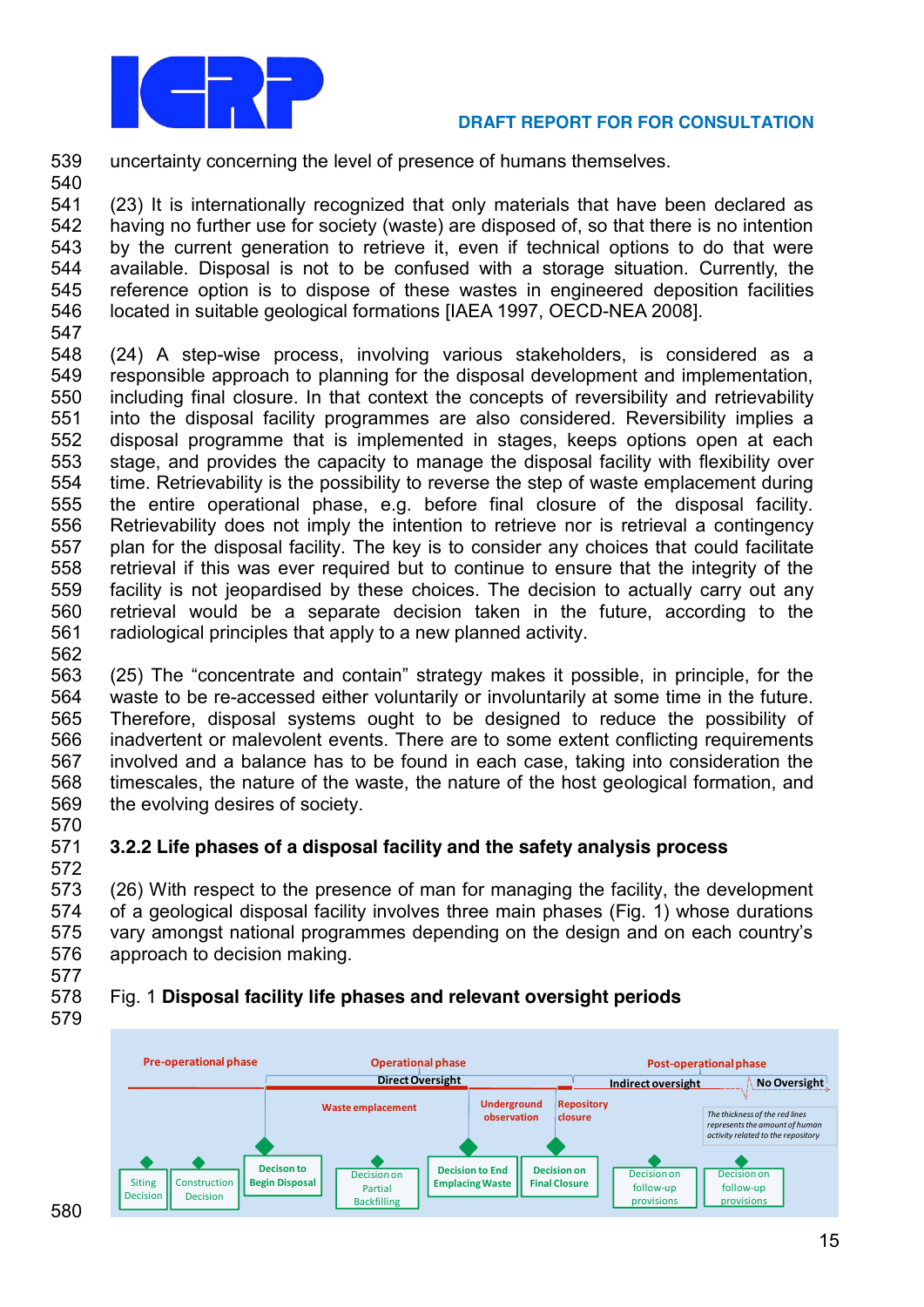uncertainty concerning the level of presence of humans themselves.

(23) It is internationally recognized that only materials that have been declared as having no further use for society (waste) are disposed of, so that there is no intention by the current generation to retrieve it, even if technical options to do that were available. Disposal is not to be confused with a storage situation. Currently, the reference option is to dispose of these wastes in engineered deposition facilities located in suitable geological formations [IAEA 1997, OECD-NEA 2008].

(24) A step-wise process, involving various stakeholders, is considered as a responsible approach to planning for the disposal development and implementation, including final closure. In that context the concepts of reversibility and retrievability into the disposal facility programmes are also considered. Reversibility implies a disposal programme that is implemented in stages, keeps options open at each stage, and provides the capacity to manage the disposal facility with flexibility over time. Retrievability is the possibility to reverse the step of waste emplacement during the entire operational phase, e.g. before final closure of the disposal facility. Retrievability does not imply the intention to retrieve nor is retrieval a contingency plan for the disposal facility. The key is to consider any choices that could facilitate retrieval if this was ever required but to continue to ensure that the integrity of the facility is not jeopardised by these choices. The decision to actually carry out any retrieval would be a separate decision taken in the future, according to the radiological principles that apply to a new planned activity.

(25) The "concentrate and contain" strategy makes it possible, in principle, for the waste to be re-accessed either voluntarily or involuntarily at some time in the future. Therefore, disposal systems ought to be designed to reduce the possibility of inadvertent or malevolent events. There are to some extent conflicting requirements involved and a balance has to be found in each case, taking into consideration the timescales, the nature of the waste, the nature of the host geological formation, and the evolving desires of society.

### 3.2.2 Life phases of a disposal facility and the safety analysis process

(26) With respect to the presence of man for managing the facility, the development of a geological disposal facility involves three main phases (Fig. 1) whose durations vary amongst national programmes depending on the design and on each country's approach to decision making.

Fig. 1 **Disposal facility life phases and relevant oversight periods**

Pre-operational phase | Operational phase (Direct Oversight) | Post-operational phase (Indirect oversight, No Oversight)

Waste emplacement | Underground observation | Repository closure

The thickness of the red lines represents the amount of human activity related to the repository

Siting Decision | Construction Decision | Decison to Begin Disposal | Decision on Partial Backfilling | Decision to End Emplacing Waste | Decision on Final Closure | Decision on follow-up provisions | Decision on follow-up provisions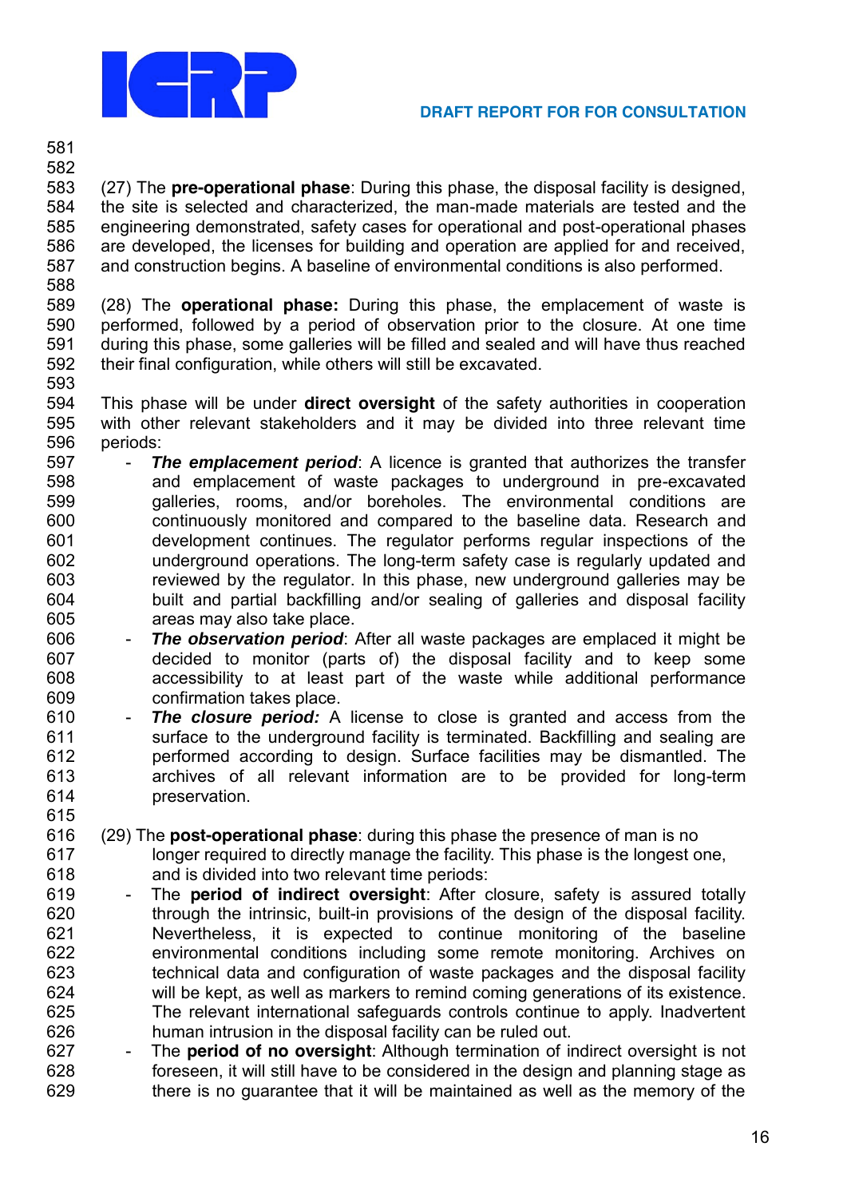(27) The **pre-operational phase**: During this phase, the disposal facility is designed, the site is selected and characterized, the man-made materials are tested and the engineering demonstrated, safety cases for operational and post-operational phases are developed, the licenses for building and operation are applied for and received, and construction begins. A baseline of environmental conditions is also performed.

(28) The **operational phase:** During this phase, the emplacement of waste is performed, followed by a period of observation prior to the closure. At one time during this phase, some galleries will be filled and sealed and will have thus reached their final configuration, while others will still be excavated.

This phase will be under **direct oversight** of the safety authorities in cooperation with other relevant stakeholders and it may be divided into three relevant time periods:

- ***The emplacement period***: A licence is granted that authorizes the transfer and emplacement of waste packages to underground in pre-excavated galleries, rooms, and/or boreholes. The environmental conditions are continuously monitored and compared to the baseline data. Research and development continues. The regulator performs regular inspections of the underground operations. The long-term safety case is regularly updated and reviewed by the regulator. In this phase, new underground galleries may be built and partial backfilling and/or sealing of galleries and disposal facility areas may also take place.
- ***The observation period***: After all waste packages are emplaced it might be decided to monitor (parts of) the disposal facility and to keep some accessibility to at least part of the waste while additional performance confirmation takes place.
- ***The closure period:*** A license to close is granted and access from the surface to the underground facility is terminated. Backfilling and sealing are performed according to design. Surface facilities may be dismantled. The archives of all relevant information are to be provided for long-term preservation.

(29) The **post-operational phase**: during this phase the presence of man is no longer required to directly manage the facility. This phase is the longest one, and is divided into two relevant time periods:

- The **period of indirect oversight**: After closure, safety is assured totally through the intrinsic, built-in provisions of the design of the disposal facility. Nevertheless, it is expected to continue monitoring of the baseline environmental conditions including some remote monitoring. Archives on technical data and configuration of waste packages and the disposal facility will be kept, as well as markers to remind coming generations of its existence. The relevant international safeguards controls continue to apply. Inadvertent human intrusion in the disposal facility can be ruled out.
- The **period of no oversight**: Although termination of indirect oversight is not foreseen, it will still have to be considered in the design and planning stage as there is no guarantee that it will be maintained as well as the memory of the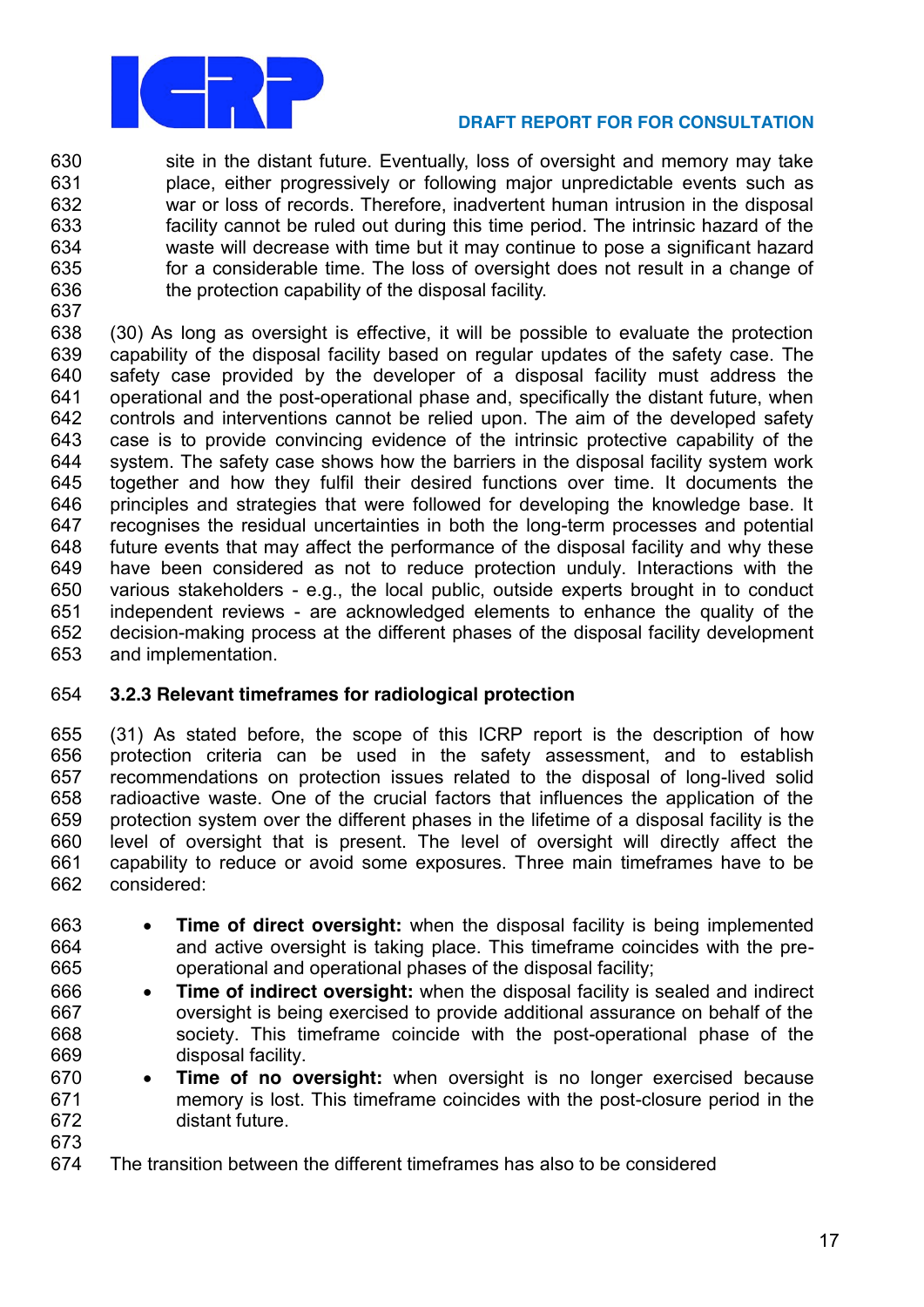site in the distant future. Eventually, loss of oversight and memory may take place, either progressively or following major unpredictable events such as war or loss of records. Therefore, inadvertent human intrusion in the disposal facility cannot be ruled out during this time period. The intrinsic hazard of the waste will decrease with time but it may continue to pose a significant hazard for a considerable time. The loss of oversight does not result in a change of the protection capability of the disposal facility.

(30) As long as oversight is effective, it will be possible to evaluate the protection capability of the disposal facility based on regular updates of the safety case. The safety case provided by the developer of a disposal facility must address the operational and the post-operational phase and, specifically the distant future, when controls and interventions cannot be relied upon. The aim of the developed safety case is to provide convincing evidence of the intrinsic protective capability of the system. The safety case shows how the barriers in the disposal facility system work together and how they fulfil their desired functions over time. It documents the principles and strategies that were followed for developing the knowledge base. It recognises the residual uncertainties in both the long-term processes and potential future events that may affect the performance of the disposal facility and why these have been considered as not to reduce protection unduly. Interactions with the various stakeholders - e.g., the local public, outside experts brought in to conduct independent reviews - are acknowledged elements to enhance the quality of the decision-making process at the different phases of the disposal facility development and implementation.

### 3.2.3 Relevant timeframes for radiological protection

(31) As stated before, the scope of this ICRP report is the description of how protection criteria can be used in the safety assessment, and to establish recommendations on protection issues related to the disposal of long-lived solid radioactive waste. One of the crucial factors that influences the application of the protection system over the different phases in the lifetime of a disposal facility is the level of oversight that is present. The level of oversight will directly affect the capability to reduce or avoid some exposures. Three main timeframes have to be considered:

- **Time of direct oversight:** when the disposal facility is being implemented and active oversight is taking place. This timeframe coincides with the pre-operational and operational phases of the disposal facility;
- **Time of indirect oversight:** when the disposal facility is sealed and indirect oversight is being exercised to provide additional assurance on behalf of the society. This timeframe coincide with the post-operational phase of the disposal facility.
- **Time of no oversight:** when oversight is no longer exercised because memory is lost. This timeframe coincides with the post-closure period in the distant future.

The transition between the different timeframes has also to be considered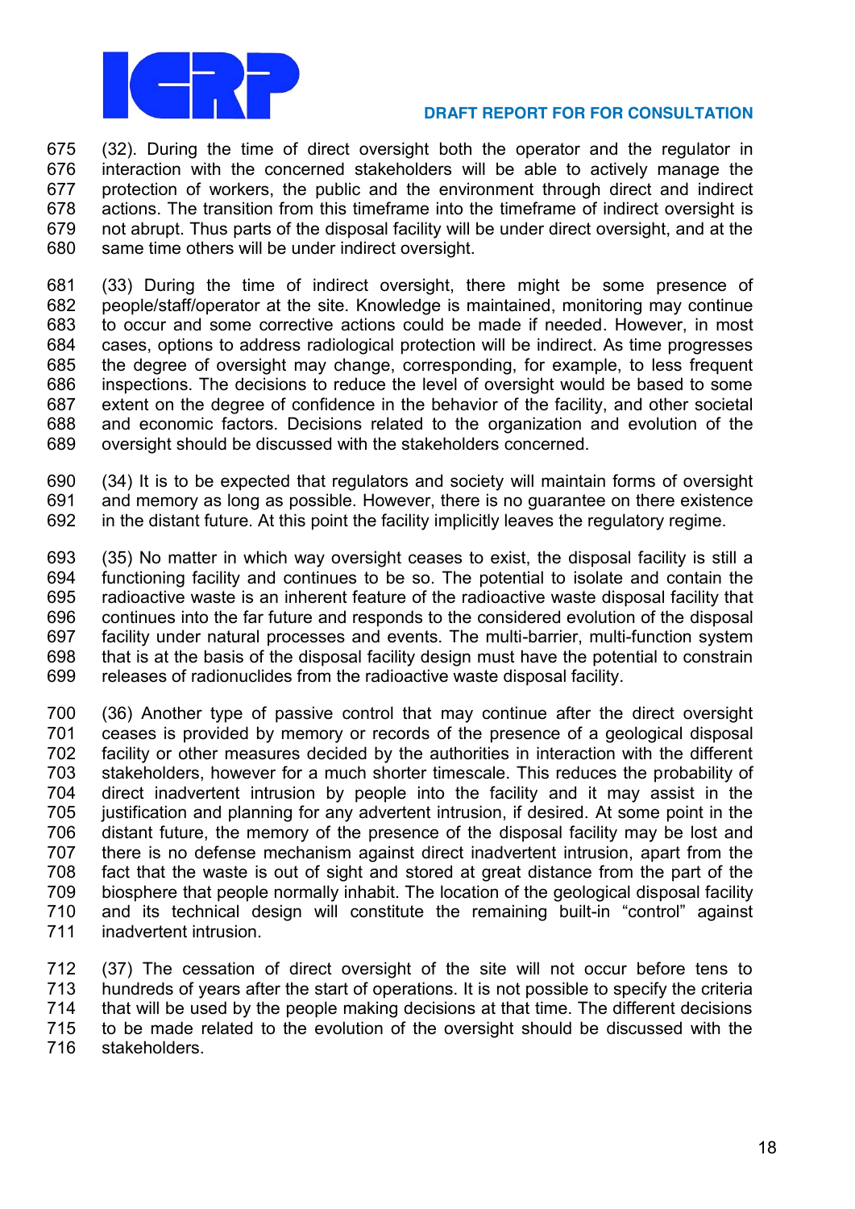(32). During the time of direct oversight both the operator and the regulator in interaction with the concerned stakeholders will be able to actively manage the protection of workers, the public and the environment through direct and indirect actions. The transition from this timeframe into the timeframe of indirect oversight is not abrupt. Thus parts of the disposal facility will be under direct oversight, and at the same time others will be under indirect oversight.

(33) During the time of indirect oversight, there might be some presence of people/staff/operator at the site. Knowledge is maintained, monitoring may continue to occur and some corrective actions could be made if needed. However, in most cases, options to address radiological protection will be indirect. As time progresses the degree of oversight may change, corresponding, for example, to less frequent inspections. The decisions to reduce the level of oversight would be based to some extent on the degree of confidence in the behavior of the facility, and other societal and economic factors. Decisions related to the organization and evolution of the oversight should be discussed with the stakeholders concerned.

(34) It is to be expected that regulators and society will maintain forms of oversight and memory as long as possible. However, there is no guarantee on there existence in the distant future. At this point the facility implicitly leaves the regulatory regime.

(35) No matter in which way oversight ceases to exist, the disposal facility is still a functioning facility and continues to be so. The potential to isolate and contain the radioactive waste is an inherent feature of the radioactive waste disposal facility that continues into the far future and responds to the considered evolution of the disposal facility under natural processes and events. The multi-barrier, multi-function system that is at the basis of the disposal facility design must have the potential to constrain releases of radionuclides from the radioactive waste disposal facility.

(36) Another type of passive control that may continue after the direct oversight ceases is provided by memory or records of the presence of a geological disposal facility or other measures decided by the authorities in interaction with the different stakeholders, however for a much shorter timescale. This reduces the probability of direct inadvertent intrusion by people into the facility and it may assist in the justification and planning for any advertent intrusion, if desired. At some point in the distant future, the memory of the presence of the disposal facility may be lost and there is no defense mechanism against direct inadvertent intrusion, apart from the fact that the waste is out of sight and stored at great distance from the part of the biosphere that people normally inhabit. The location of the geological disposal facility and its technical design will constitute the remaining built-in “control” against inadvertent intrusion.

(37) The cessation of direct oversight of the site will not occur before tens to hundreds of years after the start of operations. It is not possible to specify the criteria that will be used by the people making decisions at that time. The different decisions to be made related to the evolution of the oversight should be discussed with the stakeholders.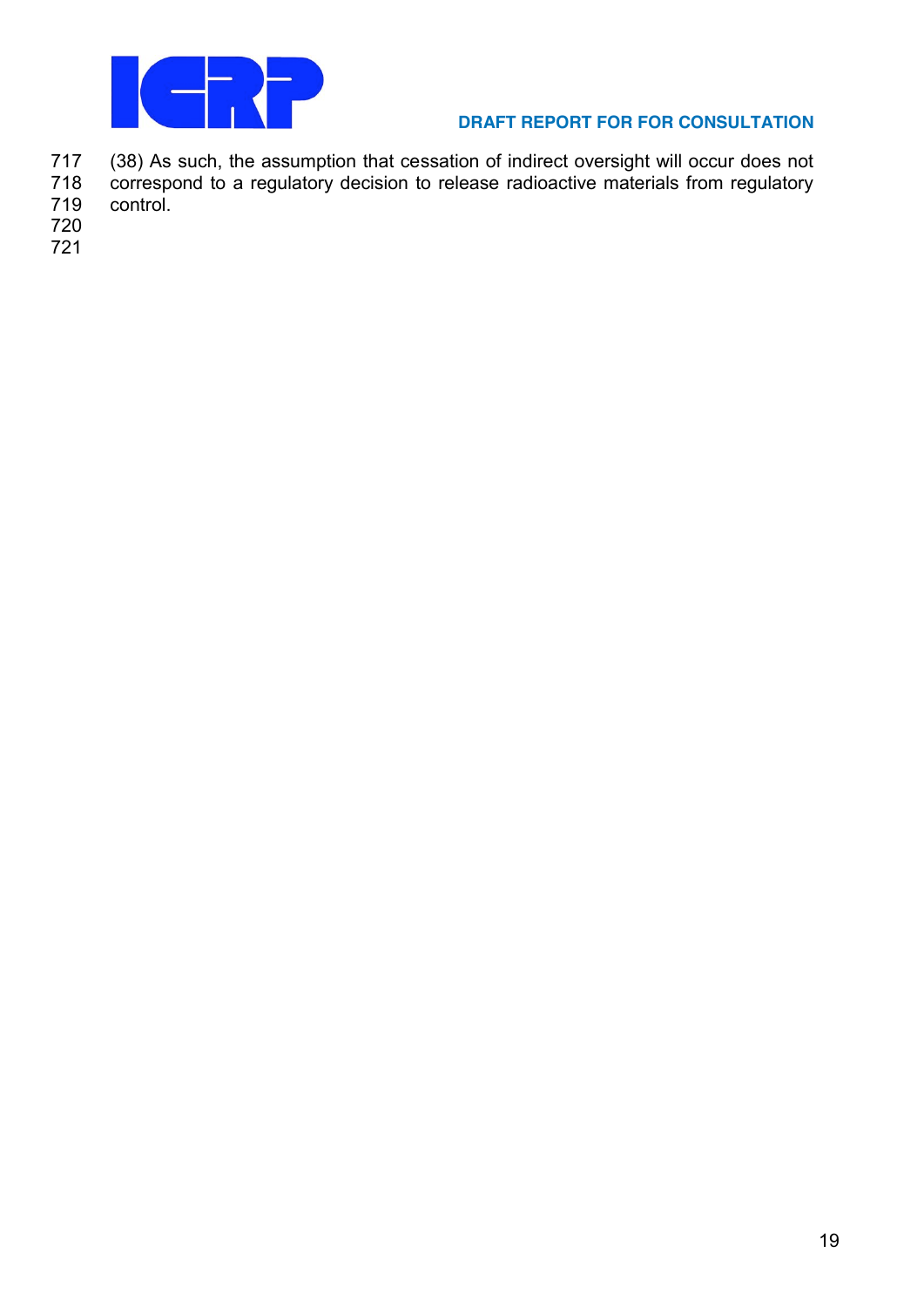(38) As such, the assumption that cessation of indirect oversight will occur does not correspond to a regulatory decision to release radioactive materials from regulatory control.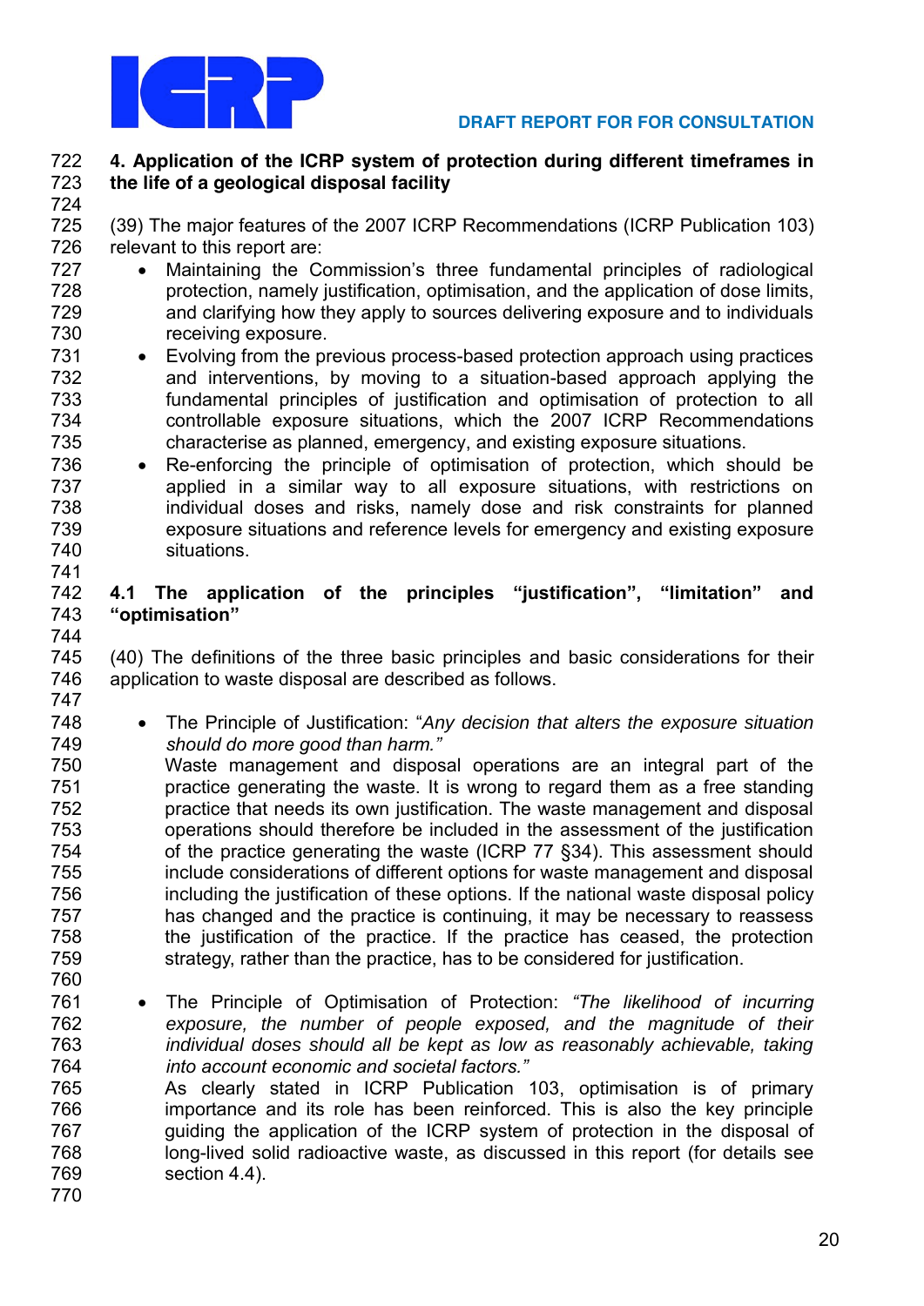## 4. Application of the ICRP system of protection during different timeframes in the life of a geological disposal facility

(39) The major features of the 2007 ICRP Recommendations (ICRP Publication 103) relevant to this report are:

- Maintaining the Commission's three fundamental principles of radiological protection, namely justification, optimisation, and the application of dose limits, and clarifying how they apply to sources delivering exposure and to individuals receiving exposure.
- Evolving from the previous process-based protection approach using practices and interventions, by moving to a situation-based approach applying the fundamental principles of justification and optimisation of protection to all controllable exposure situations, which the 2007 ICRP Recommendations characterise as planned, emergency, and existing exposure situations.
- Re-enforcing the principle of optimisation of protection, which should be applied in a similar way to all exposure situations, with restrictions on individual doses and risks, namely dose and risk constraints for planned exposure situations and reference levels for emergency and existing exposure situations.

### 4.1 The application of the principles "justification", "limitation" and "optimisation"

(40) The definitions of the three basic principles and basic considerations for their application to waste disposal are described as follows.

- The Principle of Justification: "*Any decision that alters the exposure situation should do more good than harm.*"
  Waste management and disposal operations are an integral part of the practice generating the waste. It is wrong to regard them as a free standing practice that needs its own justification. The waste management and disposal operations should therefore be included in the assessment of the justification of the practice generating the waste (ICRP 77 §34). This assessment should include considerations of different options for waste management and disposal including the justification of these options. If the national waste disposal policy has changed and the practice is continuing, it may be necessary to reassess the justification of the practice. If the practice has ceased, the protection strategy, rather than the practice, has to be considered for justification.

- The Principle of Optimisation of Protection: *"The likelihood of incurring exposure, the number of people exposed, and the magnitude of their individual doses should all be kept as low as reasonably achievable, taking into account economic and societal factors."*
  As clearly stated in ICRP Publication 103, optimisation is of primary importance and its role has been reinforced. This is also the key principle guiding the application of the ICRP system of protection in the disposal of long-lived solid radioactive waste, as discussed in this report (for details see section 4.4).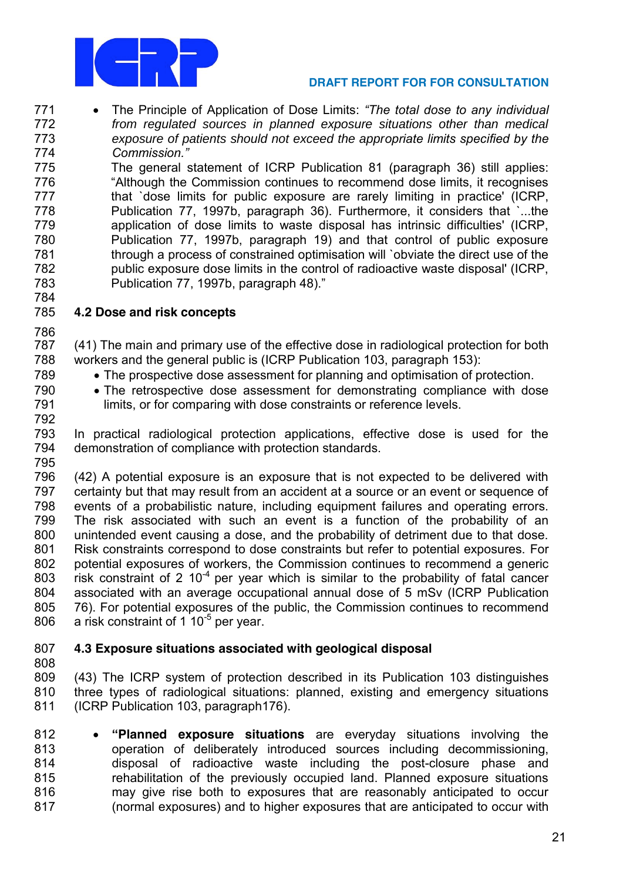- The Principle of Application of Dose Limits: *"The total dose to any individual from regulated sources in planned exposure situations other than medical exposure of patients should not exceed the appropriate limits specified by the Commission."*
  The general statement of ICRP Publication 81 (paragraph 36) still applies: "Although the Commission continues to recommend dose limits, it recognises that `dose limits for public exposure are rarely limiting in practice' (ICRP, Publication 77, 1997b, paragraph 36). Furthermore, it considers that `...the application of dose limits to waste disposal has intrinsic difficulties' (ICRP, Publication 77, 1997b, paragraph 19) and that control of public exposure through a process of constrained optimisation will `obviate the direct use of the public exposure dose limits in the control of radioactive waste disposal' (ICRP, Publication 77, 1997b, paragraph 48)."

## 4.2 Dose and risk concepts

(41) The main and primary use of the effective dose in radiological protection for both workers and the general public is (ICRP Publication 103, paragraph 153):

- The prospective dose assessment for planning and optimisation of protection.
- The retrospective dose assessment for demonstrating compliance with dose limits, or for comparing with dose constraints or reference levels.

In practical radiological protection applications, effective dose is used for the demonstration of compliance with protection standards.

(42) A potential exposure is an exposure that is not expected to be delivered with certainty but that may result from an accident at a source or an event or sequence of events of a probabilistic nature, including equipment failures and operating errors. The risk associated with such an event is a function of the probability of an unintended event causing a dose, and the probability of detriment due to that dose. Risk constraints correspond to dose constraints but refer to potential exposures. For potential exposures of workers, the Commission continues to recommend a generic risk constraint of $2\ 10^{-4}$ per year which is similar to the probability of fatal cancer associated with an average occupational annual dose of 5 mSv (ICRP Publication 76). For potential exposures of the public, the Commission continues to recommend a risk constraint of $1\ 10^{-5}$ per year.

## 4.3 Exposure situations associated with geological disposal

(43) The ICRP system of protection described in its Publication 103 distinguishes three types of radiological situations: planned, existing and emergency situations (ICRP Publication 103, paragraph176).

- **"Planned exposure situations** are everyday situations involving the operation of deliberately introduced sources including decommissioning, disposal of radioactive waste including the post-closure phase and rehabilitation of the previously occupied land. Planned exposure situations may give rise both to exposures that are reasonably anticipated to occur (normal exposures) and to higher exposures that are anticipated to occur with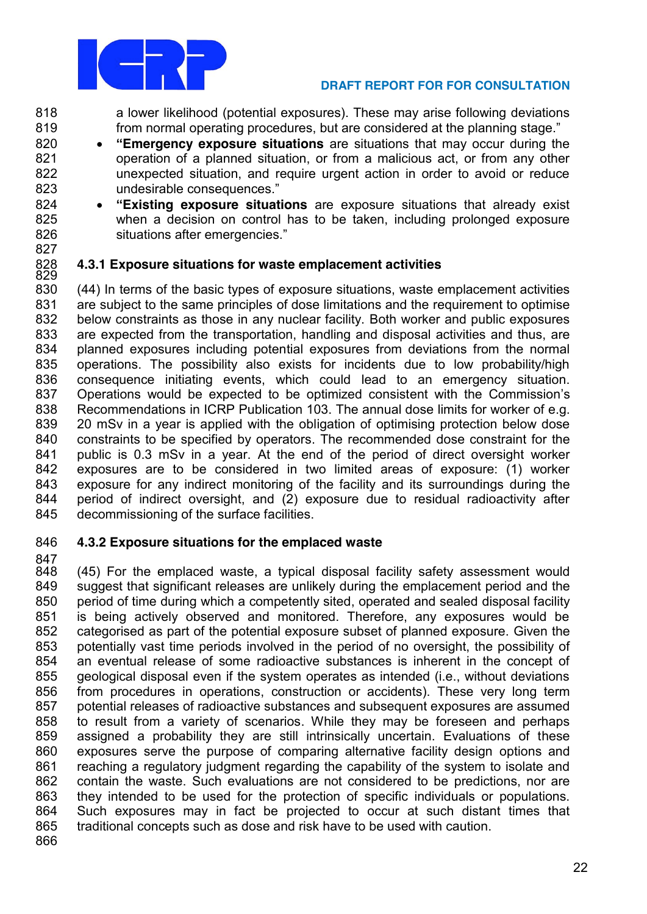a lower likelihood (potential exposures). These may arise following deviations from normal operating procedures, but are considered at the planning stage."

- **"Emergency exposure situations** are situations that may occur during the operation of a planned situation, or from a malicious act, or from any other unexpected situation, and require urgent action in order to avoid or reduce undesirable consequences."
- **"Existing exposure situations** are exposure situations that already exist when a decision on control has to be taken, including prolonged exposure situations after emergencies."

### 4.3.1 Exposure situations for waste emplacement activities

(44) In terms of the basic types of exposure situations, waste emplacement activities are subject to the same principles of dose limitations and the requirement to optimise below constraints as those in any nuclear facility. Both worker and public exposures are expected from the transportation, handling and disposal activities and thus, are planned exposures including potential exposures from deviations from the normal operations. The possibility also exists for incidents due to low probability/high consequence initiating events, which could lead to an emergency situation. Operations would be expected to be optimized consistent with the Commission's Recommendations in ICRP Publication 103. The annual dose limits for worker of e.g. 20 mSv in a year is applied with the obligation of optimising protection below dose constraints to be specified by operators. The recommended dose constraint for the public is 0.3 mSv in a year. At the end of the period of direct oversight worker exposures are to be considered in two limited areas of exposure: (1) worker exposure for any indirect monitoring of the facility and its surroundings during the period of indirect oversight, and (2) exposure due to residual radioactivity after decommissioning of the surface facilities.

### 4.3.2 Exposure situations for the emplaced waste

(45) For the emplaced waste, a typical disposal facility safety assessment would suggest that significant releases are unlikely during the emplacement period and the period of time during which a competently sited, operated and sealed disposal facility is being actively observed and monitored. Therefore, any exposures would be categorised as part of the potential exposure subset of planned exposure. Given the potentially vast time periods involved in the period of no oversight, the possibility of an eventual release of some radioactive substances is inherent in the concept of geological disposal even if the system operates as intended (i.e., without deviations from procedures in operations, construction or accidents). These very long term potential releases of radioactive substances and subsequent exposures are assumed to result from a variety of scenarios. While they may be foreseen and perhaps assigned a probability they are still intrinsically uncertain. Evaluations of these exposures serve the purpose of comparing alternative facility design options and reaching a regulatory judgment regarding the capability of the system to isolate and contain the waste. Such evaluations are not considered to be predictions, nor are they intended to be used for the protection of specific individuals or populations. Such exposures may in fact be projected to occur at such distant times that traditional concepts such as dose and risk have to be used with caution.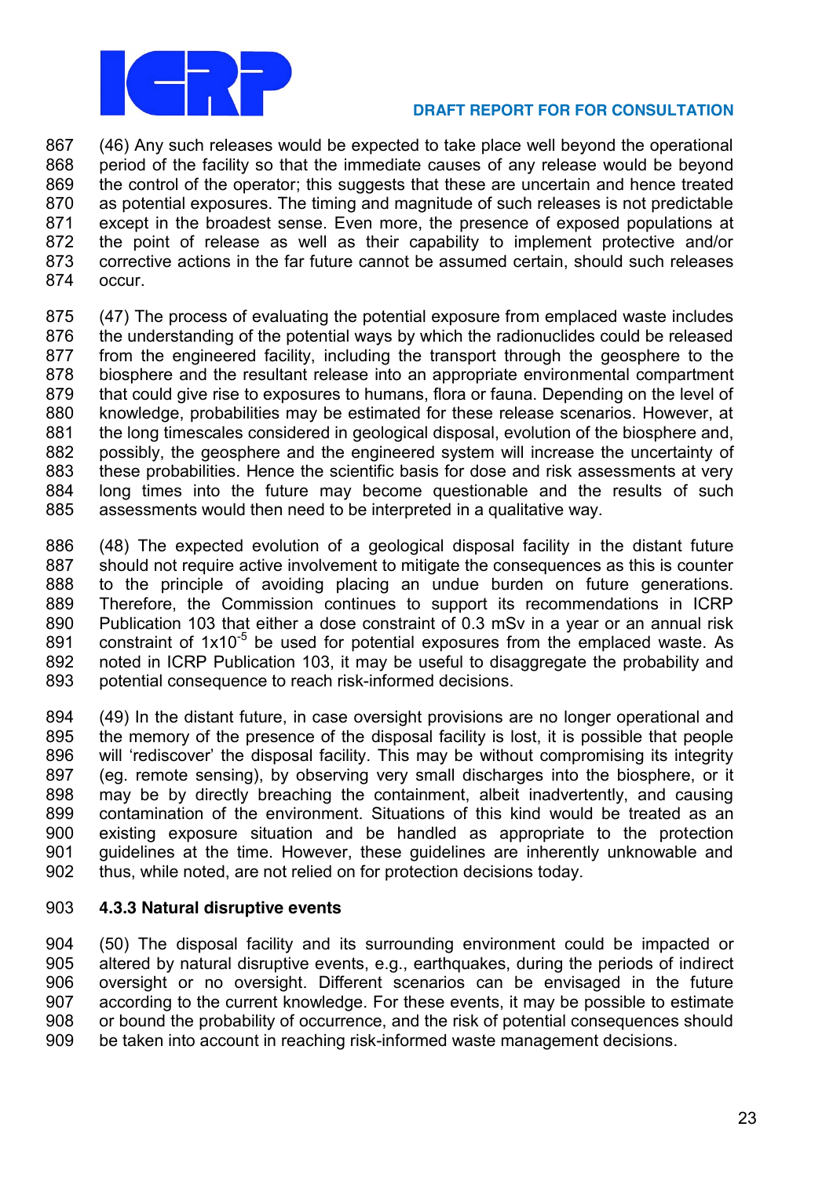(46) Any such releases would be expected to take place well beyond the operational period of the facility so that the immediate causes of any release would be beyond the control of the operator; this suggests that these are uncertain and hence treated as potential exposures. The timing and magnitude of such releases is not predictable except in the broadest sense. Even more, the presence of exposed populations at the point of release as well as their capability to implement protective and/or corrective actions in the far future cannot be assumed certain, should such releases occur.

(47) The process of evaluating the potential exposure from emplaced waste includes the understanding of the potential ways by which the radionuclides could be released from the engineered facility, including the transport through the geosphere to the biosphere and the resultant release into an appropriate environmental compartment that could give rise to exposures to humans, flora or fauna. Depending on the level of knowledge, probabilities may be estimated for these release scenarios. However, at the long timescales considered in geological disposal, evolution of the biosphere and, possibly, the geosphere and the engineered system will increase the uncertainty of these probabilities. Hence the scientific basis for dose and risk assessments at very long times into the future may become questionable and the results of such assessments would then need to be interpreted in a qualitative way.

(48) The expected evolution of a geological disposal facility in the distant future should not require active involvement to mitigate the consequences as this is counter to the principle of avoiding placing an undue burden on future generations. Therefore, the Commission continues to support its recommendations in ICRP Publication 103 that either a dose constraint of 0.3 mSv in a year or an annual risk constraint of $1 \times 10^{-5}$ be used for potential exposures from the emplaced waste. As noted in ICRP Publication 103, it may be useful to disaggregate the probability and potential consequence to reach risk-informed decisions.

(49) In the distant future, in case oversight provisions are no longer operational and the memory of the presence of the disposal facility is lost, it is possible that people will 'rediscover' the disposal facility. This may be without compromising its integrity (eg. remote sensing), by observing very small discharges into the biosphere, or it may be by directly breaching the containment, albeit inadvertently, and causing contamination of the environment. Situations of this kind would be treated as an existing exposure situation and be handled as appropriate to the protection guidelines at the time. However, these guidelines are inherently unknowable and thus, while noted, are not relied on for protection decisions today.

### 4.3.3 Natural disruptive events

(50) The disposal facility and its surrounding environment could be impacted or altered by natural disruptive events, e.g., earthquakes, during the periods of indirect oversight or no oversight. Different scenarios can be envisaged in the future according to the current knowledge. For these events, it may be possible to estimate or bound the probability of occurrence, and the risk of potential consequences should be taken into account in reaching risk-informed waste management decisions.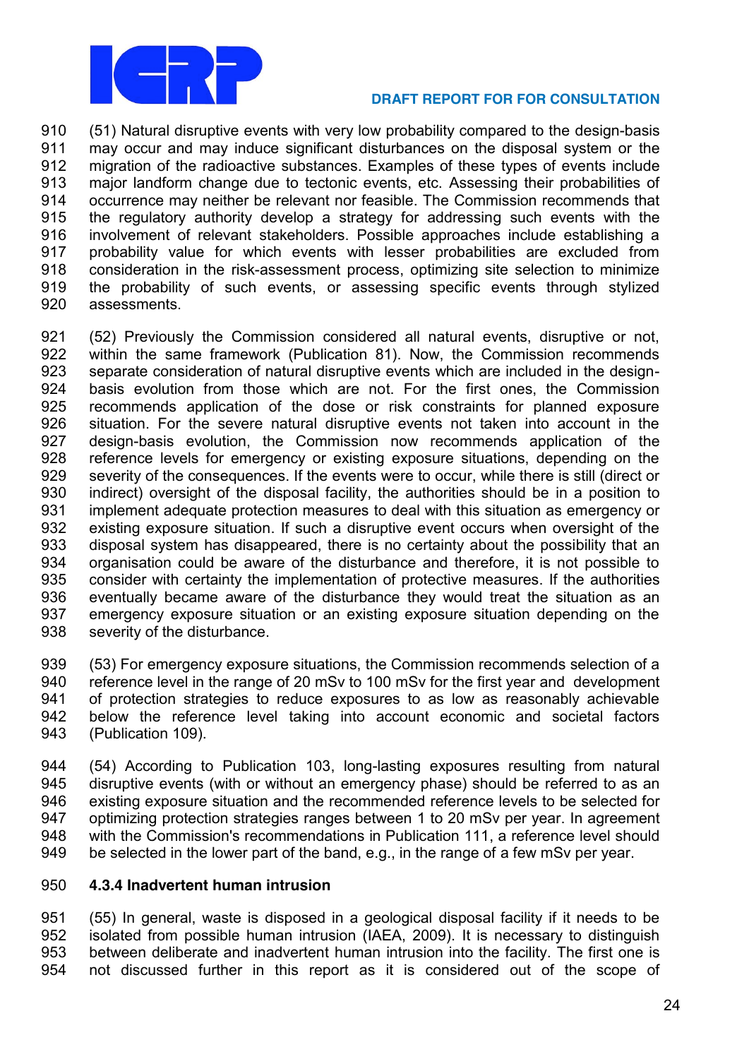(51) Natural disruptive events with very low probability compared to the design-basis may occur and may induce significant disturbances on the disposal system or the migration of the radioactive substances. Examples of these types of events include major landform change due to tectonic events, etc. Assessing their probabilities of occurrence may neither be relevant nor feasible. The Commission recommends that the regulatory authority develop a strategy for addressing such events with the involvement of relevant stakeholders. Possible approaches include establishing a probability value for which events with lesser probabilities are excluded from consideration in the risk-assessment process, optimizing site selection to minimize the probability of such events, or assessing specific events through stylized assessments.

(52) Previously the Commission considered all natural events, disruptive or not, within the same framework (Publication 81). Now, the Commission recommends separate consideration of natural disruptive events which are included in the design-basis evolution from those which are not. For the first ones, the Commission recommends application of the dose or risk constraints for planned exposure situation. For the severe natural disruptive events not taken into account in the design-basis evolution, the Commission now recommends application of the reference levels for emergency or existing exposure situations, depending on the severity of the consequences. If the events were to occur, while there is still (direct or indirect) oversight of the disposal facility, the authorities should be in a position to implement adequate protection measures to deal with this situation as emergency or existing exposure situation. If such a disruptive event occurs when oversight of the disposal system has disappeared, there is no certainty about the possibility that an organisation could be aware of the disturbance and therefore, it is not possible to consider with certainty the implementation of protective measures. If the authorities eventually became aware of the disturbance they would treat the situation as an emergency exposure situation or an existing exposure situation depending on the severity of the disturbance.

(53) For emergency exposure situations, the Commission recommends selection of a reference level in the range of 20 mSv to 100 mSv for the first year and development of protection strategies to reduce exposures to as low as reasonably achievable below the reference level taking into account economic and societal factors (Publication 109).

(54) According to Publication 103, long-lasting exposures resulting from natural disruptive events (with or without an emergency phase) should be referred to as an existing exposure situation and the recommended reference levels to be selected for optimizing protection strategies ranges between 1 to 20 mSv per year. In agreement with the Commission's recommendations in Publication 111, a reference level should be selected in the lower part of the band, e.g., in the range of a few mSv per year.

### 4.3.4 Inadvertent human intrusion

(55) In general, waste is disposed in a geological disposal facility if it needs to be isolated from possible human intrusion (IAEA, 2009). It is necessary to distinguish between deliberate and inadvertent human intrusion into the facility. The first one is not discussed further in this report as it is considered out of the scope of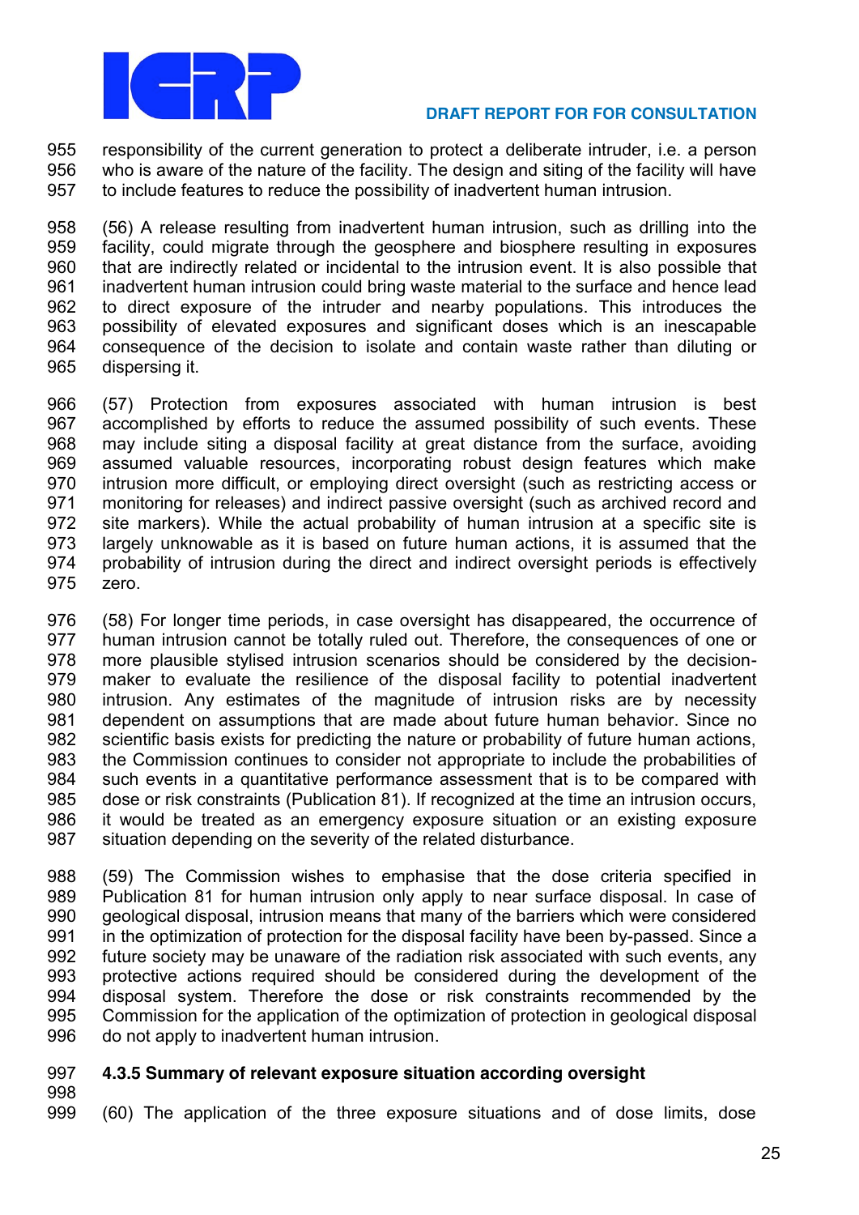responsibility of the current generation to protect a deliberate intruder, i.e. a person who is aware of the nature of the facility. The design and siting of the facility will have to include features to reduce the possibility of inadvertent human intrusion.

(56) A release resulting from inadvertent human intrusion, such as drilling into the facility, could migrate through the geosphere and biosphere resulting in exposures that are indirectly related or incidental to the intrusion event. It is also possible that inadvertent human intrusion could bring waste material to the surface and hence lead to direct exposure of the intruder and nearby populations. This introduces the possibility of elevated exposures and significant doses which is an inescapable consequence of the decision to isolate and contain waste rather than diluting or dispersing it.

(57) Protection from exposures associated with human intrusion is best accomplished by efforts to reduce the assumed possibility of such events. These may include siting a disposal facility at great distance from the surface, avoiding assumed valuable resources, incorporating robust design features which make intrusion more difficult, or employing direct oversight (such as restricting access or monitoring for releases) and indirect passive oversight (such as archived record and site markers). While the actual probability of human intrusion at a specific site is largely unknowable as it is based on future human actions, it is assumed that the probability of intrusion during the direct and indirect oversight periods is effectively zero.

(58) For longer time periods, in case oversight has disappeared, the occurrence of human intrusion cannot be totally ruled out. Therefore, the consequences of one or more plausible stylised intrusion scenarios should be considered by the decision-maker to evaluate the resilience of the disposal facility to potential inadvertent intrusion. Any estimates of the magnitude of intrusion risks are by necessity dependent on assumptions that are made about future human behavior. Since no scientific basis exists for predicting the nature or probability of future human actions, the Commission continues to consider not appropriate to include the probabilities of such events in a quantitative performance assessment that is to be compared with dose or risk constraints (Publication 81). If recognized at the time an intrusion occurs, it would be treated as an emergency exposure situation or an existing exposure situation depending on the severity of the related disturbance.

(59) The Commission wishes to emphasise that the dose criteria specified in Publication 81 for human intrusion only apply to near surface disposal. In case of geological disposal, intrusion means that many of the barriers which were considered in the optimization of protection for the disposal facility have been by-passed. Since a future society may be unaware of the radiation risk associated with such events, any protective actions required should be considered during the development of the disposal system. Therefore the dose or risk constraints recommended by the Commission for the application of the optimization of protection in geological disposal do not apply to inadvertent human intrusion.

### 4.3.5 Summary of relevant exposure situation according oversight

(60) The application of the three exposure situations and of dose limits, dose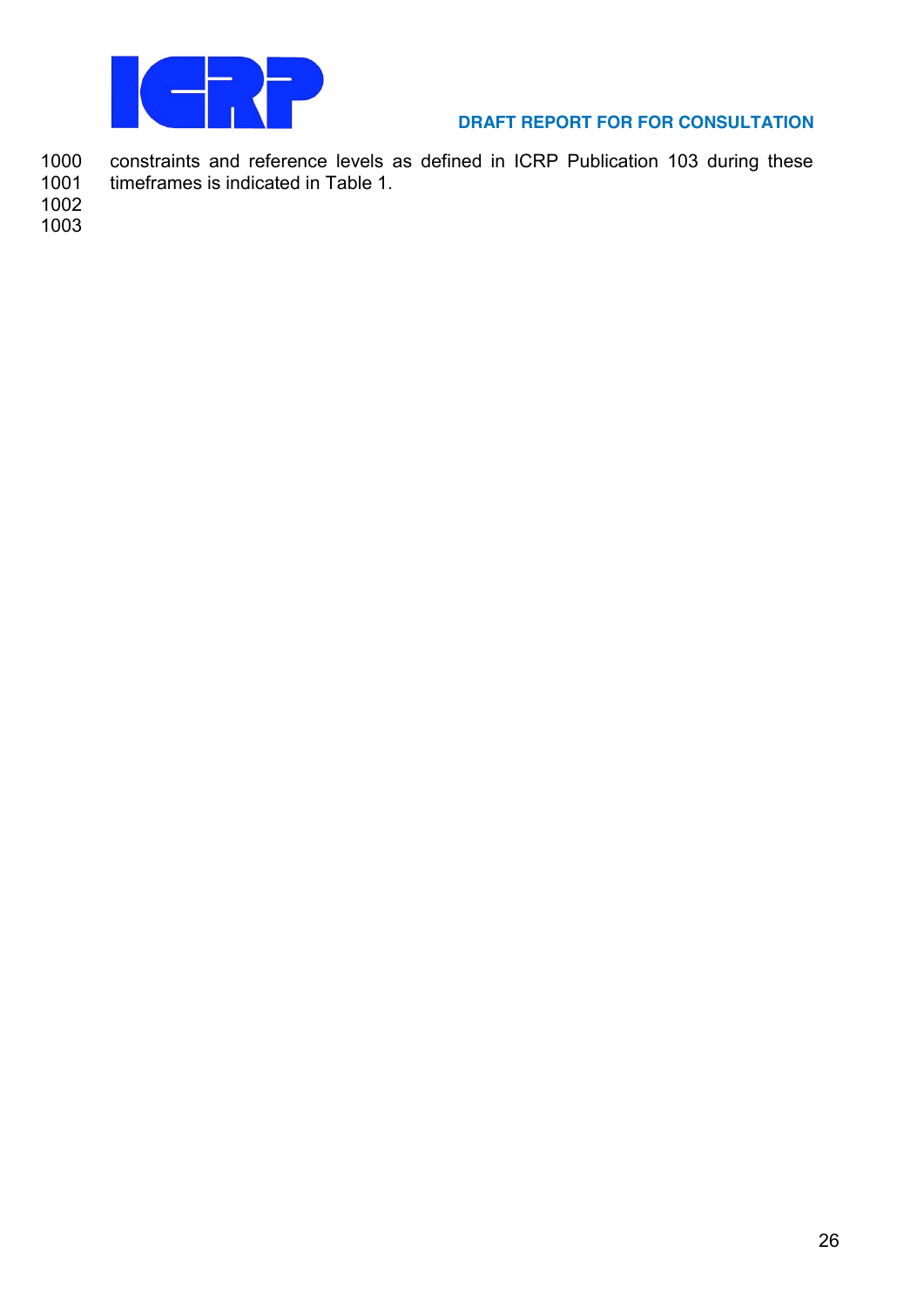constraints and reference levels as defined in ICRP Publication 103 during these timeframes is indicated in Table 1.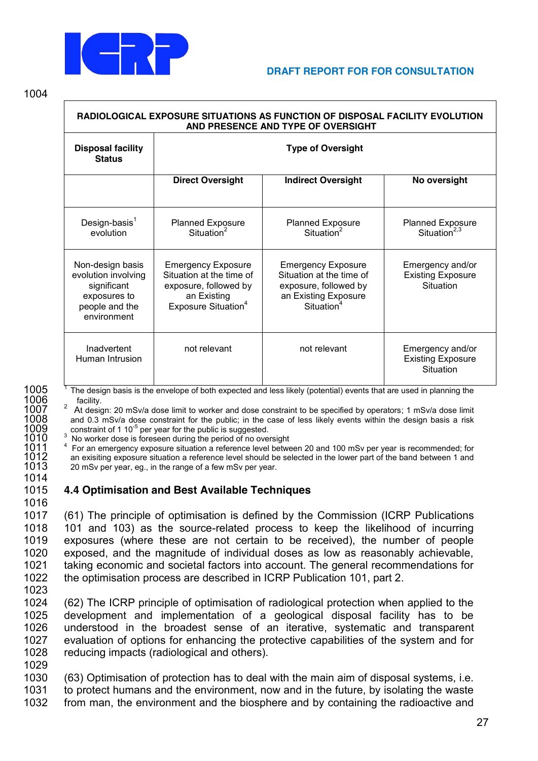| RADIOLOGICAL EXPOSURE SITUATIONS AS FUNCTION OF DISPOSAL FACILITY EVOLUTION AND PRESENCE AND TYPE OF OVERSIGHT | | | |
|---|---|---|---|
| **Disposal facility Status** | **Type of Oversight** | | |
| | **Direct Oversight** | **Indirect Oversight** | **No oversight** |
| Design-basis[1] evolution | Planned Exposure Situation[2] | Planned Exposure Situation[2] | Planned Exposure Situation[2,3] |
| Non-design basis evolution involving significant exposures to people and the environment | Emergency Exposure Situation at the time of exposure, followed by an Existing Exposure Situation[4] | Emergency Exposure Situation at the time of exposure, followed by an Existing Exposure Situation[4] | Emergency and/or Existing Exposure Situation |
| Inadvertent Human Intrusion | not relevant | not relevant | Emergency and/or Existing Exposure Situation |

[1] The design basis is the envelope of both expected and less likely (potential) events that are used in planning the facility.

[2] At design: 20 mSv/a dose limit to worker and dose constraint to be specified by operators; 1 mSv/a dose limit and 0.3 mSv/a dose constraint for the public; in the case of less likely events within the design basis a risk constraint of 1 $10^{-5}$ per year for the public is suggested.

[3] No worker dose is foreseen during the period of no oversight

[4] For an emergency exposure situation a reference level between 20 and 100 mSv per year is recommended; for an exisiting exposure situation a reference level should be selected in the lower part of the band between 1 and 20 mSv per year, eg., in the range of a few mSv per year.

## 4.4 Optimisation and Best Available Techniques

(61) The principle of optimisation is defined by the Commission (ICRP Publications 101 and 103) as the source-related process to keep the likelihood of incurring exposures (where these are not certain to be received), the number of people exposed, and the magnitude of individual doses as low as reasonably achievable, taking economic and societal factors into account. The general recommendations for the optimisation process are described in ICRP Publication 101, part 2.

(62) The ICRP principle of optimisation of radiological protection when applied to the development and implementation of a geological disposal facility has to be understood in the broadest sense of an iterative, systematic and transparent evaluation of options for enhancing the protective capabilities of the system and for reducing impacts (radiological and others).

(63) Optimisation of protection has to deal with the main aim of disposal systems, i.e. to protect humans and the environment, now and in the future, by isolating the waste from man, the environment and the biosphere and by containing the radioactive and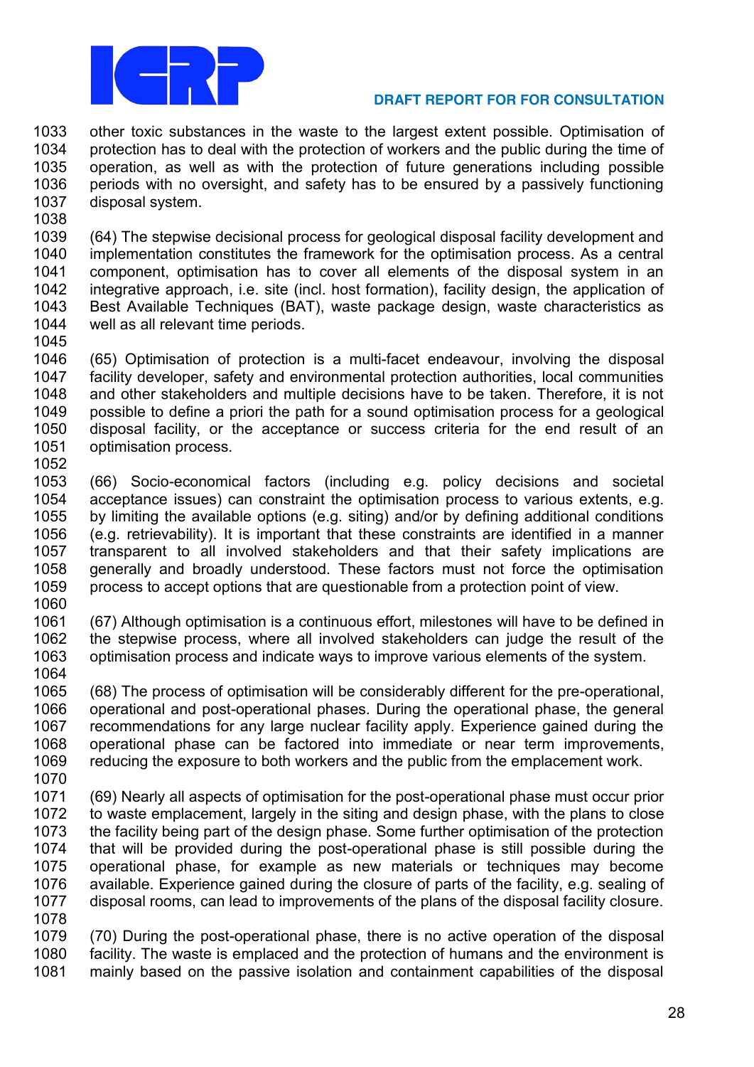other toxic substances in the waste to the largest extent possible. Optimisation of protection has to deal with the protection of workers and the public during the time of operation, as well as with the protection of future generations including possible periods with no oversight, and safety has to be ensured by a passively functioning disposal system.

(64) The stepwise decisional process for geological disposal facility development and implementation constitutes the framework for the optimisation process. As a central component, optimisation has to cover all elements of the disposal system in an integrative approach, i.e. site (incl. host formation), facility design, the application of Best Available Techniques (BAT), waste package design, waste characteristics as well as all relevant time periods.

(65) Optimisation of protection is a multi-facet endeavour, involving the disposal facility developer, safety and environmental protection authorities, local communities and other stakeholders and multiple decisions have to be taken. Therefore, it is not possible to define a priori the path for a sound optimisation process for a geological disposal facility, or the acceptance or success criteria for the end result of an optimisation process.

(66) Socio-economical factors (including e.g. policy decisions and societal acceptance issues) can constraint the optimisation process to various extents, e.g. by limiting the available options (e.g. siting) and/or by defining additional conditions (e.g. retrievability). It is important that these constraints are identified in a manner transparent to all involved stakeholders and that their safety implications are generally and broadly understood. These factors must not force the optimisation process to accept options that are questionable from a protection point of view.

(67) Although optimisation is a continuous effort, milestones will have to be defined in the stepwise process, where all involved stakeholders can judge the result of the optimisation process and indicate ways to improve various elements of the system.

(68) The process of optimisation will be considerably different for the pre-operational, operational and post-operational phases. During the operational phase, the general recommendations for any large nuclear facility apply. Experience gained during the operational phase can be factored into immediate or near term improvements, reducing the exposure to both workers and the public from the emplacement work.

(69) Nearly all aspects of optimisation for the post-operational phase must occur prior to waste emplacement, largely in the siting and design phase, with the plans to close the facility being part of the design phase. Some further optimisation of the protection that will be provided during the post-operational phase is still possible during the operational phase, for example as new materials or techniques may become available. Experience gained during the closure of parts of the facility, e.g. sealing of disposal rooms, can lead to improvements of the plans of the disposal facility closure.

(70) During the post-operational phase, there is no active operation of the disposal facility. The waste is emplaced and the protection of humans and the environment is mainly based on the passive isolation and containment capabilities of the disposal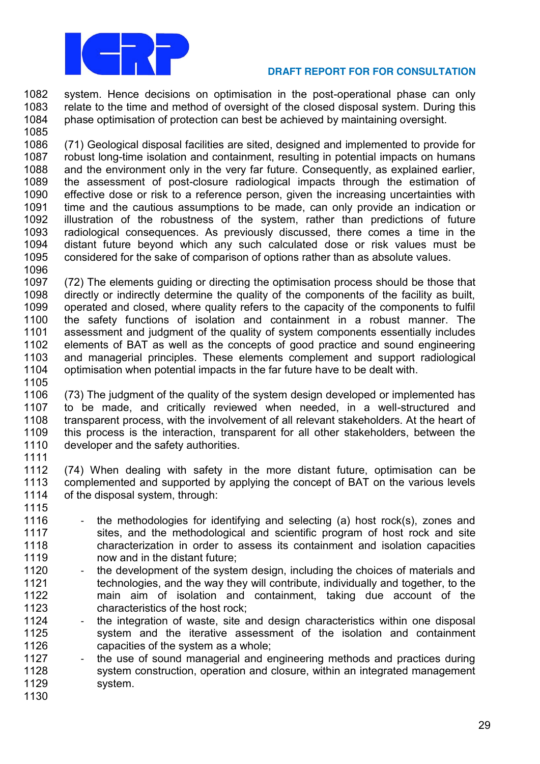system. Hence decisions on optimisation in the post-operational phase can only relate to the time and method of oversight of the closed disposal system. During this phase optimisation of protection can best be achieved by maintaining oversight.

(71) Geological disposal facilities are sited, designed and implemented to provide for robust long-time isolation and containment, resulting in potential impacts on humans and the environment only in the very far future. Consequently, as explained earlier, the assessment of post-closure radiological impacts through the estimation of effective dose or risk to a reference person, given the increasing uncertainties with time and the cautious assumptions to be made, can only provide an indication or illustration of the robustness of the system, rather than predictions of future radiological consequences. As previously discussed, there comes a time in the distant future beyond which any such calculated dose or risk values must be considered for the sake of comparison of options rather than as absolute values.

(72) The elements guiding or directing the optimisation process should be those that directly or indirectly determine the quality of the components of the facility as built, operated and closed, where quality refers to the capacity of the components to fulfil the safety functions of isolation and containment in a robust manner. The assessment and judgment of the quality of system components essentially includes elements of BAT as well as the concepts of good practice and sound engineering and managerial principles. These elements complement and support radiological optimisation when potential impacts in the far future have to be dealt with.

(73) The judgment of the quality of the system design developed or implemented has to be made, and critically reviewed when needed, in a well-structured and transparent process, with the involvement of all relevant stakeholders. At the heart of this process is the interaction, transparent for all other stakeholders, between the developer and the safety authorities.

(74) When dealing with safety in the more distant future, optimisation can be complemented and supported by applying the concept of BAT on the various levels of the disposal system, through:

- the methodologies for identifying and selecting (a) host rock(s), zones and sites, and the methodological and scientific program of host rock and site characterization in order to assess its containment and isolation capacities now and in the distant future;
- the development of the system design, including the choices of materials and technologies, and the way they will contribute, individually and together, to the main aim of isolation and containment, taking due account of the characteristics of the host rock;
- the integration of waste, site and design characteristics within one disposal system and the iterative assessment of the isolation and containment capacities of the system as a whole;
- the use of sound managerial and engineering methods and practices during system construction, operation and closure, within an integrated management system.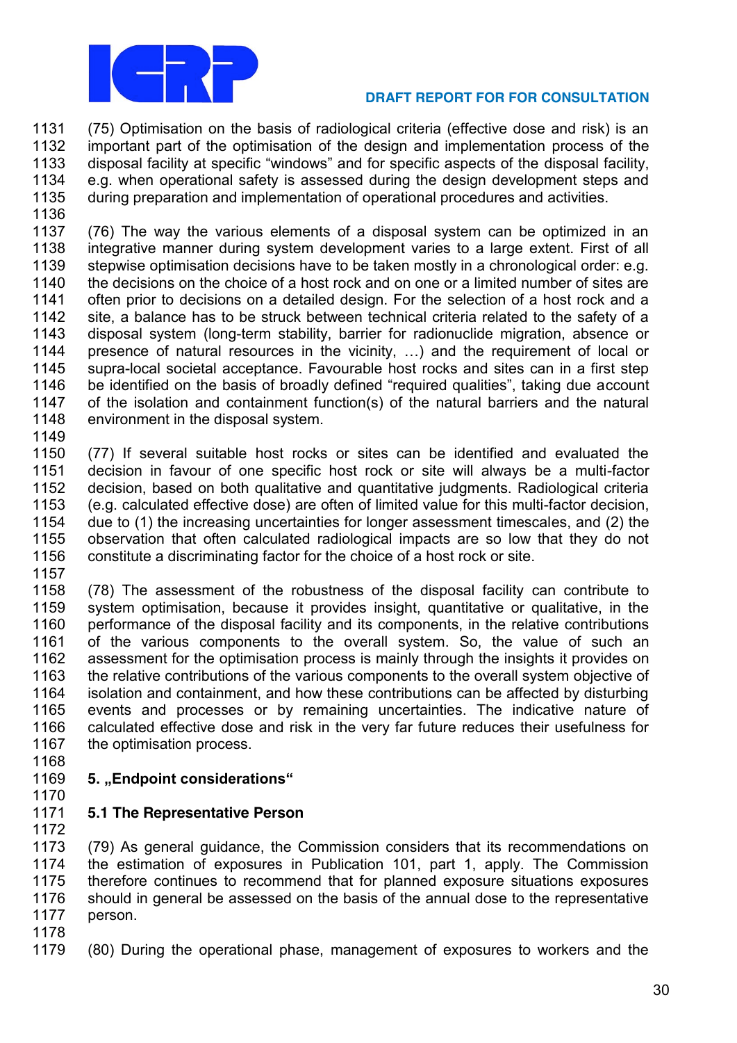(75) Optimisation on the basis of radiological criteria (effective dose and risk) is an important part of the optimisation of the design and implementation process of the disposal facility at specific “windows” and for specific aspects of the disposal facility, e.g. when operational safety is assessed during the design development steps and during preparation and implementation of operational procedures and activities.

(76) The way the various elements of a disposal system can be optimized in an integrative manner during system development varies to a large extent. First of all stepwise optimisation decisions have to be taken mostly in a chronological order: e.g. the decisions on the choice of a host rock and on one or a limited number of sites are often prior to decisions on a detailed design. For the selection of a host rock and a site, a balance has to be struck between technical criteria related to the safety of a disposal system (long-term stability, barrier for radionuclide migration, absence or presence of natural resources in the vicinity, …) and the requirement of local or supra-local societal acceptance. Favourable host rocks and sites can in a first step be identified on the basis of broadly defined “required qualities”, taking due account of the isolation and containment function(s) of the natural barriers and the natural environment in the disposal system.

(77) If several suitable host rocks or sites can be identified and evaluated the decision in favour of one specific host rock or site will always be a multi-factor decision, based on both qualitative and quantitative judgments. Radiological criteria (e.g. calculated effective dose) are often of limited value for this multi-factor decision, due to (1) the increasing uncertainties for longer assessment timescales, and (2) the observation that often calculated radiological impacts are so low that they do not constitute a discriminating factor for the choice of a host rock or site.

(78) The assessment of the robustness of the disposal facility can contribute to system optimisation, because it provides insight, quantitative or qualitative, in the performance of the disposal facility and its components, in the relative contributions of the various components to the overall system. So, the value of such an assessment for the optimisation process is mainly through the insights it provides on the relative contributions of the various components to the overall system objective of isolation and containment, and how these contributions can be affected by disturbing events and processes or by remaining uncertainties. The indicative nature of calculated effective dose and risk in the very far future reduces their usefulness for the optimisation process.

## 5. „Endpoint considerations“

### 5.1 The Representative Person

(79) As general guidance, the Commission considers that its recommendations on the estimation of exposures in Publication 101, part 1, apply. The Commission therefore continues to recommend that for planned exposure situations exposures should in general be assessed on the basis of the annual dose to the representative person.

(80) During the operational phase, management of exposures to workers and the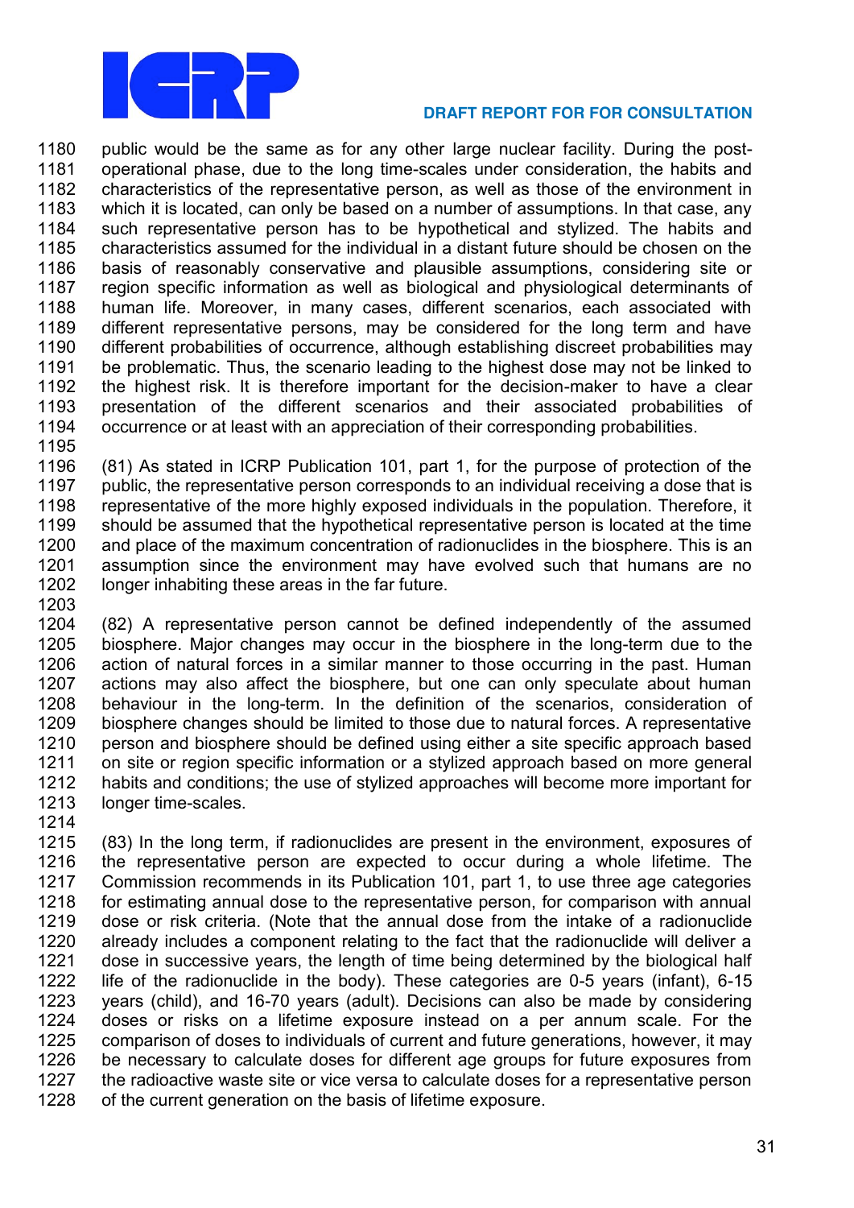public would be the same as for any other large nuclear facility. During the post-operational phase, due to the long time-scales under consideration, the habits and characteristics of the representative person, as well as those of the environment in which it is located, can only be based on a number of assumptions. In that case, any such representative person has to be hypothetical and stylized. The habits and characteristics assumed for the individual in a distant future should be chosen on the basis of reasonably conservative and plausible assumptions, considering site or region specific information as well as biological and physiological determinants of human life. Moreover, in many cases, different scenarios, each associated with different representative persons, may be considered for the long term and have different probabilities of occurrence, although establishing discreet probabilities may be problematic. Thus, the scenario leading to the highest dose may not be linked to the highest risk. It is therefore important for the decision-maker to have a clear presentation of the different scenarios and their associated probabilities of occurrence or at least with an appreciation of their corresponding probabilities.

(81) As stated in ICRP Publication 101, part 1, for the purpose of protection of the public, the representative person corresponds to an individual receiving a dose that is representative of the more highly exposed individuals in the population. Therefore, it should be assumed that the hypothetical representative person is located at the time and place of the maximum concentration of radionuclides in the biosphere. This is an assumption since the environment may have evolved such that humans are no longer inhabiting these areas in the far future.

(82) A representative person cannot be defined independently of the assumed biosphere. Major changes may occur in the biosphere in the long-term due to the action of natural forces in a similar manner to those occurring in the past. Human actions may also affect the biosphere, but one can only speculate about human behaviour in the long-term. In the definition of the scenarios, consideration of biosphere changes should be limited to those due to natural forces. A representative person and biosphere should be defined using either a site specific approach based on site or region specific information or a stylized approach based on more general habits and conditions; the use of stylized approaches will become more important for longer time-scales.

(83) In the long term, if radionuclides are present in the environment, exposures of the representative person are expected to occur during a whole lifetime. The Commission recommends in its Publication 101, part 1, to use three age categories for estimating annual dose to the representative person, for comparison with annual dose or risk criteria. (Note that the annual dose from the intake of a radionuclide already includes a component relating to the fact that the radionuclide will deliver a dose in successive years, the length of time being determined by the biological half life of the radionuclide in the body). These categories are 0-5 years (infant), 6-15 years (child), and 16-70 years (adult). Decisions can also be made by considering doses or risks on a lifetime exposure instead on a per annum scale. For the comparison of doses to individuals of current and future generations, however, it may be necessary to calculate doses for different age groups for future exposures from the radioactive waste site or vice versa to calculate doses for a representative person of the current generation on the basis of lifetime exposure.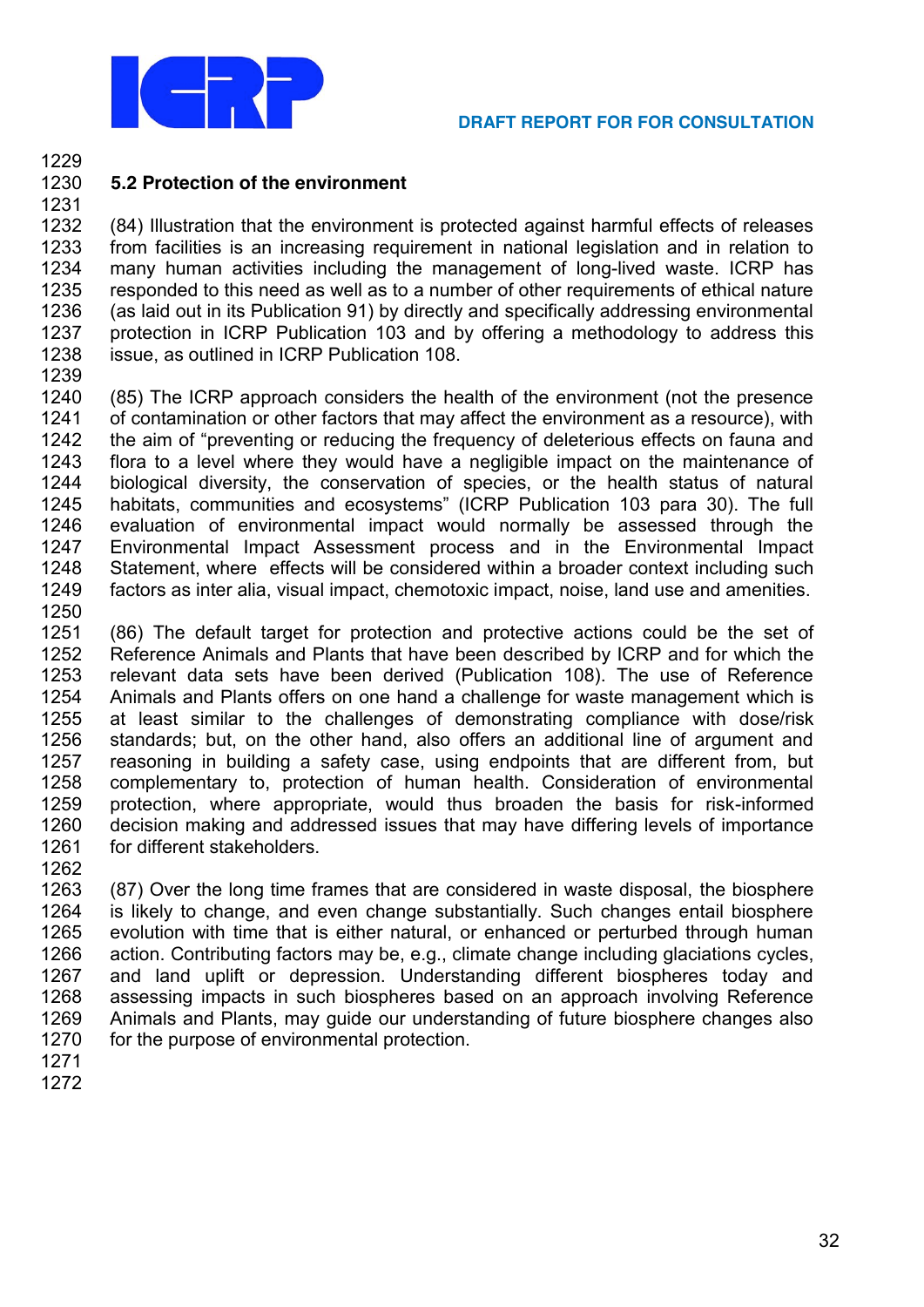## 5.2 Protection of the environment

(84) Illustration that the environment is protected against harmful effects of releases from facilities is an increasing requirement in national legislation and in relation to many human activities including the management of long-lived waste. ICRP has responded to this need as well as to a number of other requirements of ethical nature (as laid out in its Publication 91) by directly and specifically addressing environmental protection in ICRP Publication 103 and by offering a methodology to address this issue, as outlined in ICRP Publication 108.

(85) The ICRP approach considers the health of the environment (not the presence of contamination or other factors that may affect the environment as a resource), with the aim of "preventing or reducing the frequency of deleterious effects on fauna and flora to a level where they would have a negligible impact on the maintenance of biological diversity, the conservation of species, or the health status of natural habitats, communities and ecosystems" (ICRP Publication 103 para 30). The full evaluation of environmental impact would normally be assessed through the Environmental Impact Assessment process and in the Environmental Impact Statement, where effects will be considered within a broader context including such factors as inter alia, visual impact, chemotoxic impact, noise, land use and amenities.

(86) The default target for protection and protective actions could be the set of Reference Animals and Plants that have been described by ICRP and for which the relevant data sets have been derived (Publication 108). The use of Reference Animals and Plants offers on one hand a challenge for waste management which is at least similar to the challenges of demonstrating compliance with dose/risk standards; but, on the other hand, also offers an additional line of argument and reasoning in building a safety case, using endpoints that are different from, but complementary to, protection of human health. Consideration of environmental protection, where appropriate, would thus broaden the basis for risk-informed decision making and addressed issues that may have differing levels of importance for different stakeholders.

(87) Over the long time frames that are considered in waste disposal, the biosphere is likely to change, and even change substantially. Such changes entail biosphere evolution with time that is either natural, or enhanced or perturbed through human action. Contributing factors may be, e.g., climate change including glaciations cycles, and land uplift or depression. Understanding different biospheres today and assessing impacts in such biospheres based on an approach involving Reference Animals and Plants, may guide our understanding of future biosphere changes also for the purpose of environmental protection.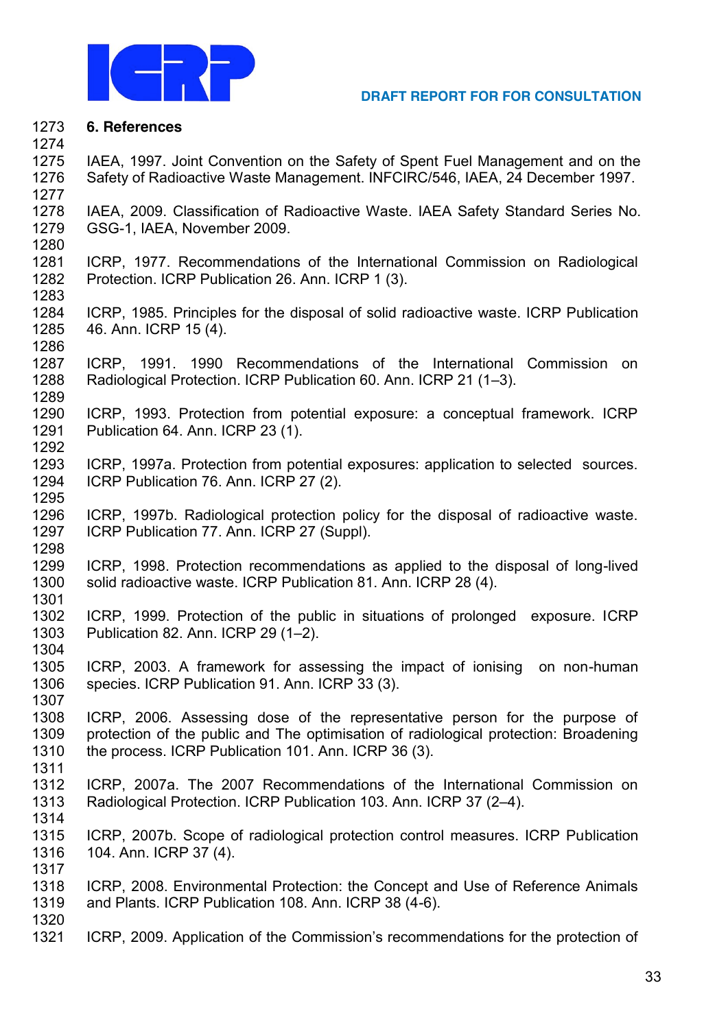## 6. References

IAEA, 1997. Joint Convention on the Safety of Spent Fuel Management and on the Safety of Radioactive Waste Management. INFCIRC/546, IAEA, 24 December 1997.

IAEA, 2009. Classification of Radioactive Waste. IAEA Safety Standard Series No. GSG-1, IAEA, November 2009.

ICRP, 1977. Recommendations of the International Commission on Radiological Protection. ICRP Publication 26. Ann. ICRP 1 (3).

ICRP, 1985. Principles for the disposal of solid radioactive waste. ICRP Publication 46. Ann. ICRP 15 (4).

ICRP, 1991. 1990 Recommendations of the International Commission on Radiological Protection. ICRP Publication 60. Ann. ICRP 21 (1–3).

ICRP, 1993. Protection from potential exposure: a conceptual framework. ICRP Publication 64. Ann. ICRP 23 (1).

ICRP, 1997a. Protection from potential exposures: application to selected sources. ICRP Publication 76. Ann. ICRP 27 (2).

ICRP, 1997b. Radiological protection policy for the disposal of radioactive waste. ICRP Publication 77. Ann. ICRP 27 (Suppl).

ICRP, 1998. Protection recommendations as applied to the disposal of long-lived solid radioactive waste. ICRP Publication 81. Ann. ICRP 28 (4).

ICRP, 1999. Protection of the public in situations of prolonged exposure. ICRP Publication 82. Ann. ICRP 29 (1–2).

ICRP, 2003. A framework for assessing the impact of ionising on non-human species. ICRP Publication 91. Ann. ICRP 33 (3).

ICRP, 2006. Assessing dose of the representative person for the purpose of protection of the public and The optimisation of radiological protection: Broadening the process. ICRP Publication 101. Ann. ICRP 36 (3).

ICRP, 2007a. The 2007 Recommendations of the International Commission on Radiological Protection. ICRP Publication 103. Ann. ICRP 37 (2–4).

ICRP, 2007b. Scope of radiological protection control measures. ICRP Publication 104. Ann. ICRP 37 (4).

ICRP, 2008. Environmental Protection: the Concept and Use of Reference Animals and Plants. ICRP Publication 108. Ann. ICRP 38 (4-6).

ICRP, 2009. Application of the Commission's recommendations for the protection of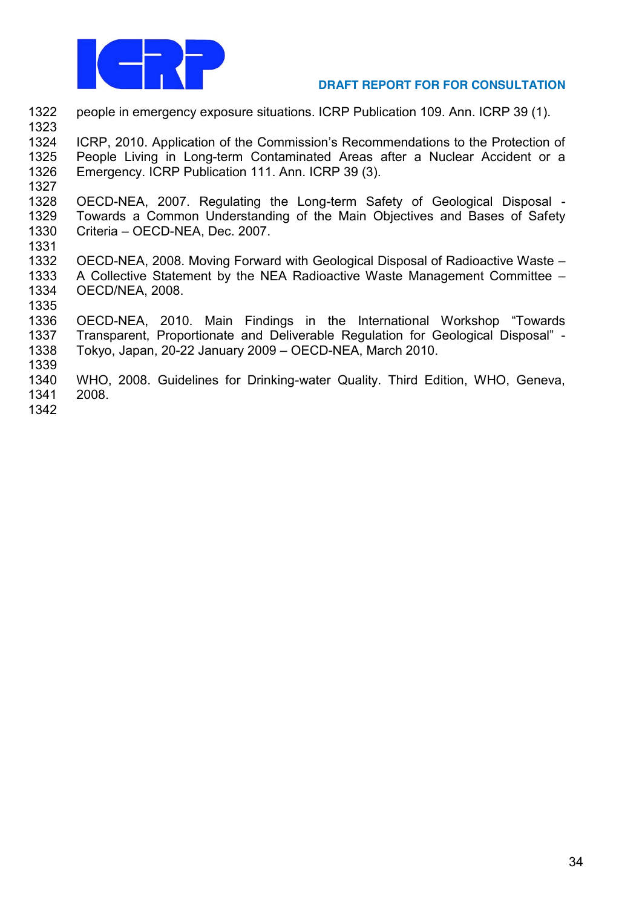people in emergency exposure situations. ICRP Publication 109. Ann. ICRP 39 (1).

ICRP, 2010. Application of the Commission's Recommendations to the Protection of People Living in Long-term Contaminated Areas after a Nuclear Accident or a Emergency. ICRP Publication 111. Ann. ICRP 39 (3).

OECD-NEA, 2007. Regulating the Long-term Safety of Geological Disposal - Towards a Common Understanding of the Main Objectives and Bases of Safety Criteria – OECD-NEA, Dec. 2007.

OECD-NEA, 2008. Moving Forward with Geological Disposal of Radioactive Waste – A Collective Statement by the NEA Radioactive Waste Management Committee – OECD/NEA, 2008.

OECD-NEA, 2010. Main Findings in the International Workshop "Towards Transparent, Proportionate and Deliverable Regulation for Geological Disposal" - Tokyo, Japan, 20-22 January 2009 – OECD-NEA, March 2010.

WHO, 2008. Guidelines for Drinking-water Quality. Third Edition, WHO, Geneva, 2008.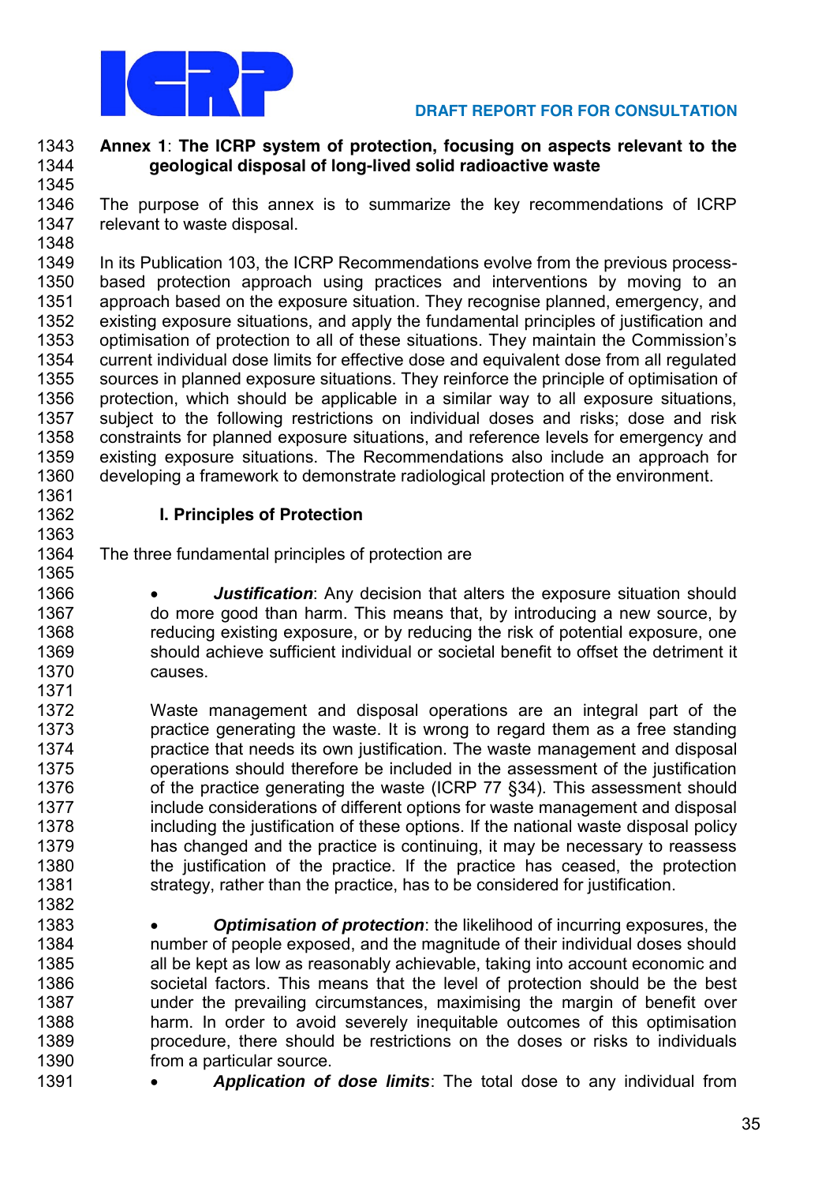## Annex 1: The ICRP system of protection, focusing on aspects relevant to the geological disposal of long-lived solid radioactive waste

The purpose of this annex is to summarize the key recommendations of ICRP relevant to waste disposal.

In its Publication 103, the ICRP Recommendations evolve from the previous process-based protection approach using practices and interventions by moving to an approach based on the exposure situation. They recognise planned, emergency, and existing exposure situations, and apply the fundamental principles of justification and optimisation of protection to all of these situations. They maintain the Commission's current individual dose limits for effective dose and equivalent dose from all regulated sources in planned exposure situations. They reinforce the principle of optimisation of protection, which should be applicable in a similar way to all exposure situations, subject to the following restrictions on individual doses and risks; dose and risk constraints for planned exposure situations, and reference levels for emergency and existing exposure situations. The Recommendations also include an approach for developing a framework to demonstrate radiological protection of the environment.

### I. Principles of Protection

The three fundamental principles of protection are

- ***Justification***: Any decision that alters the exposure situation should do more good than harm. This means that, by introducing a new source, by reducing existing exposure, or by reducing the risk of potential exposure, one should achieve sufficient individual or societal benefit to offset the detriment it causes.

  Waste management and disposal operations are an integral part of the practice generating the waste. It is wrong to regard them as a free standing practice that needs its own justification. The waste management and disposal operations should therefore be included in the assessment of the justification of the practice generating the waste (ICRP 77 §34). This assessment should include considerations of different options for waste management and disposal including the justification of these options. If the national waste disposal policy has changed and the practice is continuing, it may be necessary to reassess the justification of the practice. If the practice has ceased, the protection strategy, rather than the practice, has to be considered for justification.

- ***Optimisation of protection***: the likelihood of incurring exposures, the number of people exposed, and the magnitude of their individual doses should all be kept as low as reasonably achievable, taking into account economic and societal factors. This means that the level of protection should be the best under the prevailing circumstances, maximising the margin of benefit over harm. In order to avoid severely inequitable outcomes of this optimisation procedure, there should be restrictions on the doses or risks to individuals from a particular source.
- ***Application of dose limits***: The total dose to any individual from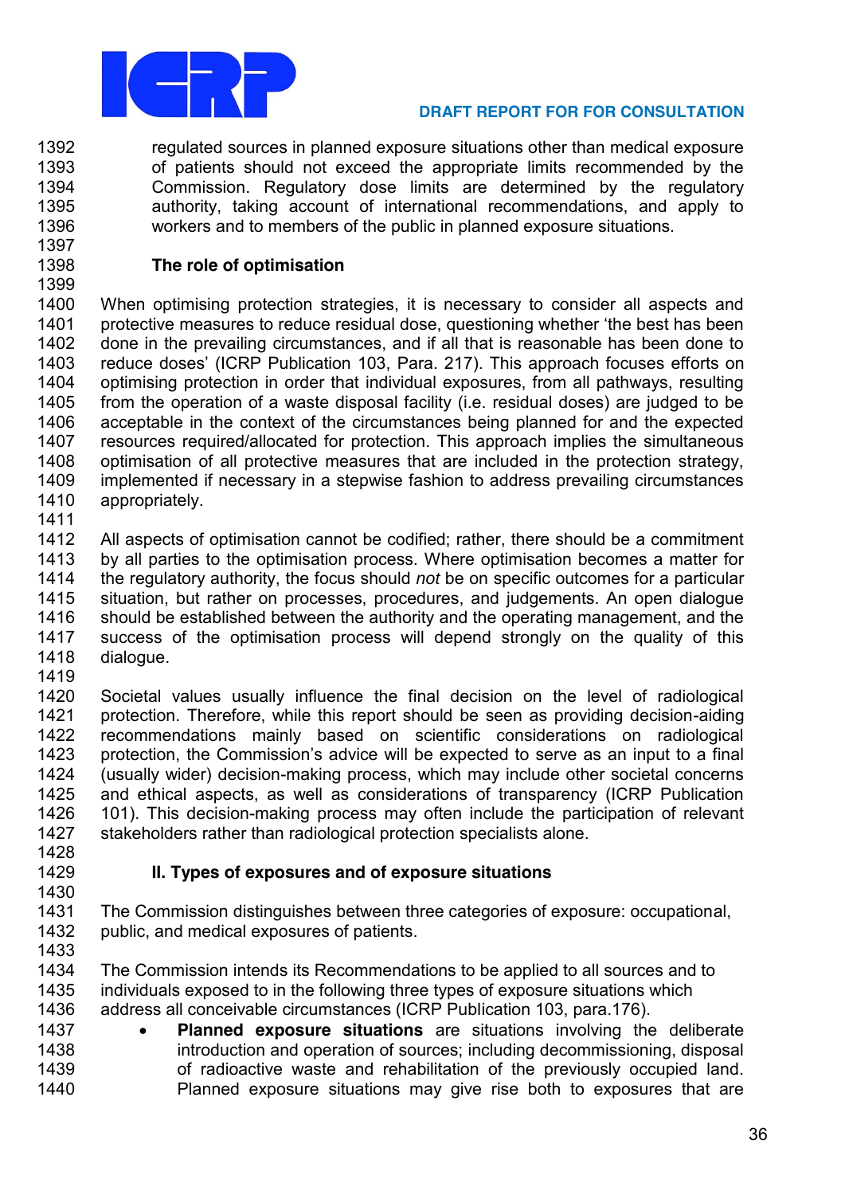regulated sources in planned exposure situations other than medical exposure of patients should not exceed the appropriate limits recommended by the Commission. Regulatory dose limits are determined by the regulatory authority, taking account of international recommendations, and apply to workers and to members of the public in planned exposure situations.

### The role of optimisation

When optimising protection strategies, it is necessary to consider all aspects and protective measures to reduce residual dose, questioning whether 'the best has been done in the prevailing circumstances, and if all that is reasonable has been done to reduce doses' (ICRP Publication 103, Para. 217). This approach focuses efforts on optimising protection in order that individual exposures, from all pathways, resulting from the operation of a waste disposal facility (i.e. residual doses) are judged to be acceptable in the context of the circumstances being planned for and the expected resources required/allocated for protection. This approach implies the simultaneous optimisation of all protective measures that are included in the protection strategy, implemented if necessary in a stepwise fashion to address prevailing circumstances appropriately.

All aspects of optimisation cannot be codified; rather, there should be a commitment by all parties to the optimisation process. Where optimisation becomes a matter for the regulatory authority, the focus should *not* be on specific outcomes for a particular situation, but rather on processes, procedures, and judgements. An open dialogue should be established between the authority and the operating management, and the success of the optimisation process will depend strongly on the quality of this dialogue.

Societal values usually influence the final decision on the level of radiological protection. Therefore, while this report should be seen as providing decision-aiding recommendations mainly based on scientific considerations on radiological protection, the Commission's advice will be expected to serve as an input to a final (usually wider) decision-making process, which may include other societal concerns and ethical aspects, as well as considerations of transparency (ICRP Publication 101). This decision-making process may often include the participation of relevant stakeholders rather than radiological protection specialists alone.

### II. Types of exposures and of exposure situations

The Commission distinguishes between three categories of exposure: occupational, public, and medical exposures of patients.

The Commission intends its Recommendations to be applied to all sources and to individuals exposed to in the following three types of exposure situations which address all conceivable circumstances (ICRP Publication 103, para.176).

- **Planned exposure situations** are situations involving the deliberate introduction and operation of sources; including decommissioning, disposal of radioactive waste and rehabilitation of the previously occupied land. Planned exposure situations may give rise both to exposures that are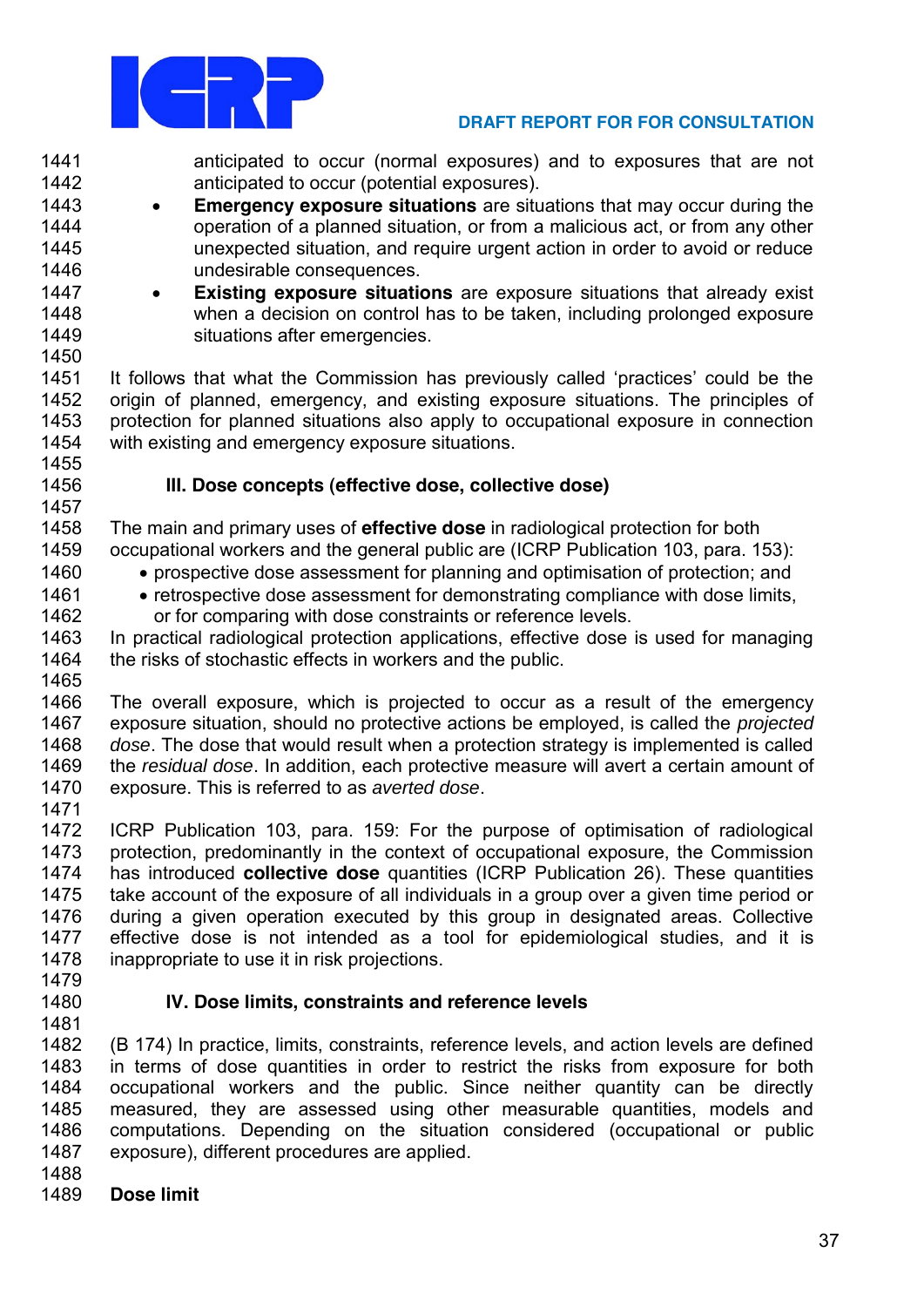anticipated to occur (normal exposures) and to exposures that are not anticipated to occur (potential exposures).

- **Emergency exposure situations** are situations that may occur during the operation of a planned situation, or from a malicious act, or from any other unexpected situation, and require urgent action in order to avoid or reduce undesirable consequences.
- **Existing exposure situations** are exposure situations that already exist when a decision on control has to be taken, including prolonged exposure situations after emergencies.

It follows that what the Commission has previously called 'practices' could be the origin of planned, emergency, and existing exposure situations. The principles of protection for planned situations also apply to occupational exposure in connection with existing and emergency exposure situations.

### III. Dose concepts (effective dose, collective dose)

The main and primary uses of **effective dose** in radiological protection for both occupational workers and the general public are (ICRP Publication 103, para. 153):

- prospective dose assessment for planning and optimisation of protection; and
- retrospective dose assessment for demonstrating compliance with dose limits, or for comparing with dose constraints or reference levels.

In practical radiological protection applications, effective dose is used for managing the risks of stochastic effects in workers and the public.

The overall exposure, which is projected to occur as a result of the emergency exposure situation, should no protective actions be employed, is called the *projected dose*. The dose that would result when a protection strategy is implemented is called the *residual dose*. In addition, each protective measure will avert a certain amount of exposure. This is referred to as *averted dose*.

ICRP Publication 103, para. 159: For the purpose of optimisation of radiological protection, predominantly in the context of occupational exposure, the Commission has introduced **collective dose** quantities (ICRP Publication 26). These quantities take account of the exposure of all individuals in a group over a given time period or during a given operation executed by this group in designated areas. Collective effective dose is not intended as a tool for epidemiological studies, and it is inappropriate to use it in risk projections.

### IV. Dose limits, constraints and reference levels

(B 174) In practice, limits, constraints, reference levels, and action levels are defined in terms of dose quantities in order to restrict the risks from exposure for both occupational workers and the public. Since neither quantity can be directly measured, they are assessed using other measurable quantities, models and computations. Depending on the situation considered (occupational or public exposure), different procedures are applied.

**Dose limit**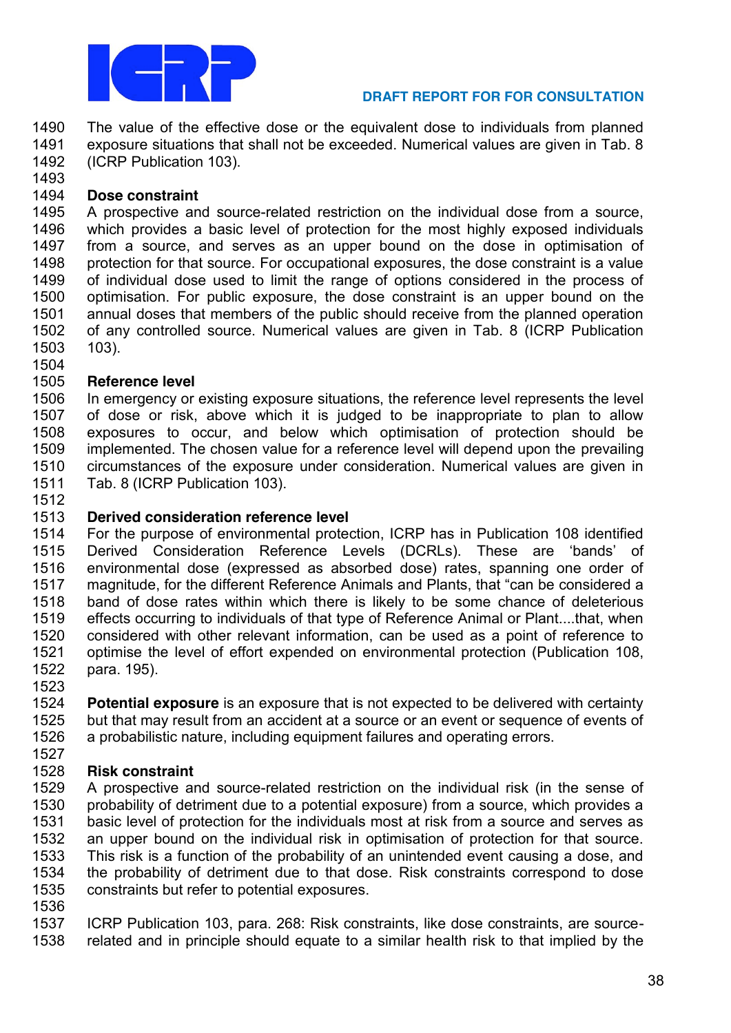The value of the effective dose or the equivalent dose to individuals from planned exposure situations that shall not be exceeded. Numerical values are given in Tab. 8 (ICRP Publication 103).

**Dose constraint**

A prospective and source-related restriction on the individual dose from a source, which provides a basic level of protection for the most highly exposed individuals from a source, and serves as an upper bound on the dose in optimisation of protection for that source. For occupational exposures, the dose constraint is a value of individual dose used to limit the range of options considered in the process of optimisation. For public exposure, the dose constraint is an upper bound on the annual doses that members of the public should receive from the planned operation of any controlled source. Numerical values are given in Tab. 8 (ICRP Publication 103).

**Reference level**

In emergency or existing exposure situations, the reference level represents the level of dose or risk, above which it is judged to be inappropriate to plan to allow exposures to occur, and below which optimisation of protection should be implemented. The chosen value for a reference level will depend upon the prevailing circumstances of the exposure under consideration. Numerical values are given in Tab. 8 (ICRP Publication 103).

**Derived consideration reference level**

For the purpose of environmental protection, ICRP has in Publication 108 identified Derived Consideration Reference Levels (DCRLs). These are 'bands' of environmental dose (expressed as absorbed dose) rates, spanning one order of magnitude, for the different Reference Animals and Plants, that "can be considered a band of dose rates within which there is likely to be some chance of deleterious effects occurring to individuals of that type of Reference Animal or Plant....that, when considered with other relevant information, can be used as a point of reference to optimise the level of effort expended on environmental protection (Publication 108, para. 195).

**Potential exposure** is an exposure that is not expected to be delivered with certainty but that may result from an accident at a source or an event or sequence of events of a probabilistic nature, including equipment failures and operating errors.

**Risk constraint**

A prospective and source-related restriction on the individual risk (in the sense of probability of detriment due to a potential exposure) from a source, which provides a basic level of protection for the individuals most at risk from a source and serves as an upper bound on the individual risk in optimisation of protection for that source. This risk is a function of the probability of an unintended event causing a dose, and the probability of detriment due to that dose. Risk constraints correspond to dose constraints but refer to potential exposures.

ICRP Publication 103, para. 268: Risk constraints, like dose constraints, are source-related and in principle should equate to a similar health risk to that implied by the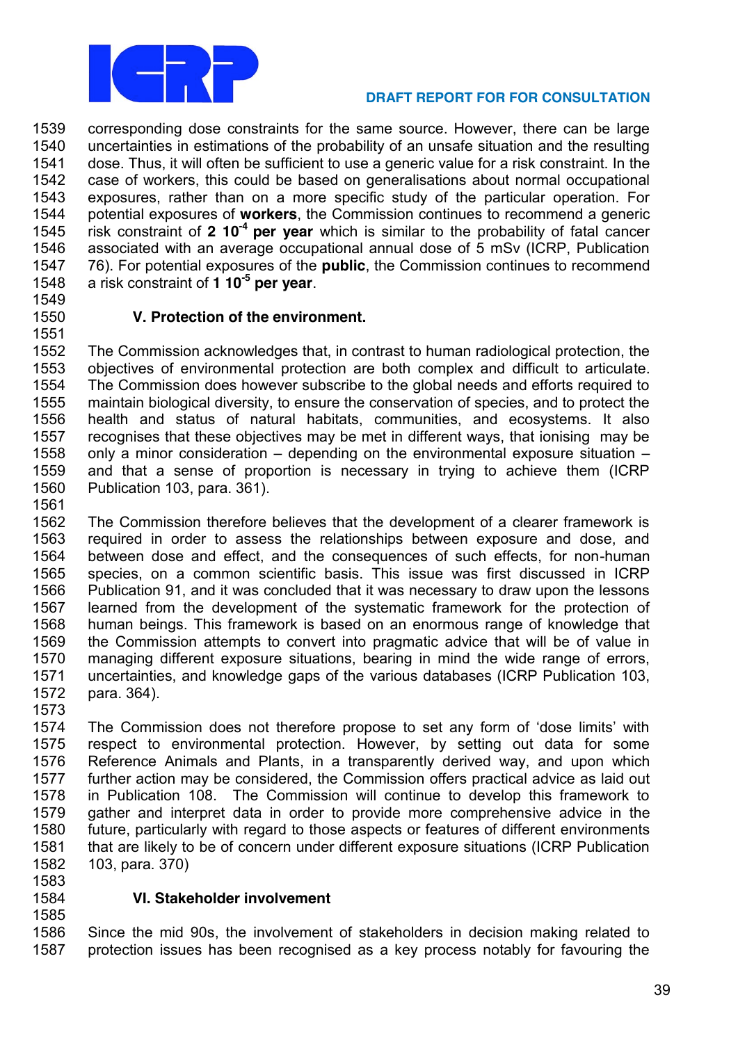corresponding dose constraints for the same source. However, there can be large uncertainties in estimations of the probability of an unsafe situation and the resulting dose. Thus, it will often be sufficient to use a generic value for a risk constraint. In the case of workers, this could be based on generalisations about normal occupational exposures, rather than on a more specific study of the particular operation. For potential exposures of **workers**, the Commission continues to recommend a generic risk constraint of **2 $10^{-4}$ per year** which is similar to the probability of fatal cancer associated with an average occupational annual dose of 5 mSv (ICRP, Publication 76). For potential exposures of the **public**, the Commission continues to recommend a risk constraint of **1 $10^{-5}$ per year**.

### V. Protection of the environment.

The Commission acknowledges that, in contrast to human radiological protection, the objectives of environmental protection are both complex and difficult to articulate. The Commission does however subscribe to the global needs and efforts required to maintain biological diversity, to ensure the conservation of species, and to protect the health and status of natural habitats, communities, and ecosystems. It also recognises that these objectives may be met in different ways, that ionising may be only a minor consideration – depending on the environmental exposure situation – and that a sense of proportion is necessary in trying to achieve them (ICRP Publication 103, para. 361).

The Commission therefore believes that the development of a clearer framework is required in order to assess the relationships between exposure and dose, and between dose and effect, and the consequences of such effects, for non-human species, on a common scientific basis. This issue was first discussed in ICRP Publication 91, and it was concluded that it was necessary to draw upon the lessons learned from the development of the systematic framework for the protection of human beings. This framework is based on an enormous range of knowledge that the Commission attempts to convert into pragmatic advice that will be of value in managing different exposure situations, bearing in mind the wide range of errors, uncertainties, and knowledge gaps of the various databases (ICRP Publication 103, para. 364).

The Commission does not therefore propose to set any form of 'dose limits' with respect to environmental protection. However, by setting out data for some Reference Animals and Plants, in a transparently derived way, and upon which further action may be considered, the Commission offers practical advice as laid out in Publication 108. The Commission will continue to develop this framework to gather and interpret data in order to provide more comprehensive advice in the future, particularly with regard to those aspects or features of different environments that are likely to be of concern under different exposure situations (ICRP Publication 103, para. 370)

### VI. Stakeholder involvement

Since the mid 90s, the involvement of stakeholders in decision making related to protection issues has been recognised as a key process notably for favouring the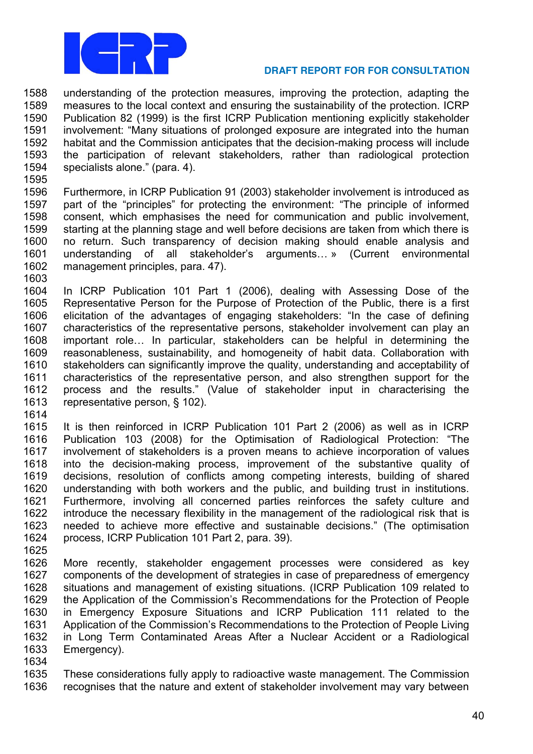understanding of the protection measures, improving the protection, adapting the measures to the local context and ensuring the sustainability of the protection. ICRP Publication 82 (1999) is the first ICRP Publication mentioning explicitly stakeholder involvement: “Many situations of prolonged exposure are integrated into the human habitat and the Commission anticipates that the decision-making process will include the participation of relevant stakeholders, rather than radiological protection specialists alone.” (para. 4).

Furthermore, in ICRP Publication 91 (2003) stakeholder involvement is introduced as part of the “principles” for protecting the environment: “The principle of informed consent, which emphasises the need for communication and public involvement, starting at the planning stage and well before decisions are taken from which there is no return. Such transparency of decision making should enable analysis and understanding of all stakeholder’s arguments… » (Current environmental management principles, para. 47).

In ICRP Publication 101 Part 1 (2006), dealing with Assessing Dose of the Representative Person for the Purpose of Protection of the Public, there is a first elicitation of the advantages of engaging stakeholders: “In the case of defining characteristics of the representative persons, stakeholder involvement can play an important role… In particular, stakeholders can be helpful in determining the reasonableness, sustainability, and homogeneity of habit data. Collaboration with stakeholders can significantly improve the quality, understanding and acceptability of characteristics of the representative person, and also strengthen support for the process and the results.” (Value of stakeholder input in characterising the representative person, § 102).

It is then reinforced in ICRP Publication 101 Part 2 (2006) as well as in ICRP Publication 103 (2008) for the Optimisation of Radiological Protection: “The involvement of stakeholders is a proven means to achieve incorporation of values into the decision-making process, improvement of the substantive quality of decisions, resolution of conflicts among competing interests, building of shared understanding with both workers and the public, and building trust in institutions. Furthermore, involving all concerned parties reinforces the safety culture and introduce the necessary flexibility in the management of the radiological risk that is needed to achieve more effective and sustainable decisions.” (The optimisation process, ICRP Publication 101 Part 2, para. 39).

More recently, stakeholder engagement processes were considered as key components of the development of strategies in case of preparedness of emergency situations and management of existing situations. (ICRP Publication 109 related to the Application of the Commission’s Recommendations for the Protection of People in Emergency Exposure Situations and ICRP Publication 111 related to the Application of the Commission’s Recommendations to the Protection of People Living in Long Term Contaminated Areas After a Nuclear Accident or a Radiological Emergency).

These considerations fully apply to radioactive waste management. The Commission recognises that the nature and extent of stakeholder involvement may vary between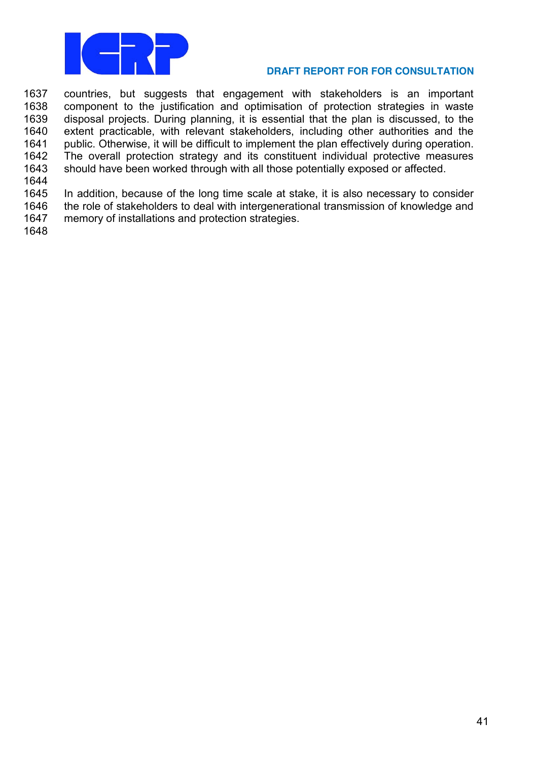countries, but suggests that engagement with stakeholders is an important component to the justification and optimisation of protection strategies in waste disposal projects. During planning, it is essential that the plan is discussed, to the extent practicable, with relevant stakeholders, including other authorities and the public. Otherwise, it will be difficult to implement the plan effectively during operation. The overall protection strategy and its constituent individual protective measures should have been worked through with all those potentially exposed or affected.

In addition, because of the long time scale at stake, it is also necessary to consider the role of stakeholders to deal with intergenerational transmission of knowledge and memory of installations and protection strategies.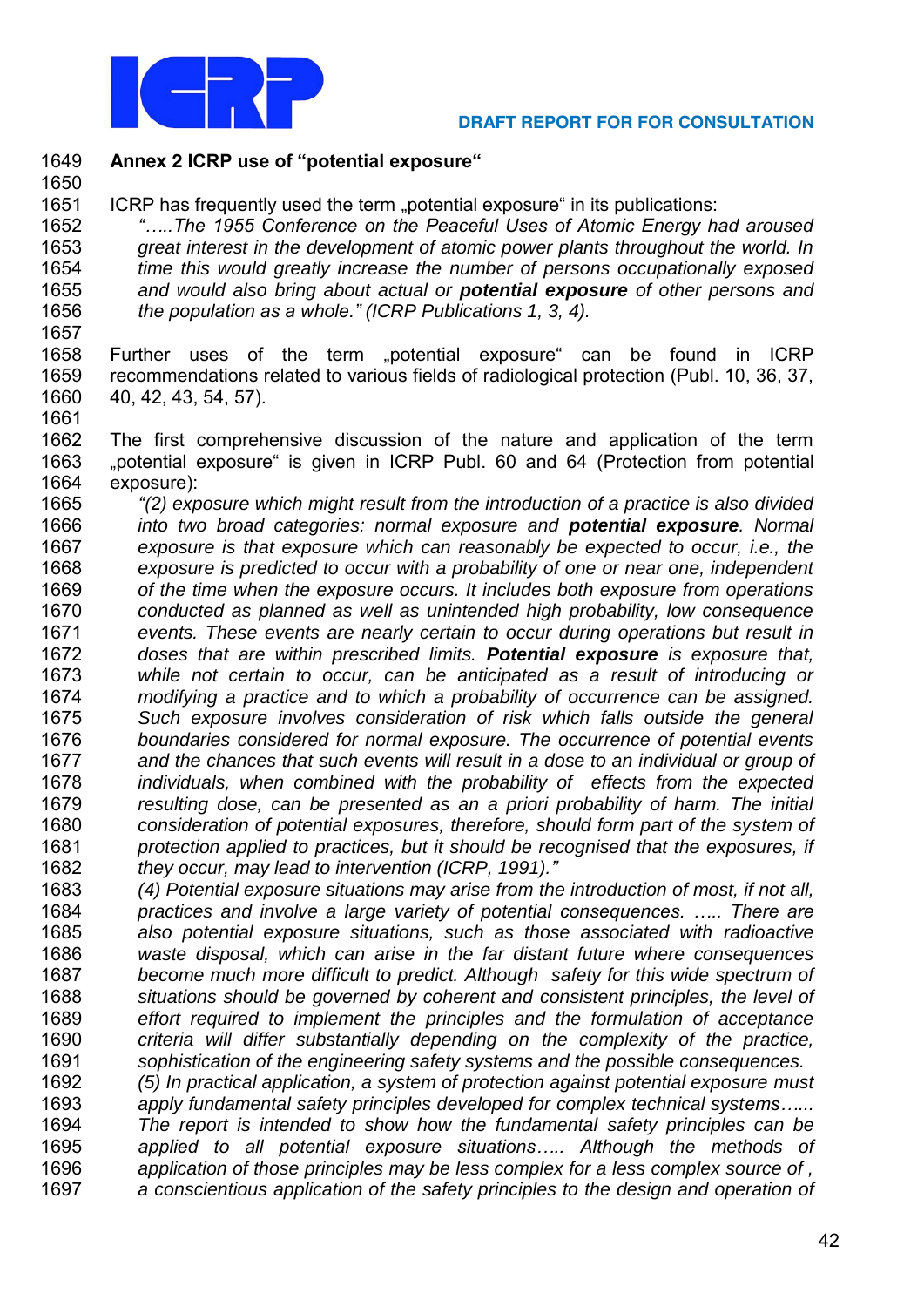## Annex 2 ICRP use of "potential exposure"

ICRP has frequently used the term „potential exposure" in its publications:

> *"…..The 1955 Conference on the Peaceful Uses of Atomic Energy had aroused great interest in the development of atomic power plants throughout the world. In time this would greatly increase the number of persons occupationally exposed and would also bring about actual or **potential exposure** of other persons and the population as a whole." (ICRP Publications 1, 3, 4).*

Further uses of the term „potential exposure" can be found in ICRP recommendations related to various fields of radiological protection (Publ. 10, 36, 37, 40, 42, 43, 54, 57).

The first comprehensive discussion of the nature and application of the term „potential exposure" is given in ICRP Publ. 60 and 64 (Protection from potential exposure):

> *"(2) exposure which might result from the introduction of a practice is also divided into two broad categories: normal exposure and **potential exposure**. Normal exposure is that exposure which can reasonably be expected to occur, i.e., the exposure is predicted to occur with a probability of one or near one, independent of the time when the exposure occurs. It includes both exposure from operations conducted as planned as well as unintended high probability, low consequence events. These events are nearly certain to occur during operations but result in doses that are within prescribed limits. **Potential exposure** is exposure that, while not certain to occur, can be anticipated as a result of introducing or modifying a practice and to which a probability of occurrence can be assigned. Such exposure involves consideration of risk which falls outside the general boundaries considered for normal exposure. The occurrence of potential events and the chances that such events will result in a dose to an individual or group of individuals, when combined with the probability of effects from the expected resulting dose, can be presented as an a priori probability of harm. The initial consideration of potential exposures, therefore, should form part of the system of protection applied to practices, but it should be recognised that the exposures, if they occur, may lead to intervention (ICRP, 1991)."*
>
> *(4) Potential exposure situations may arise from the introduction of most, if not all, practices and involve a large variety of potential consequences. ….. There are also potential exposure situations, such as those associated with radioactive waste disposal, which can arise in the far distant future where consequences become much more difficult to predict. Although safety for this wide spectrum of situations should be governed by coherent and consistent principles, the level of effort required to implement the principles and the formulation of acceptance criteria will differ substantially depending on the complexity of the practice, sophistication of the engineering safety systems and the possible consequences.*
>
> *(5) In practical application, a system of protection against potential exposure must apply fundamental safety principles developed for complex technical systems…... The report is intended to show how the fundamental safety principles can be applied to all potential exposure situations….. Although the methods of application of those principles may be less complex for a less complex source of , a conscientious application of the safety principles to the design and operation of*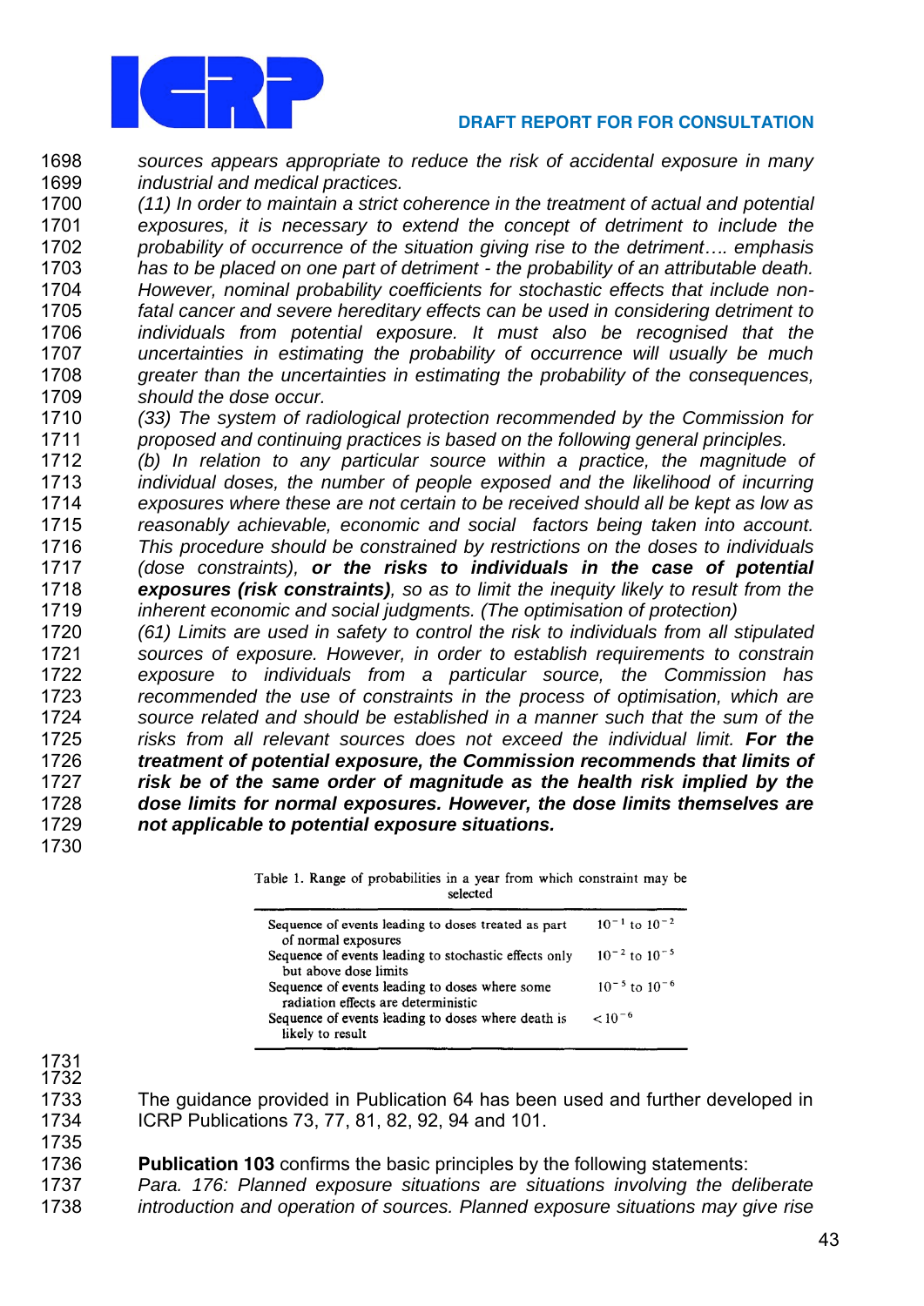*sources appears appropriate to reduce the risk of accidental exposure in many industrial and medical practices.*

*(11) In order to maintain a strict coherence in the treatment of actual and potential exposures, it is necessary to extend the concept of detriment to include the probability of occurrence of the situation giving rise to the detriment…. emphasis has to be placed on one part of detriment - the probability of an attributable death. However, nominal probability coefficients for stochastic effects that include non-fatal cancer and severe hereditary effects can be used in considering detriment to individuals from potential exposure. It must also be recognised that the uncertainties in estimating the probability of occurrence will usually be much greater than the uncertainties in estimating the probability of the consequences, should the dose occur.*

*(33) The system of radiological protection recommended by the Commission for proposed and continuing practices is based on the following general principles.*

*(b) In relation to any particular source within a practice, the magnitude of individual doses, the number of people exposed and the likelihood of incurring exposures where these are not certain to be received should all be kept as low as reasonably achievable, economic and social factors being taken into account. This procedure should be constrained by restrictions on the doses to individuals (dose constraints),* ***or the risks to individuals in the case of potential exposures (risk constraints)****, so as to limit the inequity likely to result from the inherent economic and social judgments. (The optimisation of protection)*

*(61) Limits are used in safety to control the risk to individuals from all stipulated sources of exposure. However, in order to establish requirements to constrain exposure to individuals from a particular source, the Commission has recommended the use of constraints in the process of optimisation, which are source related and should be established in a manner such that the sum of the risks from all relevant sources does not exceed the individual limit.* ***For the treatment of potential exposure, the Commission recommends that limits of risk be of the same order of magnitude as the health risk implied by the dose limits for normal exposures. However, the dose limits themselves are not applicable to potential exposure situations.***

Table 1. Range of probabilities in a year from which constraint may be selected

| | |
|---|---|
| Sequence of events leading to doses treated as part of normal exposures | $10^{-1}$ to $10^{-2}$ |
| Sequence of events leading to stochastic effects only but above dose limits | $10^{-2}$ to $10^{-5}$ |
| Sequence of events leading to doses where some radiation effects are deterministic | $10^{-5}$ to $10^{-6}$ |
| Sequence of events leading to doses where death is likely to result | $< 10^{-6}$ |

The guidance provided in Publication 64 has been used and further developed in ICRP Publications 73, 77, 81, 82, 92, 94 and 101.

**Publication 103** confirms the basic principles by the following statements:

*Para. 176: Planned exposure situations are situations involving the deliberate introduction and operation of sources. Planned exposure situations may give rise*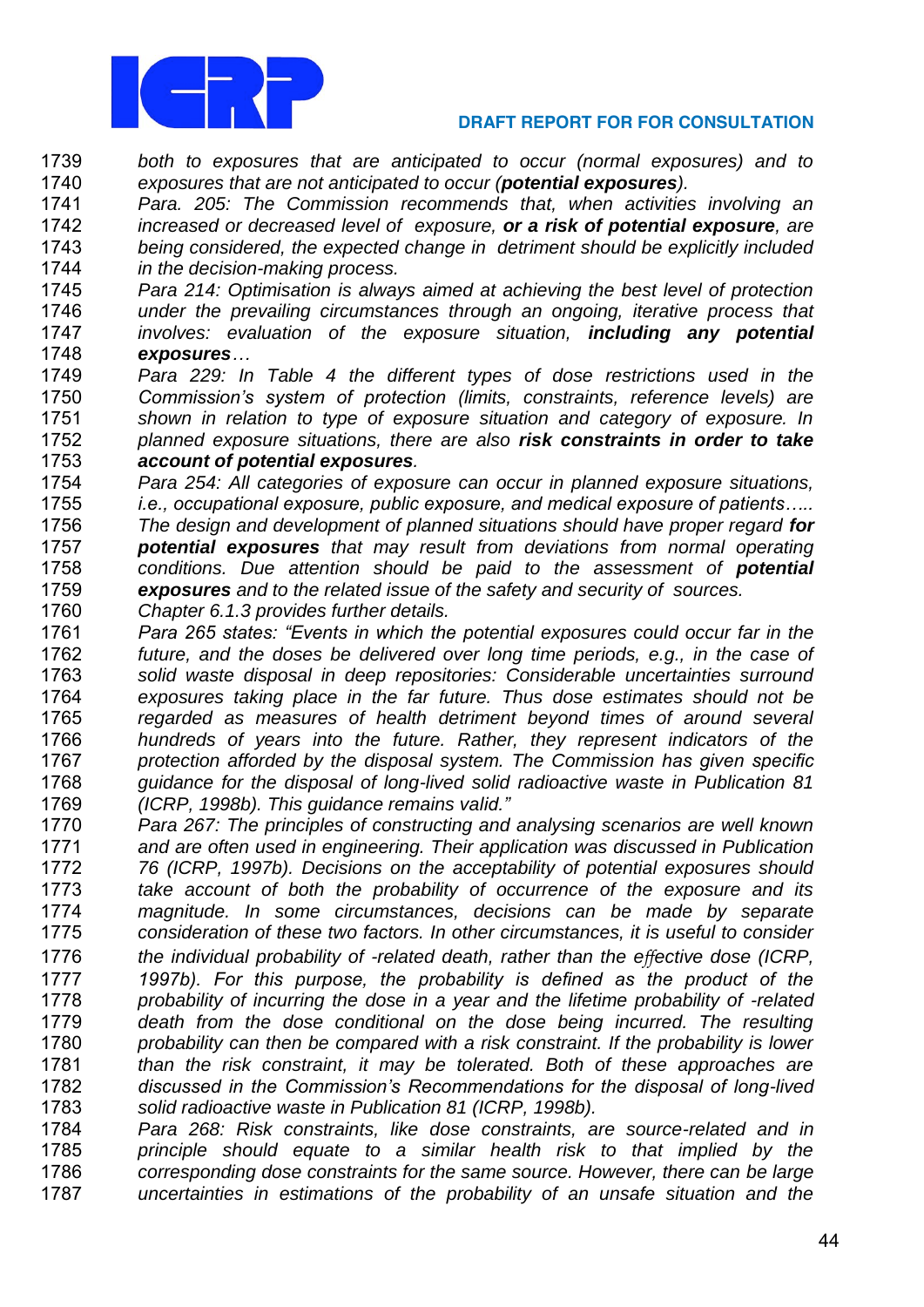*both to exposures that are anticipated to occur (normal exposures) and to exposures that are not anticipated to occur (**potential exposures**).*

*Para. 205: The Commission recommends that, when activities involving an increased or decreased level of exposure, **or a risk of potential exposure**, are being considered, the expected change in detriment should be explicitly included in the decision-making process.*

*Para 214: Optimisation is always aimed at achieving the best level of protection under the prevailing circumstances through an ongoing, iterative process that involves: evaluation of the exposure situation, **including any potential exposures**…*

*Para 229: In Table 4 the different types of dose restrictions used in the Commission's system of protection (limits, constraints, reference levels) are shown in relation to type of exposure situation and category of exposure. In planned exposure situations, there are also **risk constraints in order to take account of potential exposures**.*

*Para 254: All categories of exposure can occur in planned exposure situations, i.e., occupational exposure, public exposure, and medical exposure of patients….. The design and development of planned situations should have proper regard **for potential exposures** that may result from deviations from normal operating conditions. Due attention should be paid to the assessment of **potential exposures** and to the related issue of the safety and security of sources. Chapter 6.1.3 provides further details.*

*Para 265 states: "Events in which the potential exposures could occur far in the future, and the doses be delivered over long time periods, e.g., in the case of solid waste disposal in deep repositories: Considerable uncertainties surround exposures taking place in the far future. Thus dose estimates should not be regarded as measures of health detriment beyond times of around several hundreds of years into the future. Rather, they represent indicators of the protection afforded by the disposal system. The Commission has given specific guidance for the disposal of long-lived solid radioactive waste in Publication 81 (ICRP, 1998b). This guidance remains valid."*

*Para 267: The principles of constructing and analysing scenarios are well known and are often used in engineering. Their application was discussed in Publication 76 (ICRP, 1997b). Decisions on the acceptability of potential exposures should take account of both the probability of occurrence of the exposure and its magnitude. In some circumstances, decisions can be made by separate consideration of these two factors. In other circumstances, it is useful to consider the individual probability of -related death, rather than the effective dose (ICRP, 1997b). For this purpose, the probability is defined as the product of the probability of incurring the dose in a year and the lifetime probability of -related death from the dose conditional on the dose being incurred. The resulting probability can then be compared with a risk constraint. If the probability is lower than the risk constraint, it may be tolerated. Both of these approaches are discussed in the Commission's Recommendations for the disposal of long-lived solid radioactive waste in Publication 81 (ICRP, 1998b).*

*Para 268: Risk constraints, like dose constraints, are source-related and in principle should equate to a similar health risk to that implied by the corresponding dose constraints for the same source. However, there can be large uncertainties in estimations of the probability of an unsafe situation and the*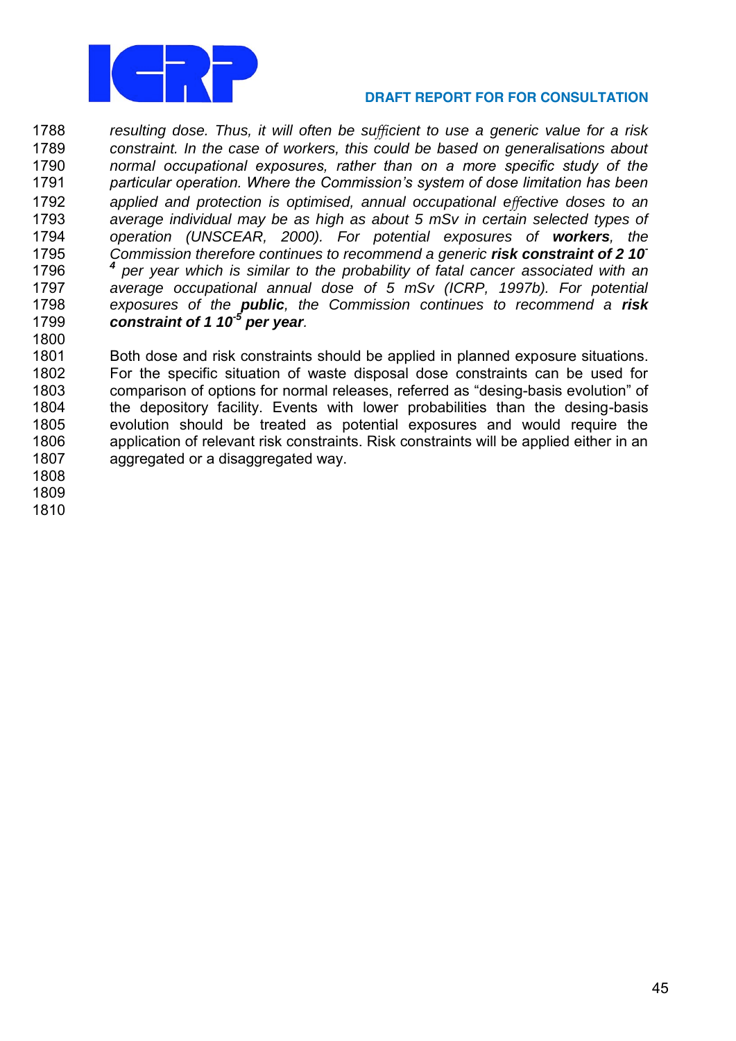*resulting dose. Thus, it will often be sufficient to use a generic value for a risk constraint. In the case of workers, this could be based on generalisations about normal occupational exposures, rather than on a more specific study of the particular operation. Where the Commission's system of dose limitation has been applied and protection is optimised, annual occupational effective doses to an average individual may be as high as about 5 mSv in certain selected types of operation (UNSCEAR, 2000). For potential exposures of* ***workers****, the Commission therefore continues to recommend a generic* ***risk constraint of 2 $10^{-4}$*** *per year which is similar to the probability of fatal cancer associated with an average occupational annual dose of 5 mSv (ICRP, 1997b). For potential exposures of the* ***public****, the Commission continues to recommend a* ***risk constraint of 1 $10^{-5}$ per year****.*

Both dose and risk constraints should be applied in planned exposure situations. For the specific situation of waste disposal dose constraints can be used for comparison of options for normal releases, referred as "desing-basis evolution" of the depository facility. Events with lower probabilities than the desing-basis evolution should be treated as potential exposures and would require the application of relevant risk constraints. Risk constraints will be applied either in an aggregated or a disaggregated way.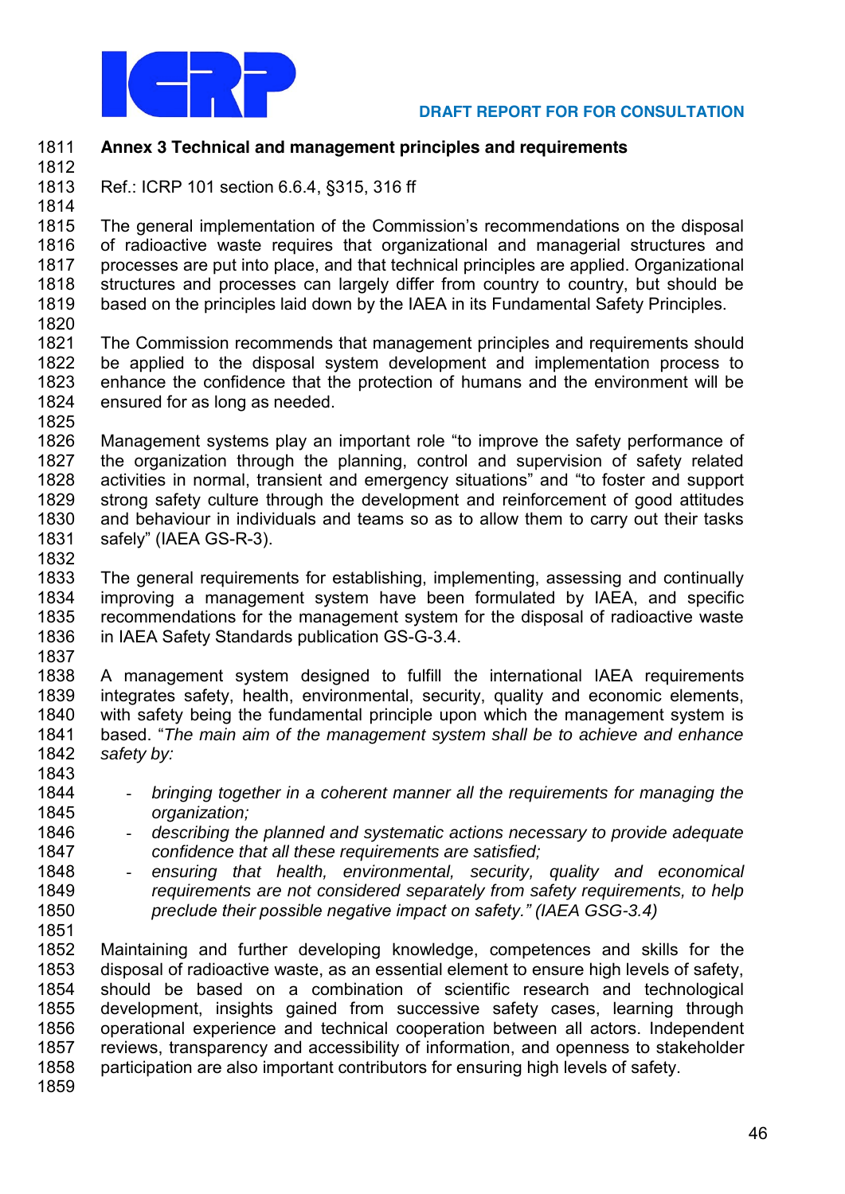# Annex 3 Technical and management principles and requirements

Ref.: ICRP 101 section 6.6.4, §315, 316 ff

The general implementation of the Commission's recommendations on the disposal of radioactive waste requires that organizational and managerial structures and processes are put into place, and that technical principles are applied. Organizational structures and processes can largely differ from country to country, but should be based on the principles laid down by the IAEA in its Fundamental Safety Principles.

The Commission recommends that management principles and requirements should be applied to the disposal system development and implementation process to enhance the confidence that the protection of humans and the environment will be ensured for as long as needed.

Management systems play an important role "to improve the safety performance of the organization through the planning, control and supervision of safety related activities in normal, transient and emergency situations" and "to foster and support strong safety culture through the development and reinforcement of good attitudes and behaviour in individuals and teams so as to allow them to carry out their tasks safely" (IAEA GS-R-3).

The general requirements for establishing, implementing, assessing and continually improving a management system have been formulated by IAEA, and specific recommendations for the management system for the disposal of radioactive waste in IAEA Safety Standards publication GS-G-3.4.

A management system designed to fulfill the international IAEA requirements integrates safety, health, environmental, security, quality and economic elements, with safety being the fundamental principle upon which the management system is based. "*The main aim of the management system shall be to achieve and enhance safety by:*

- *bringing together in a coherent manner all the requirements for managing the organization;*
- *describing the planned and systematic actions necessary to provide adequate confidence that all these requirements are satisfied;*
- *ensuring that health, environmental, security, quality and economical requirements are not considered separately from safety requirements, to help preclude their possible negative impact on safety." (IAEA GSG-3.4)*

Maintaining and further developing knowledge, competences and skills for the disposal of radioactive waste, as an essential element to ensure high levels of safety, should be based on a combination of scientific research and technological development, insights gained from successive safety cases, learning through operational experience and technical cooperation between all actors. Independent reviews, transparency and accessibility of information, and openness to stakeholder participation are also important contributors for ensuring high levels of safety.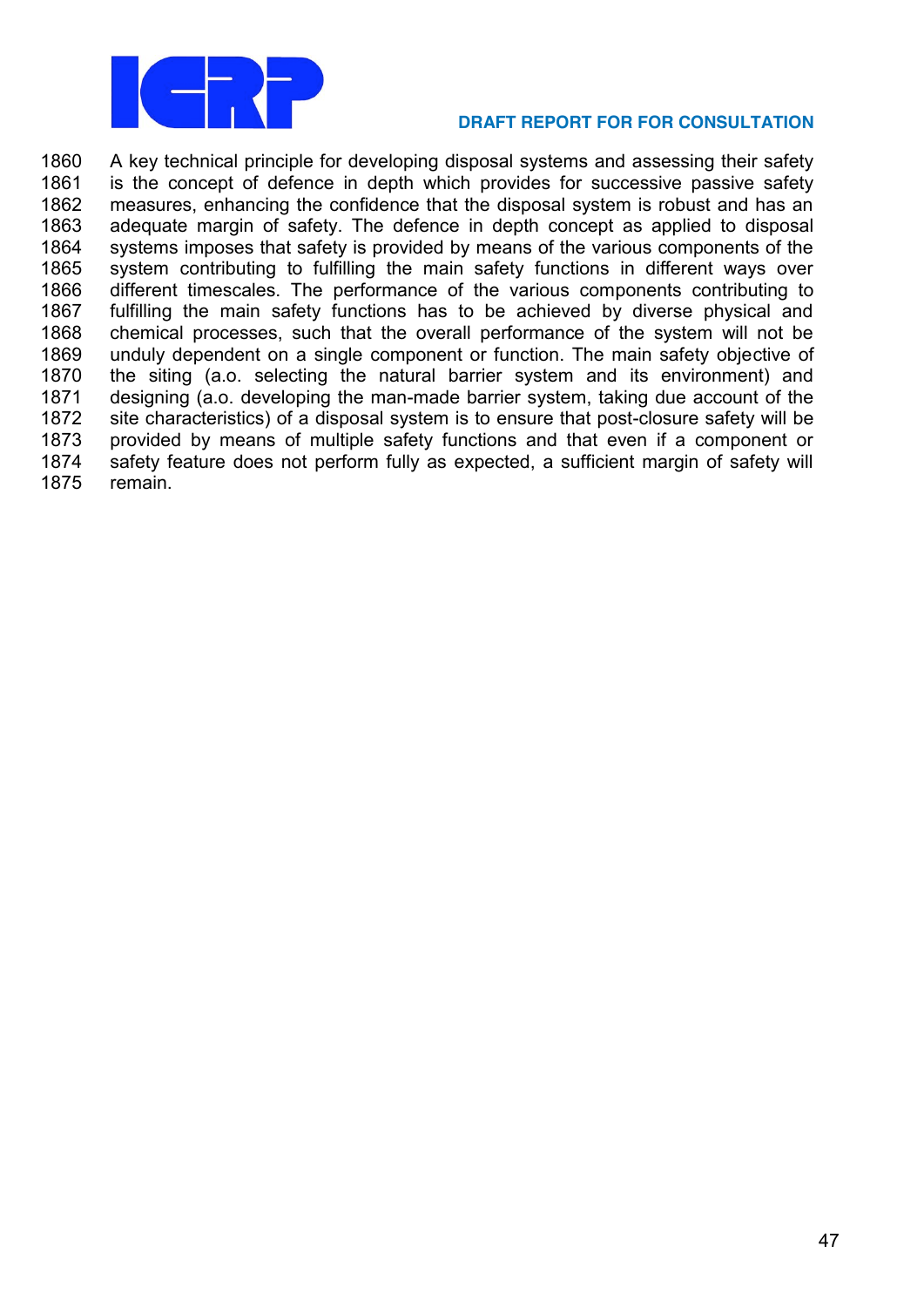A key technical principle for developing disposal systems and assessing their safety is the concept of defence in depth which provides for successive passive safety measures, enhancing the confidence that the disposal system is robust and has an adequate margin of safety. The defence in depth concept as applied to disposal systems imposes that safety is provided by means of the various components of the system contributing to fulfilling the main safety functions in different ways over different timescales. The performance of the various components contributing to fulfilling the main safety functions has to be achieved by diverse physical and chemical processes, such that the overall performance of the system will not be unduly dependent on a single component or function. The main safety objective of the siting (a.o. selecting the natural barrier system and its environment) and designing (a.o. developing the man-made barrier system, taking due account of the site characteristics) of a disposal system is to ensure that post-closure safety will be provided by means of multiple safety functions and that even if a component or safety feature does not perform fully as expected, a sufficient margin of safety will remain.